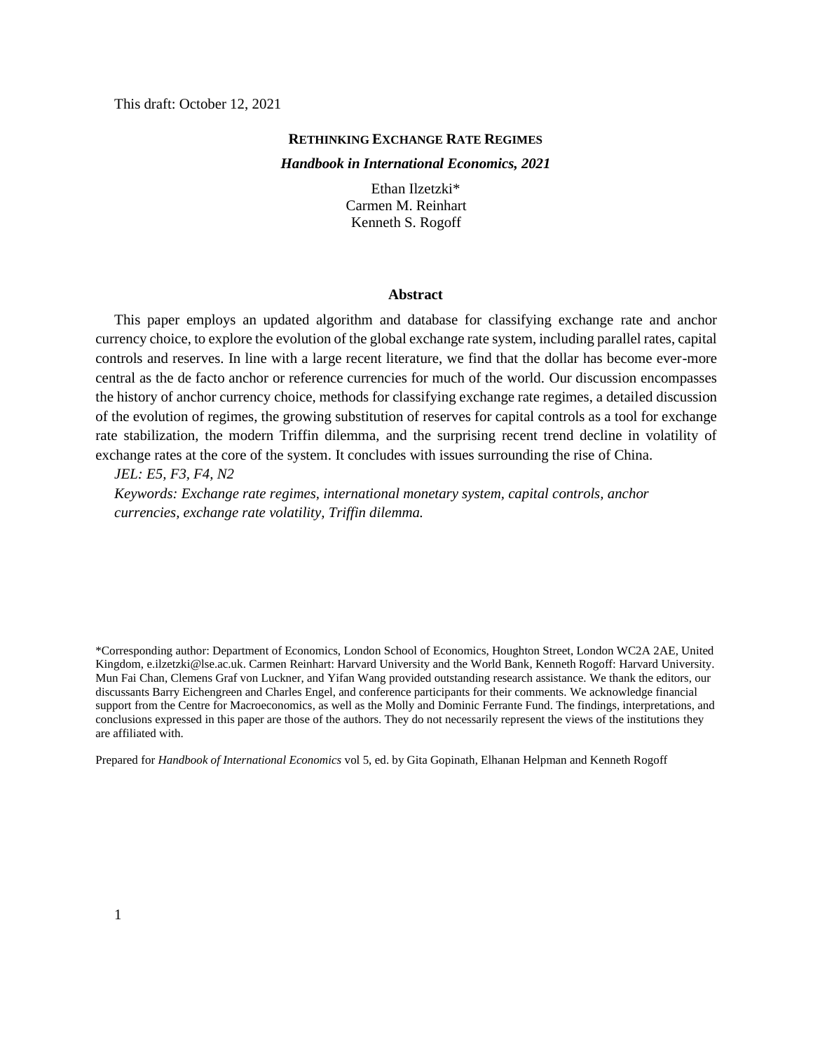This draft: October 12, 2021

# RETHINKING EXCHANGE RATE REGIMES

***Handbook in International Economics, 2021***

Ethan Ilzetzki*
Carmen M. Reinhart
Kenneth S. Rogoff

## Abstract

This paper employs an updated algorithm and database for classifying exchange rate and anchor currency choice, to explore the evolution of the global exchange rate system, including parallel rates, capital controls and reserves. In line with a large recent literature, we find that the dollar has become ever-more central as the de facto anchor or reference currencies for much of the world. Our discussion encompasses the history of anchor currency choice, methods for classifying exchange rate regimes, a detailed discussion of the evolution of regimes, the growing substitution of reserves for capital controls as a tool for exchange rate stabilization, the modern Triffin dilemma, and the surprising recent trend decline in volatility of exchange rates at the core of the system. It concludes with issues surrounding the rise of China.

*JEL: E5, F3, F4, N2*

*Keywords: Exchange rate regimes, international monetary system, capital controls, anchor currencies, exchange rate volatility, Triffin dilemma.*

*Corresponding author: Department of Economics, London School of Economics, Houghton Street, London WC2A 2AE, United Kingdom, e.ilzetzki@lse.ac.uk. Carmen Reinhart: Harvard University and the World Bank, Kenneth Rogoff: Harvard University. Mun Fai Chan, Clemens Graf von Luckner, and Yifan Wang provided outstanding research assistance. We thank the editors, our discussants Barry Eichengreen and Charles Engel, and conference participants for their comments. We acknowledge financial support from the Centre for Macroeconomics, as well as the Molly and Dominic Ferrante Fund. The findings, interpretations, and conclusions expressed in this paper are those of the authors. They do not necessarily represent the views of the institutions they are affiliated with.

Prepared for *Handbook of International Economics* vol 5, ed. by Gita Gopinath, Elhanan Helpman and Kenneth Rogoff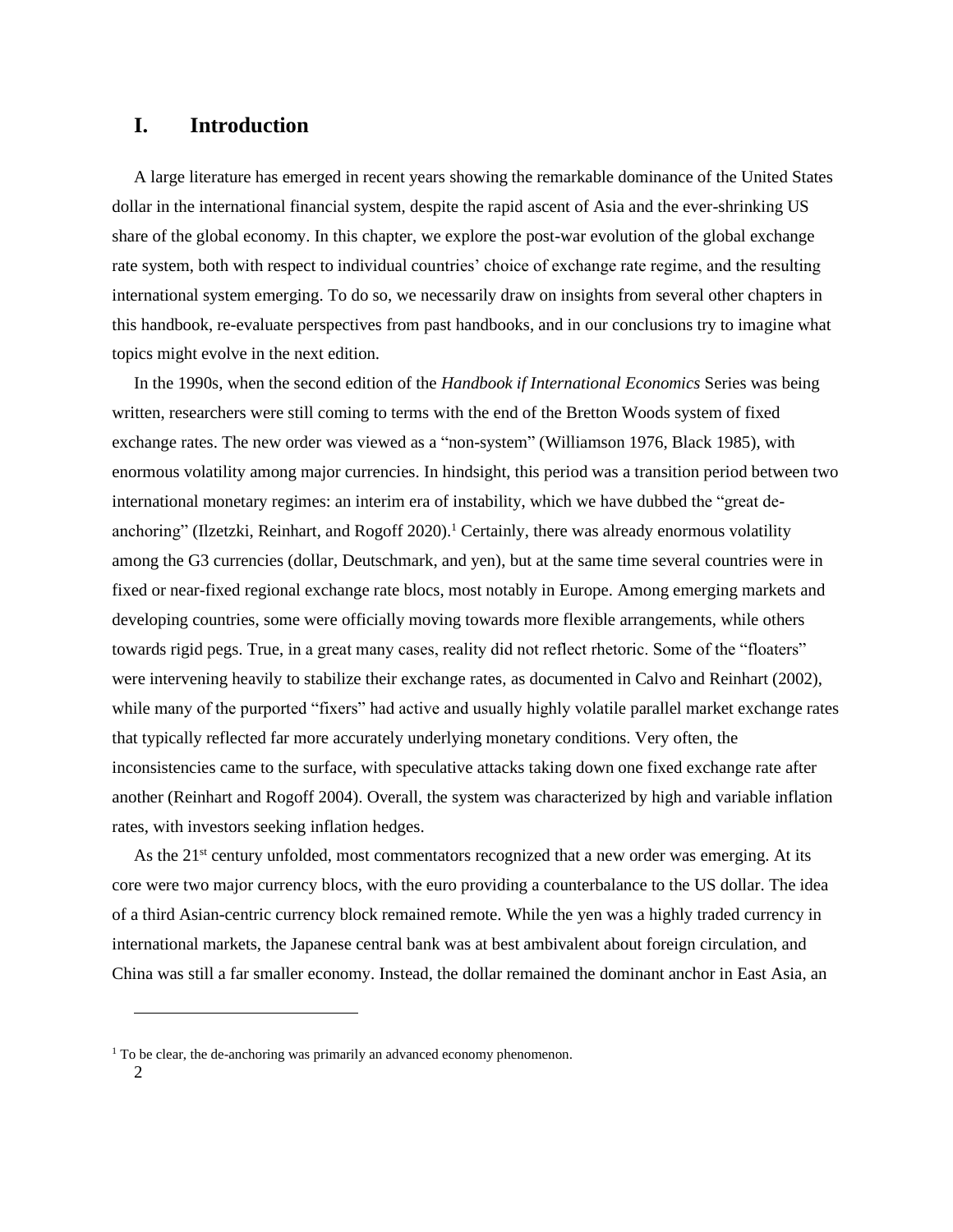# I. Introduction

A large literature has emerged in recent years showing the remarkable dominance of the United States dollar in the international financial system, despite the rapid ascent of Asia and the ever-shrinking US share of the global economy. In this chapter, we explore the post-war evolution of the global exchange rate system, both with respect to individual countries' choice of exchange rate regime, and the resulting international system emerging. To do so, we necessarily draw on insights from several other chapters in this handbook, re-evaluate perspectives from past handbooks, and in our conclusions try to imagine what topics might evolve in the next edition.

In the 1990s, when the second edition of the *Handbook if International Economics* Series was being written, researchers were still coming to terms with the end of the Bretton Woods system of fixed exchange rates. The new order was viewed as a "non-system" (Williamson 1976, Black 1985), with enormous volatility among major currencies. In hindsight, this period was a transition period between two international monetary regimes: an interim era of instability, which we have dubbed the "great de-anchoring" (Ilzetzki, Reinhart, and Rogoff 2020).[1] Certainly, there was already enormous volatility among the G3 currencies (dollar, Deutschmark, and yen), but at the same time several countries were in fixed or near-fixed regional exchange rate blocs, most notably in Europe. Among emerging markets and developing countries, some were officially moving towards more flexible arrangements, while others towards rigid pegs. True, in a great many cases, reality did not reflect rhetoric. Some of the "floaters" were intervening heavily to stabilize their exchange rates, as documented in Calvo and Reinhart (2002), while many of the purported "fixers" had active and usually highly volatile parallel market exchange rates that typically reflected far more accurately underlying monetary conditions. Very often, the inconsistencies came to the surface, with speculative attacks taking down one fixed exchange rate after another (Reinhart and Rogoff 2004). Overall, the system was characterized by high and variable inflation rates, with investors seeking inflation hedges.

As the 21st century unfolded, most commentators recognized that a new order was emerging. At its core were two major currency blocs, with the euro providing a counterbalance to the US dollar. The idea of a third Asian-centric currency block remained remote. While the yen was a highly traded currency in international markets, the Japanese central bank was at best ambivalent about foreign circulation, and China was still a far smaller economy. Instead, the dollar remained the dominant anchor in East Asia, an

[1] To be clear, the de-anchoring was primarily an advanced economy phenomenon.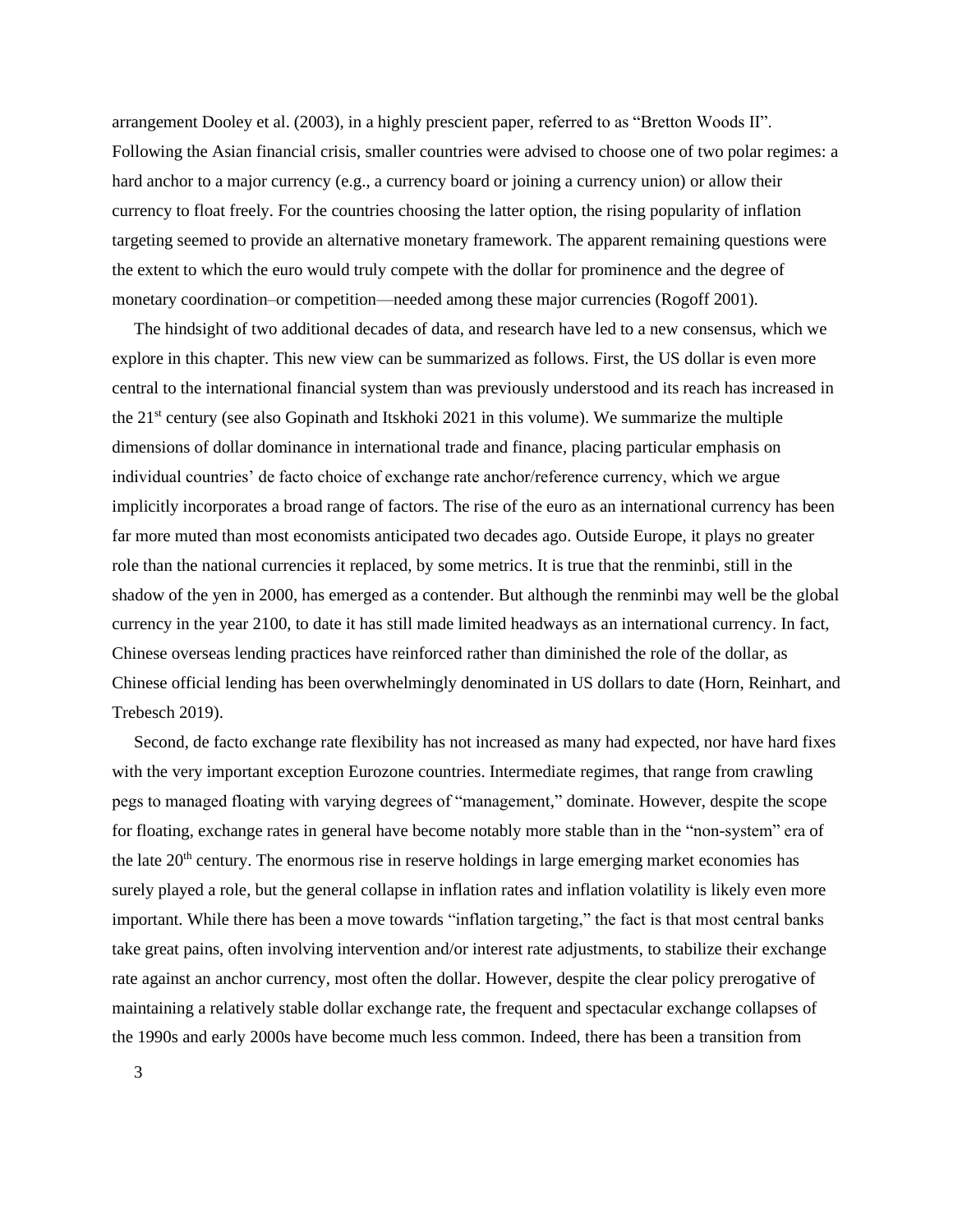arrangement Dooley et al. (2003), in a highly prescient paper, referred to as "Bretton Woods II". Following the Asian financial crisis, smaller countries were advised to choose one of two polar regimes: a hard anchor to a major currency (e.g., a currency board or joining a currency union) or allow their currency to float freely. For the countries choosing the latter option, the rising popularity of inflation targeting seemed to provide an alternative monetary framework. The apparent remaining questions were the extent to which the euro would truly compete with the dollar for prominence and the degree of monetary coordination–or competition—needed among these major currencies (Rogoff 2001).

The hindsight of two additional decades of data, and research have led to a new consensus, which we explore in this chapter. This new view can be summarized as follows. First, the US dollar is even more central to the international financial system than was previously understood and its reach has increased in the 21st century (see also Gopinath and Itskhoki 2021 in this volume). We summarize the multiple dimensions of dollar dominance in international trade and finance, placing particular emphasis on individual countries' de facto choice of exchange rate anchor/reference currency, which we argue implicitly incorporates a broad range of factors. The rise of the euro as an international currency has been far more muted than most economists anticipated two decades ago. Outside Europe, it plays no greater role than the national currencies it replaced, by some metrics. It is true that the renminbi, still in the shadow of the yen in 2000, has emerged as a contender. But although the renminbi may well be the global currency in the year 2100, to date it has still made limited headways as an international currency. In fact, Chinese overseas lending practices have reinforced rather than diminished the role of the dollar, as Chinese official lending has been overwhelmingly denominated in US dollars to date (Horn, Reinhart, and Trebesch 2019).

Second, de facto exchange rate flexibility has not increased as many had expected, nor have hard fixes with the very important exception Eurozone countries. Intermediate regimes, that range from crawling pegs to managed floating with varying degrees of "management," dominate. However, despite the scope for floating, exchange rates in general have become notably more stable than in the "non-system" era of the late 20th century. The enormous rise in reserve holdings in large emerging market economies has surely played a role, but the general collapse in inflation rates and inflation volatility is likely even more important. While there has been a move towards "inflation targeting," the fact is that most central banks take great pains, often involving intervention and/or interest rate adjustments, to stabilize their exchange rate against an anchor currency, most often the dollar. However, despite the clear policy prerogative of maintaining a relatively stable dollar exchange rate, the frequent and spectacular exchange collapses of the 1990s and early 2000s have become much less common. Indeed, there has been a transition from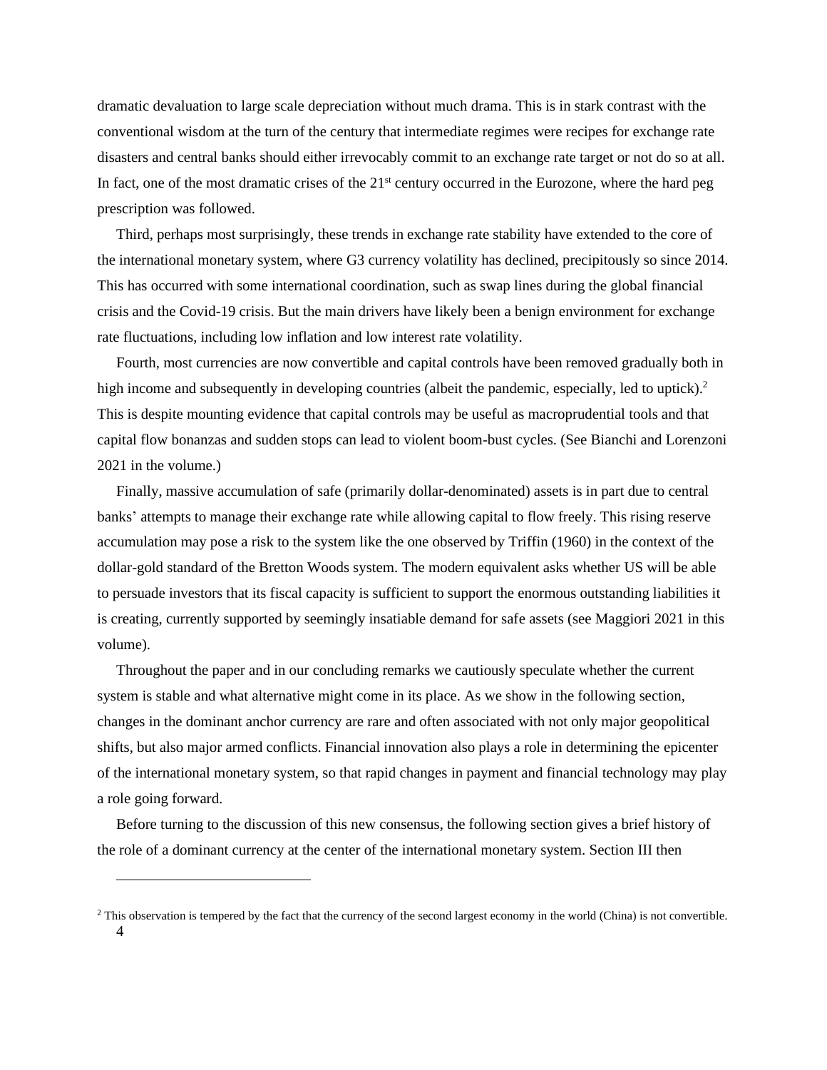dramatic devaluation to large scale depreciation without much drama. This is in stark contrast with the conventional wisdom at the turn of the century that intermediate regimes were recipes for exchange rate disasters and central banks should either irrevocably commit to an exchange rate target or not do so at all. In fact, one of the most dramatic crises of the 21st century occurred in the Eurozone, where the hard peg prescription was followed.

Third, perhaps most surprisingly, these trends in exchange rate stability have extended to the core of the international monetary system, where G3 currency volatility has declined, precipitously so since 2014. This has occurred with some international coordination, such as swap lines during the global financial crisis and the Covid-19 crisis. But the main drivers have likely been a benign environment for exchange rate fluctuations, including low inflation and low interest rate volatility.

Fourth, most currencies are now convertible and capital controls have been removed gradually both in high income and subsequently in developing countries (albeit the pandemic, especially, led to uptick).[2] This is despite mounting evidence that capital controls may be useful as macroprudential tools and that capital flow bonanzas and sudden stops can lead to violent boom-bust cycles. (See Bianchi and Lorenzoni 2021 in the volume.)

Finally, massive accumulation of safe (primarily dollar-denominated) assets is in part due to central banks' attempts to manage their exchange rate while allowing capital to flow freely. This rising reserve accumulation may pose a risk to the system like the one observed by Triffin (1960) in the context of the dollar-gold standard of the Bretton Woods system. The modern equivalent asks whether US will be able to persuade investors that its fiscal capacity is sufficient to support the enormous outstanding liabilities it is creating, currently supported by seemingly insatiable demand for safe assets (see Maggiori 2021 in this volume).

Throughout the paper and in our concluding remarks we cautiously speculate whether the current system is stable and what alternative might come in its place. As we show in the following section, changes in the dominant anchor currency are rare and often associated with not only major geopolitical shifts, but also major armed conflicts. Financial innovation also plays a role in determining the epicenter of the international monetary system, so that rapid changes in payment and financial technology may play a role going forward.

Before turning to the discussion of this new consensus, the following section gives a brief history of the role of a dominant currency at the center of the international monetary system. Section III then

[2] This observation is tempered by the fact that the currency of the second largest economy in the world (China) is not convertible.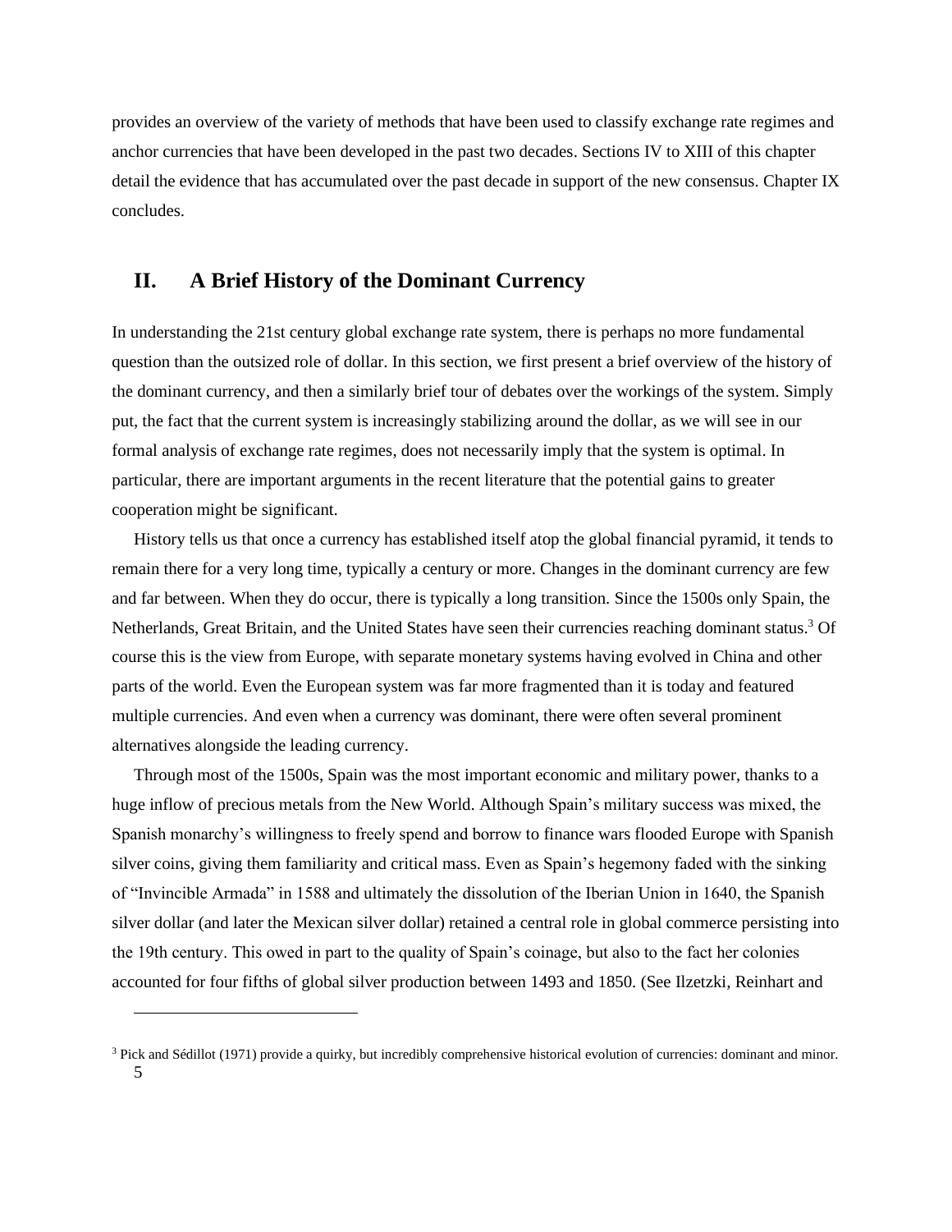provides an overview of the variety of methods that have been used to classify exchange rate regimes and anchor currencies that have been developed in the past two decades. Sections IV to XIII of this chapter detail the evidence that has accumulated over the past decade in support of the new consensus. Chapter IX concludes.

## II. A Brief History of the Dominant Currency

In understanding the 21st century global exchange rate system, there is perhaps no more fundamental question than the outsized role of dollar. In this section, we first present a brief overview of the history of the dominant currency, and then a similarly brief tour of debates over the workings of the system. Simply put, the fact that the current system is increasingly stabilizing around the dollar, as we will see in our formal analysis of exchange rate regimes, does not necessarily imply that the system is optimal. In particular, there are important arguments in the recent literature that the potential gains to greater cooperation might be significant.

History tells us that once a currency has established itself atop the global financial pyramid, it tends to remain there for a very long time, typically a century or more. Changes in the dominant currency are few and far between. When they do occur, there is typically a long transition. Since the 1500s only Spain, the Netherlands, Great Britain, and the United States have seen their currencies reaching dominant status.[3] Of course this is the view from Europe, with separate monetary systems having evolved in China and other parts of the world. Even the European system was far more fragmented than it is today and featured multiple currencies. And even when a currency was dominant, there were often several prominent alternatives alongside the leading currency.

Through most of the 1500s, Spain was the most important economic and military power, thanks to a huge inflow of precious metals from the New World. Although Spain's military success was mixed, the Spanish monarchy's willingness to freely spend and borrow to finance wars flooded Europe with Spanish silver coins, giving them familiarity and critical mass. Even as Spain's hegemony faded with the sinking of "Invincible Armada" in 1588 and ultimately the dissolution of the Iberian Union in 1640, the Spanish silver dollar (and later the Mexican silver dollar) retained a central role in global commerce persisting into the 19th century. This owed in part to the quality of Spain's coinage, but also to the fact her colonies accounted for four fifths of global silver production between 1493 and 1850. (See Ilzetzki, Reinhart and

[3] Pick and Sédillot (1971) provide a quirky, but incredibly comprehensive historical evolution of currencies: dominant and minor.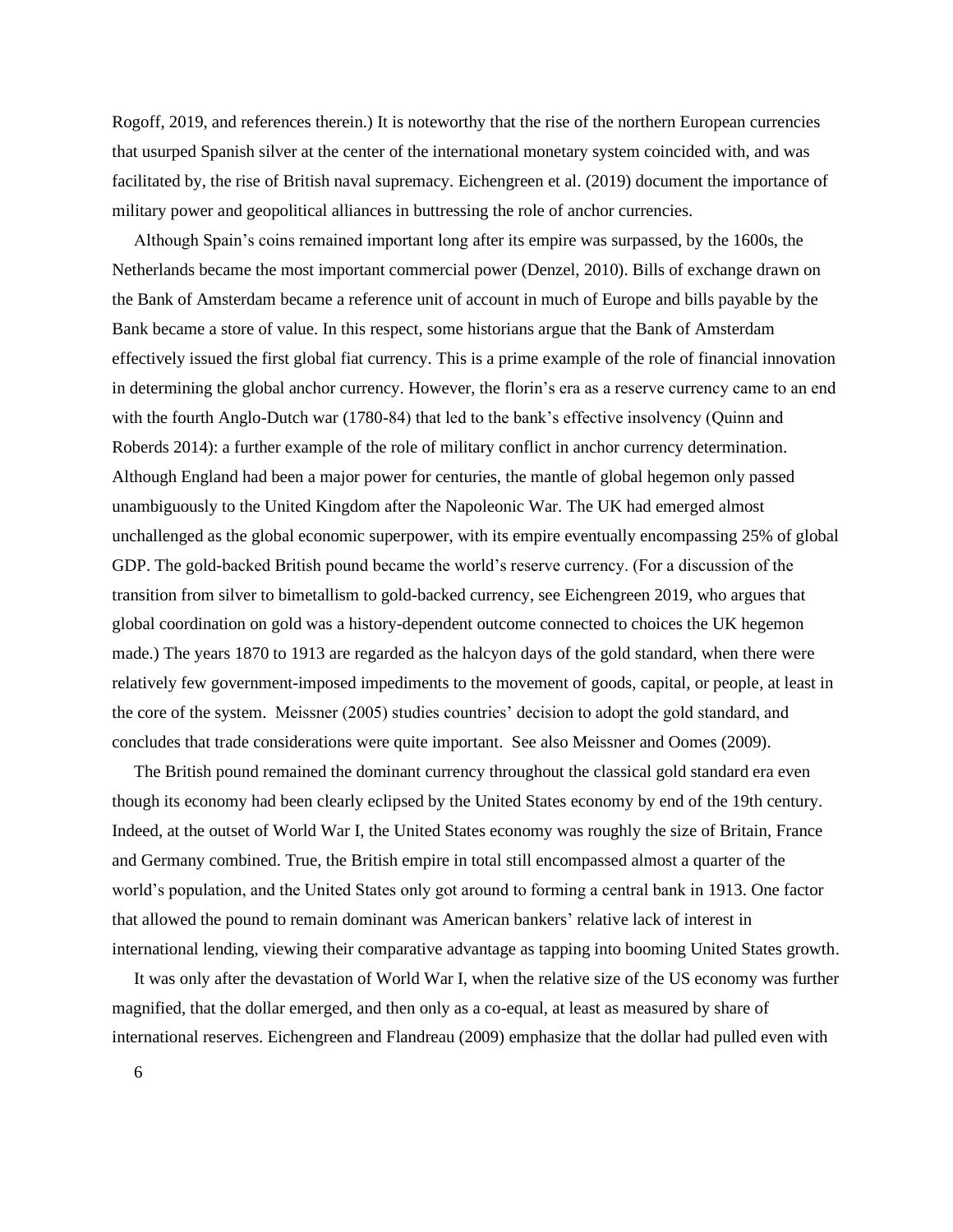Rogoff, 2019, and references therein.) It is noteworthy that the rise of the northern European currencies that usurped Spanish silver at the center of the international monetary system coincided with, and was facilitated by, the rise of British naval supremacy. Eichengreen et al. (2019) document the importance of military power and geopolitical alliances in buttressing the role of anchor currencies.

Although Spain's coins remained important long after its empire was surpassed, by the 1600s, the Netherlands became the most important commercial power (Denzel, 2010). Bills of exchange drawn on the Bank of Amsterdam became a reference unit of account in much of Europe and bills payable by the Bank became a store of value. In this respect, some historians argue that the Bank of Amsterdam effectively issued the first global fiat currency. This is a prime example of the role of financial innovation in determining the global anchor currency. However, the florin's era as a reserve currency came to an end with the fourth Anglo-Dutch war (1780-84) that led to the bank's effective insolvency (Quinn and Roberds 2014): a further example of the role of military conflict in anchor currency determination. Although England had been a major power for centuries, the mantle of global hegemon only passed unambiguously to the United Kingdom after the Napoleonic War. The UK had emerged almost unchallenged as the global economic superpower, with its empire eventually encompassing 25% of global GDP. The gold-backed British pound became the world's reserve currency. (For a discussion of the transition from silver to bimetallism to gold-backed currency, see Eichengreen 2019, who argues that global coordination on gold was a history-dependent outcome connected to choices the UK hegemon made.) The years 1870 to 1913 are regarded as the halcyon days of the gold standard, when there were relatively few government-imposed impediments to the movement of goods, capital, or people, at least in the core of the system. Meissner (2005) studies countries' decision to adopt the gold standard, and concludes that trade considerations were quite important. See also Meissner and Oomes (2009).

The British pound remained the dominant currency throughout the classical gold standard era even though its economy had been clearly eclipsed by the United States economy by end of the 19th century. Indeed, at the outset of World War I, the United States economy was roughly the size of Britain, France and Germany combined. True, the British empire in total still encompassed almost a quarter of the world's population, and the United States only got around to forming a central bank in 1913. One factor that allowed the pound to remain dominant was American bankers' relative lack of interest in international lending, viewing their comparative advantage as tapping into booming United States growth.

It was only after the devastation of World War I, when the relative size of the US economy was further magnified, that the dollar emerged, and then only as a co-equal, at least as measured by share of international reserves. Eichengreen and Flandreau (2009) emphasize that the dollar had pulled even with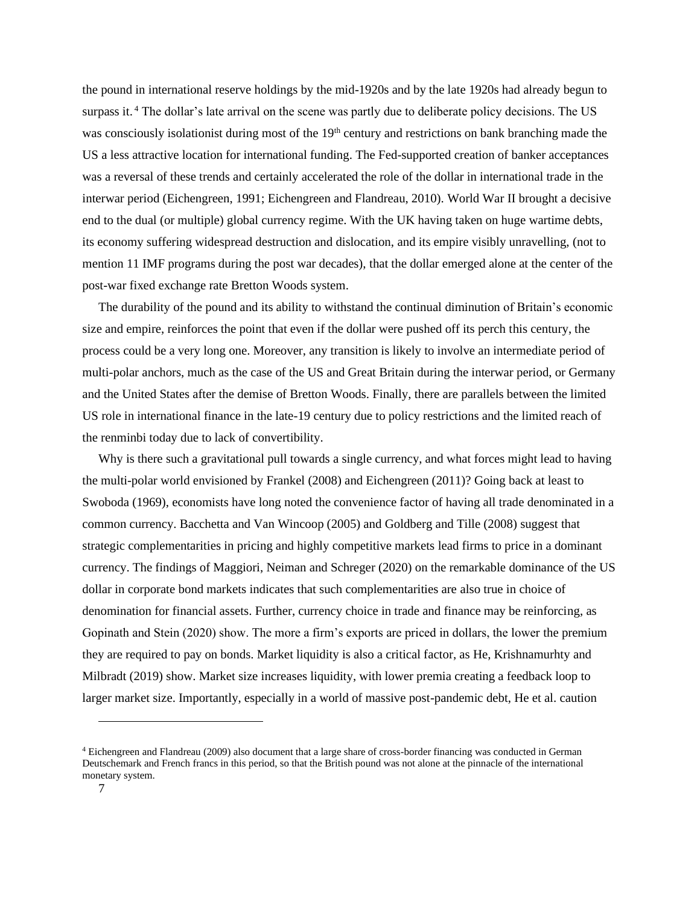the pound in international reserve holdings by the mid-1920s and by the late 1920s had already begun to surpass it.[4] The dollar's late arrival on the scene was partly due to deliberate policy decisions. The US was consciously isolationist during most of the 19th century and restrictions on bank branching made the US a less attractive location for international funding. The Fed-supported creation of banker acceptances was a reversal of these trends and certainly accelerated the role of the dollar in international trade in the interwar period (Eichengreen, 1991; Eichengreen and Flandreau, 2010). World War II brought a decisive end to the dual (or multiple) global currency regime. With the UK having taken on huge wartime debts, its economy suffering widespread destruction and dislocation, and its empire visibly unravelling, (not to mention 11 IMF programs during the post war decades), that the dollar emerged alone at the center of the post-war fixed exchange rate Bretton Woods system.

The durability of the pound and its ability to withstand the continual diminution of Britain's economic size and empire, reinforces the point that even if the dollar were pushed off its perch this century, the process could be a very long one. Moreover, any transition is likely to involve an intermediate period of multi-polar anchors, much as the case of the US and Great Britain during the interwar period, or Germany and the United States after the demise of Bretton Woods. Finally, there are parallels between the limited US role in international finance in the late-19 century due to policy restrictions and the limited reach of the renminbi today due to lack of convertibility.

Why is there such a gravitational pull towards a single currency, and what forces might lead to having the multi-polar world envisioned by Frankel (2008) and Eichengreen (2011)? Going back at least to Swoboda (1969), economists have long noted the convenience factor of having all trade denominated in a common currency. Bacchetta and Van Wincoop (2005) and Goldberg and Tille (2008) suggest that strategic complementarities in pricing and highly competitive markets lead firms to price in a dominant currency. The findings of Maggiori, Neiman and Schreger (2020) on the remarkable dominance of the US dollar in corporate bond markets indicates that such complementarities are also true in choice of denomination for financial assets. Further, currency choice in trade and finance may be reinforcing, as Gopinath and Stein (2020) show. The more a firm's exports are priced in dollars, the lower the premium they are required to pay on bonds. Market liquidity is also a critical factor, as He, Krishnamurhty and Milbradt (2019) show. Market size increases liquidity, with lower premia creating a feedback loop to larger market size. Importantly, especially in a world of massive post-pandemic debt, He et al. caution

[4] Eichengreen and Flandreau (2009) also document that a large share of cross-border financing was conducted in German Deutschemark and French francs in this period, so that the British pound was not alone at the pinnacle of the international monetary system.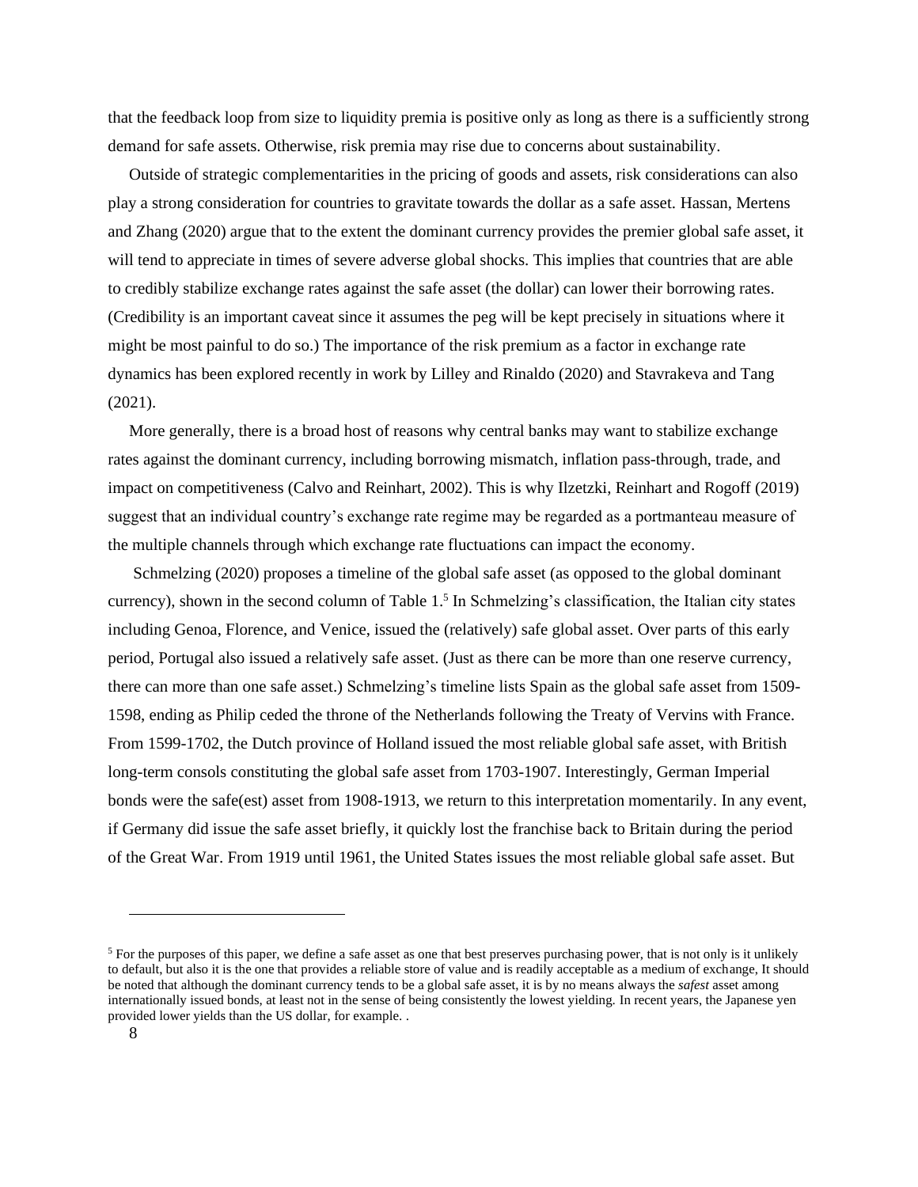that the feedback loop from size to liquidity premia is positive only as long as there is a sufficiently strong demand for safe assets. Otherwise, risk premia may rise due to concerns about sustainability.

Outside of strategic complementarities in the pricing of goods and assets, risk considerations can also play a strong consideration for countries to gravitate towards the dollar as a safe asset. Hassan, Mertens and Zhang (2020) argue that to the extent the dominant currency provides the premier global safe asset, it will tend to appreciate in times of severe adverse global shocks. This implies that countries that are able to credibly stabilize exchange rates against the safe asset (the dollar) can lower their borrowing rates. (Credibility is an important caveat since it assumes the peg will be kept precisely in situations where it might be most painful to do so.) The importance of the risk premium as a factor in exchange rate dynamics has been explored recently in work by Lilley and Rinaldo (2020) and Stavrakeva and Tang (2021).

More generally, there is a broad host of reasons why central banks may want to stabilize exchange rates against the dominant currency, including borrowing mismatch, inflation pass-through, trade, and impact on competitiveness (Calvo and Reinhart, 2002). This is why Ilzetzki, Reinhart and Rogoff (2019) suggest that an individual country's exchange rate regime may be regarded as a portmanteau measure of the multiple channels through which exchange rate fluctuations can impact the economy.

Schmelzing (2020) proposes a timeline of the global safe asset (as opposed to the global dominant currency), shown in the second column of Table 1.[5] In Schmelzing's classification, the Italian city states including Genoa, Florence, and Venice, issued the (relatively) safe global asset. Over parts of this early period, Portugal also issued a relatively safe asset. (Just as there can be more than one reserve currency, there can more than one safe asset.) Schmelzing's timeline lists Spain as the global safe asset from 1509-1598, ending as Philip ceded the throne of the Netherlands following the Treaty of Vervins with France. From 1599-1702, the Dutch province of Holland issued the most reliable global safe asset, with British long-term consols constituting the global safe asset from 1703-1907. Interestingly, German Imperial bonds were the safe(est) asset from 1908-1913, we return to this interpretation momentarily. In any event, if Germany did issue the safe asset briefly, it quickly lost the franchise back to Britain during the period of the Great War. From 1919 until 1961, the United States issues the most reliable global safe asset. But

[5] For the purposes of this paper, we define a safe asset as one that best preserves purchasing power, that is not only is it unlikely to default, but also it is the one that provides a reliable store of value and is readily acceptable as a medium of exchange, It should be noted that although the dominant currency tends to be a global safe asset, it is by no means always the *safest* asset among internationally issued bonds, at least not in the sense of being consistently the lowest yielding. In recent years, the Japanese yen provided lower yields than the US dollar, for example. .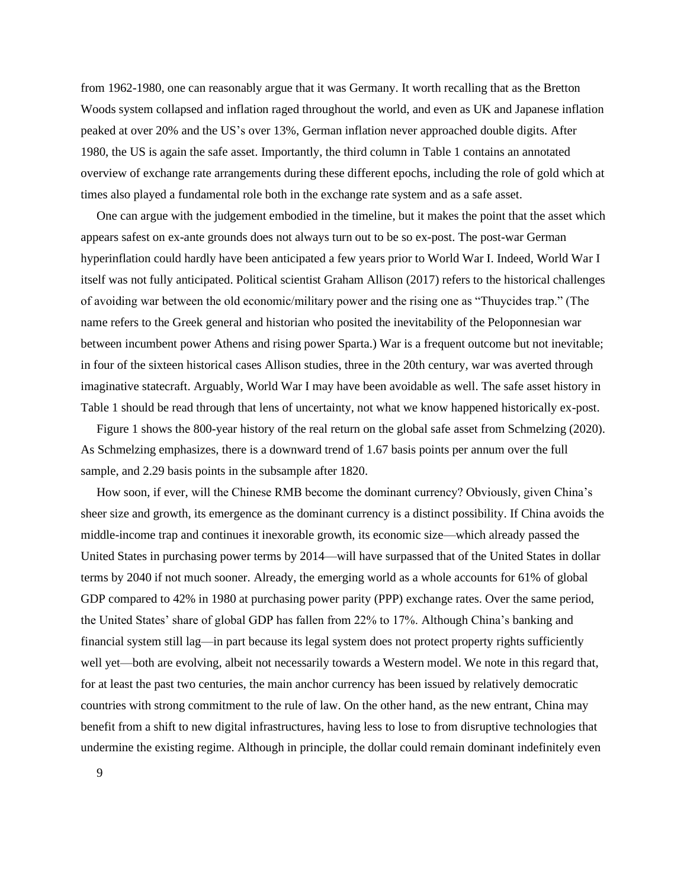from 1962-1980, one can reasonably argue that it was Germany. It worth recalling that as the Bretton Woods system collapsed and inflation raged throughout the world, and even as UK and Japanese inflation peaked at over 20% and the US's over 13%, German inflation never approached double digits. After 1980, the US is again the safe asset. Importantly, the third column in Table 1 contains an annotated overview of exchange rate arrangements during these different epochs, including the role of gold which at times also played a fundamental role both in the exchange rate system and as a safe asset.

One can argue with the judgement embodied in the timeline, but it makes the point that the asset which appears safest on ex-ante grounds does not always turn out to be so ex-post. The post-war German hyperinflation could hardly have been anticipated a few years prior to World War I. Indeed, World War I itself was not fully anticipated. Political scientist Graham Allison (2017) refers to the historical challenges of avoiding war between the old economic/military power and the rising one as "Thuycides trap." (The name refers to the Greek general and historian who posited the inevitability of the Peloponnesian war between incumbent power Athens and rising power Sparta.) War is a frequent outcome but not inevitable; in four of the sixteen historical cases Allison studies, three in the 20th century, war was averted through imaginative statecraft. Arguably, World War I may have been avoidable as well. The safe asset history in Table 1 should be read through that lens of uncertainty, not what we know happened historically ex-post.

Figure 1 shows the 800-year history of the real return on the global safe asset from Schmelzing (2020). As Schmelzing emphasizes, there is a downward trend of 1.67 basis points per annum over the full sample, and 2.29 basis points in the subsample after 1820.

How soon, if ever, will the Chinese RMB become the dominant currency? Obviously, given China's sheer size and growth, its emergence as the dominant currency is a distinct possibility. If China avoids the middle-income trap and continues it inexorable growth, its economic size—which already passed the United States in purchasing power terms by 2014—will have surpassed that of the United States in dollar terms by 2040 if not much sooner. Already, the emerging world as a whole accounts for 61% of global GDP compared to 42% in 1980 at purchasing power parity (PPP) exchange rates. Over the same period, the United States' share of global GDP has fallen from 22% to 17%. Although China's banking and financial system still lag—in part because its legal system does not protect property rights sufficiently well yet—both are evolving, albeit not necessarily towards a Western model. We note in this regard that, for at least the past two centuries, the main anchor currency has been issued by relatively democratic countries with strong commitment to the rule of law. On the other hand, as the new entrant, China may benefit from a shift to new digital infrastructures, having less to lose to from disruptive technologies that undermine the existing regime. Although in principle, the dollar could remain dominant indefinitely even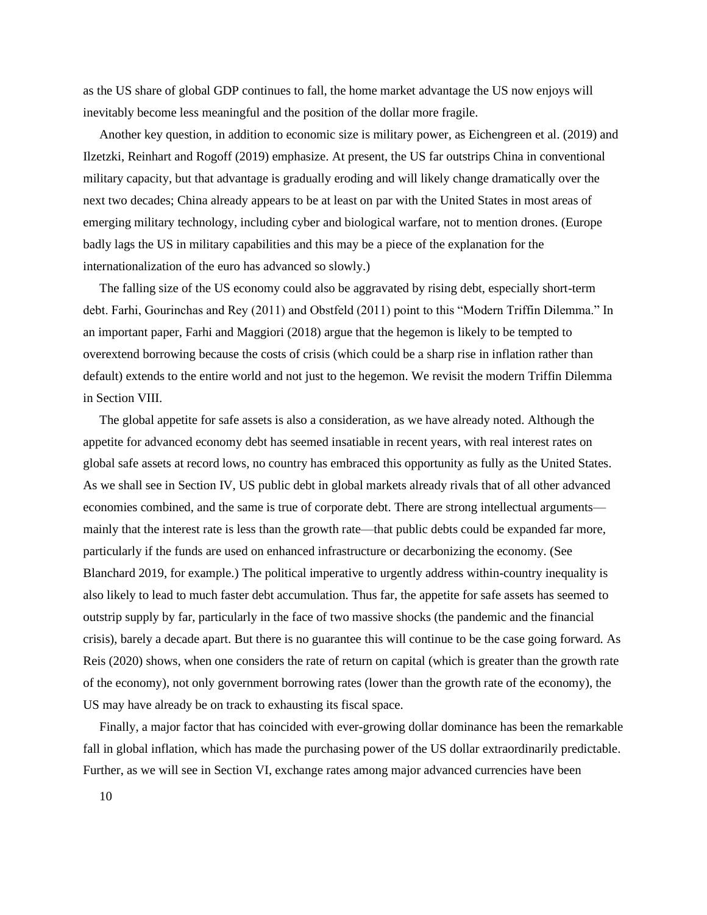as the US share of global GDP continues to fall, the home market advantage the US now enjoys will inevitably become less meaningful and the position of the dollar more fragile.

Another key question, in addition to economic size is military power, as Eichengreen et al. (2019) and Ilzetzki, Reinhart and Rogoff (2019) emphasize. At present, the US far outstrips China in conventional military capacity, but that advantage is gradually eroding and will likely change dramatically over the next two decades; China already appears to be at least on par with the United States in most areas of emerging military technology, including cyber and biological warfare, not to mention drones. (Europe badly lags the US in military capabilities and this may be a piece of the explanation for the internationalization of the euro has advanced so slowly.)

The falling size of the US economy could also be aggravated by rising debt, especially short-term debt. Farhi, Gourinchas and Rey (2011) and Obstfeld (2011) point to this "Modern Triffin Dilemma." In an important paper, Farhi and Maggiori (2018) argue that the hegemon is likely to be tempted to overextend borrowing because the costs of crisis (which could be a sharp rise in inflation rather than default) extends to the entire world and not just to the hegemon. We revisit the modern Triffin Dilemma in Section VIII.

The global appetite for safe assets is also a consideration, as we have already noted. Although the appetite for advanced economy debt has seemed insatiable in recent years, with real interest rates on global safe assets at record lows, no country has embraced this opportunity as fully as the United States. As we shall see in Section IV, US public debt in global markets already rivals that of all other advanced economies combined, and the same is true of corporate debt. There are strong intellectual arguments—mainly that the interest rate is less than the growth rate—that public debts could be expanded far more, particularly if the funds are used on enhanced infrastructure or decarbonizing the economy. (See Blanchard 2019, for example.) The political imperative to urgently address within-country inequality is also likely to lead to much faster debt accumulation. Thus far, the appetite for safe assets has seemed to outstrip supply by far, particularly in the face of two massive shocks (the pandemic and the financial crisis), barely a decade apart. But there is no guarantee this will continue to be the case going forward. As Reis (2020) shows, when one considers the rate of return on capital (which is greater than the growth rate of the economy), not only government borrowing rates (lower than the growth rate of the economy), the US may have already be on track to exhausting its fiscal space.

Finally, a major factor that has coincided with ever-growing dollar dominance has been the remarkable fall in global inflation, which has made the purchasing power of the US dollar extraordinarily predictable. Further, as we will see in Section VI, exchange rates among major advanced currencies have been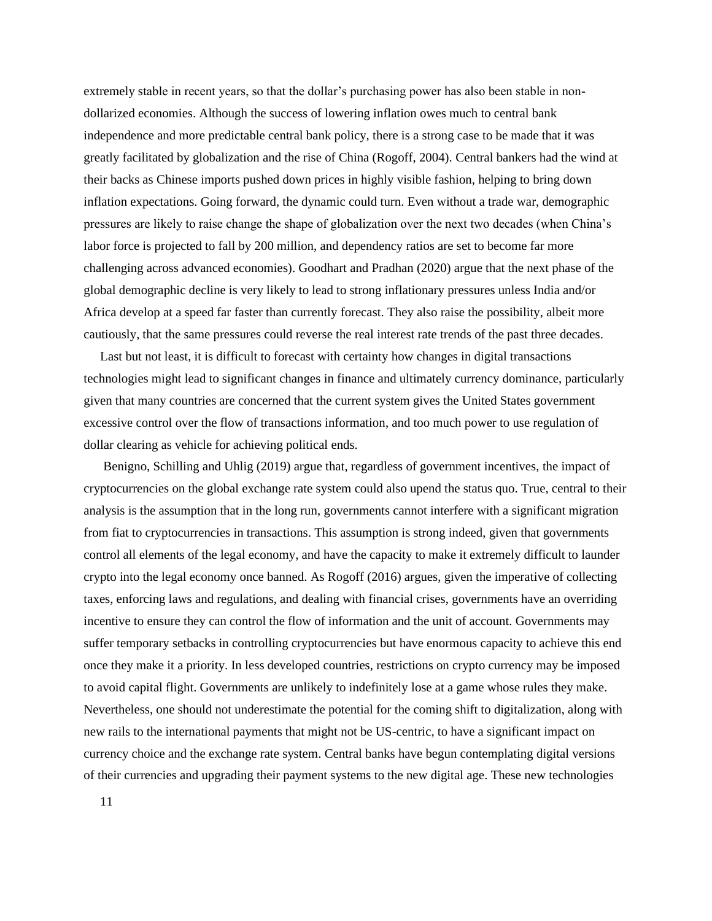extremely stable in recent years, so that the dollar's purchasing power has also been stable in non-dollarized economies. Although the success of lowering inflation owes much to central bank independence and more predictable central bank policy, there is a strong case to be made that it was greatly facilitated by globalization and the rise of China (Rogoff, 2004). Central bankers had the wind at their backs as Chinese imports pushed down prices in highly visible fashion, helping to bring down inflation expectations. Going forward, the dynamic could turn. Even without a trade war, demographic pressures are likely to raise change the shape of globalization over the next two decades (when China's labor force is projected to fall by 200 million, and dependency ratios are set to become far more challenging across advanced economies). Goodhart and Pradhan (2020) argue that the next phase of the global demographic decline is very likely to lead to strong inflationary pressures unless India and/or Africa develop at a speed far faster than currently forecast. They also raise the possibility, albeit more cautiously, that the same pressures could reverse the real interest rate trends of the past three decades.

Last but not least, it is difficult to forecast with certainty how changes in digital transactions technologies might lead to significant changes in finance and ultimately currency dominance, particularly given that many countries are concerned that the current system gives the United States government excessive control over the flow of transactions information, and too much power to use regulation of dollar clearing as vehicle for achieving political ends.

Benigno, Schilling and Uhlig (2019) argue that, regardless of government incentives, the impact of cryptocurrencies on the global exchange rate system could also upend the status quo. True, central to their analysis is the assumption that in the long run, governments cannot interfere with a significant migration from fiat to cryptocurrencies in transactions. This assumption is strong indeed, given that governments control all elements of the legal economy, and have the capacity to make it extremely difficult to launder crypto into the legal economy once banned. As Rogoff (2016) argues, given the imperative of collecting taxes, enforcing laws and regulations, and dealing with financial crises, governments have an overriding incentive to ensure they can control the flow of information and the unit of account. Governments may suffer temporary setbacks in controlling cryptocurrencies but have enormous capacity to achieve this end once they make it a priority. In less developed countries, restrictions on crypto currency may be imposed to avoid capital flight. Governments are unlikely to indefinitely lose at a game whose rules they make. Nevertheless, one should not underestimate the potential for the coming shift to digitalization, along with new rails to the international payments that might not be US-centric, to have a significant impact on currency choice and the exchange rate system. Central banks have begun contemplating digital versions of their currencies and upgrading their payment systems to the new digital age. These new technologies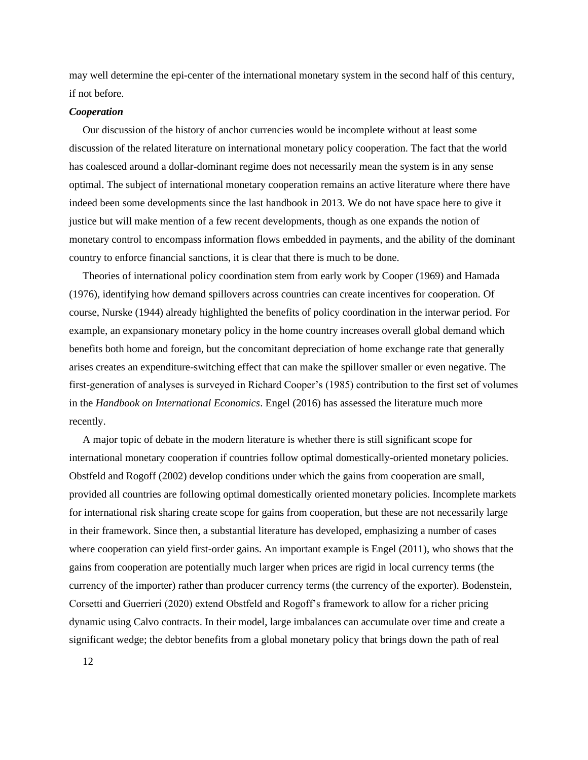may well determine the epi-center of the international monetary system in the second half of this century, if not before.

***Cooperation***

Our discussion of the history of anchor currencies would be incomplete without at least some discussion of the related literature on international monetary policy cooperation. The fact that the world has coalesced around a dollar-dominant regime does not necessarily mean the system is in any sense optimal. The subject of international monetary cooperation remains an active literature where there have indeed been some developments since the last handbook in 2013. We do not have space here to give it justice but will make mention of a few recent developments, though as one expands the notion of monetary control to encompass information flows embedded in payments, and the ability of the dominant country to enforce financial sanctions, it is clear that there is much to be done.

Theories of international policy coordination stem from early work by Cooper (1969) and Hamada (1976), identifying how demand spillovers across countries can create incentives for cooperation. Of course, Nurske (1944) already highlighted the benefits of policy coordination in the interwar period. For example, an expansionary monetary policy in the home country increases overall global demand which benefits both home and foreign, but the concomitant depreciation of home exchange rate that generally arises creates an expenditure-switching effect that can make the spillover smaller or even negative. The first-generation of analyses is surveyed in Richard Cooper's (1985) contribution to the first set of volumes in the *Handbook on International Economics*. Engel (2016) has assessed the literature much more recently.

A major topic of debate in the modern literature is whether there is still significant scope for international monetary cooperation if countries follow optimal domestically-oriented monetary policies. Obstfeld and Rogoff (2002) develop conditions under which the gains from cooperation are small, provided all countries are following optimal domestically oriented monetary policies. Incomplete markets for international risk sharing create scope for gains from cooperation, but these are not necessarily large in their framework. Since then, a substantial literature has developed, emphasizing a number of cases where cooperation can yield first-order gains. An important example is Engel (2011), who shows that the gains from cooperation are potentially much larger when prices are rigid in local currency terms (the currency of the importer) rather than producer currency terms (the currency of the exporter). Bodenstein, Corsetti and Guerrieri (2020) extend Obstfeld and Rogoff's framework to allow for a richer pricing dynamic using Calvo contracts. In their model, large imbalances can accumulate over time and create a significant wedge; the debtor benefits from a global monetary policy that brings down the path of real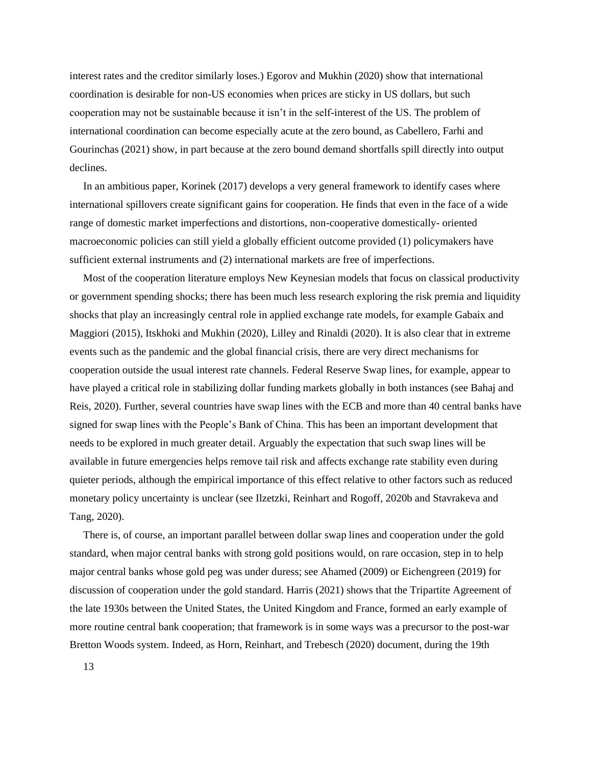interest rates and the creditor similarly loses.) Egorov and Mukhin (2020) show that international coordination is desirable for non-US economies when prices are sticky in US dollars, but such cooperation may not be sustainable because it isn't in the self-interest of the US. The problem of international coordination can become especially acute at the zero bound, as Cabellero, Farhi and Gourinchas (2021) show, in part because at the zero bound demand shortfalls spill directly into output declines.

In an ambitious paper, Korinek (2017) develops a very general framework to identify cases where international spillovers create significant gains for cooperation. He finds that even in the face of a wide range of domestic market imperfections and distortions, non-cooperative domestically- oriented macroeconomic policies can still yield a globally efficient outcome provided (1) policymakers have sufficient external instruments and (2) international markets are free of imperfections.

Most of the cooperation literature employs New Keynesian models that focus on classical productivity or government spending shocks; there has been much less research exploring the risk premia and liquidity shocks that play an increasingly central role in applied exchange rate models, for example Gabaix and Maggiori (2015), Itskhoki and Mukhin (2020), Lilley and Rinaldi (2020). It is also clear that in extreme events such as the pandemic and the global financial crisis, there are very direct mechanisms for cooperation outside the usual interest rate channels. Federal Reserve Swap lines, for example, appear to have played a critical role in stabilizing dollar funding markets globally in both instances (see Bahaj and Reis, 2020). Further, several countries have swap lines with the ECB and more than 40 central banks have signed for swap lines with the People's Bank of China. This has been an important development that needs to be explored in much greater detail. Arguably the expectation that such swap lines will be available in future emergencies helps remove tail risk and affects exchange rate stability even during quieter periods, although the empirical importance of this effect relative to other factors such as reduced monetary policy uncertainty is unclear (see Ilzetzki, Reinhart and Rogoff, 2020b and Stavrakeva and Tang, 2020).

There is, of course, an important parallel between dollar swap lines and cooperation under the gold standard, when major central banks with strong gold positions would, on rare occasion, step in to help major central banks whose gold peg was under duress; see Ahamed (2009) or Eichengreen (2019) for discussion of cooperation under the gold standard. Harris (2021) shows that the Tripartite Agreement of the late 1930s between the United States, the United Kingdom and France, formed an early example of more routine central bank cooperation; that framework is in some ways was a precursor to the post-war Bretton Woods system. Indeed, as Horn, Reinhart, and Trebesch (2020) document, during the 19th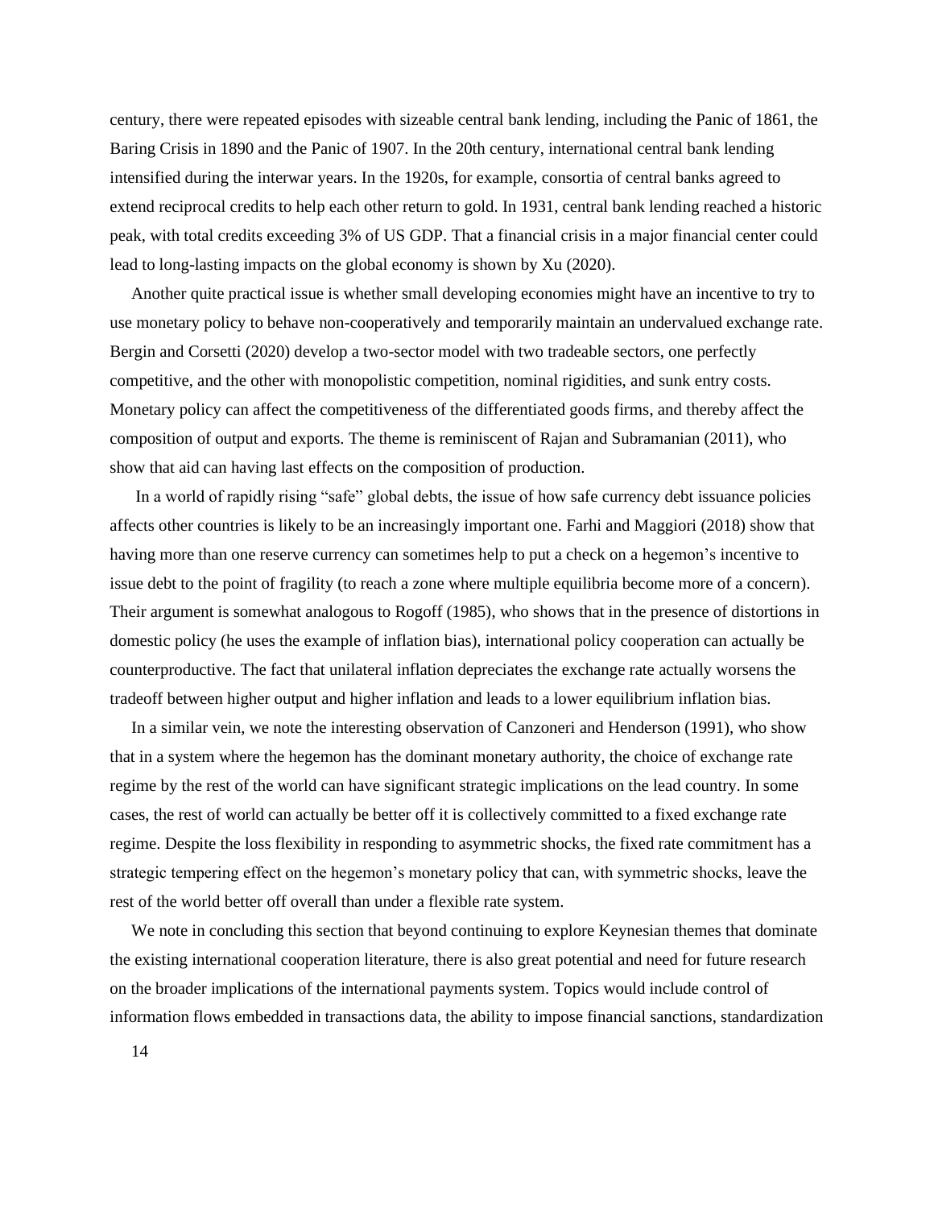century, there were repeated episodes with sizeable central bank lending, including the Panic of 1861, the Baring Crisis in 1890 and the Panic of 1907. In the 20th century, international central bank lending intensified during the interwar years. In the 1920s, for example, consortia of central banks agreed to extend reciprocal credits to help each other return to gold. In 1931, central bank lending reached a historic peak, with total credits exceeding 3% of US GDP. That a financial crisis in a major financial center could lead to long-lasting impacts on the global economy is shown by Xu (2020).

Another quite practical issue is whether small developing economies might have an incentive to try to use monetary policy to behave non-cooperatively and temporarily maintain an undervalued exchange rate. Bergin and Corsetti (2020) develop a two-sector model with two tradeable sectors, one perfectly competitive, and the other with monopolistic competition, nominal rigidities, and sunk entry costs. Monetary policy can affect the competitiveness of the differentiated goods firms, and thereby affect the composition of output and exports. The theme is reminiscent of Rajan and Subramanian (2011), who show that aid can having last effects on the composition of production.

In a world of rapidly rising "safe" global debts, the issue of how safe currency debt issuance policies affects other countries is likely to be an increasingly important one. Farhi and Maggiori (2018) show that having more than one reserve currency can sometimes help to put a check on a hegemon's incentive to issue debt to the point of fragility (to reach a zone where multiple equilibria become more of a concern). Their argument is somewhat analogous to Rogoff (1985), who shows that in the presence of distortions in domestic policy (he uses the example of inflation bias), international policy cooperation can actually be counterproductive. The fact that unilateral inflation depreciates the exchange rate actually worsens the tradeoff between higher output and higher inflation and leads to a lower equilibrium inflation bias.

In a similar vein, we note the interesting observation of Canzoneri and Henderson (1991), who show that in a system where the hegemon has the dominant monetary authority, the choice of exchange rate regime by the rest of the world can have significant strategic implications on the lead country. In some cases, the rest of world can actually be better off it is collectively committed to a fixed exchange rate regime. Despite the loss flexibility in responding to asymmetric shocks, the fixed rate commitment has a strategic tempering effect on the hegemon's monetary policy that can, with symmetric shocks, leave the rest of the world better off overall than under a flexible rate system.

We note in concluding this section that beyond continuing to explore Keynesian themes that dominate the existing international cooperation literature, there is also great potential and need for future research on the broader implications of the international payments system. Topics would include control of information flows embedded in transactions data, the ability to impose financial sanctions, standardization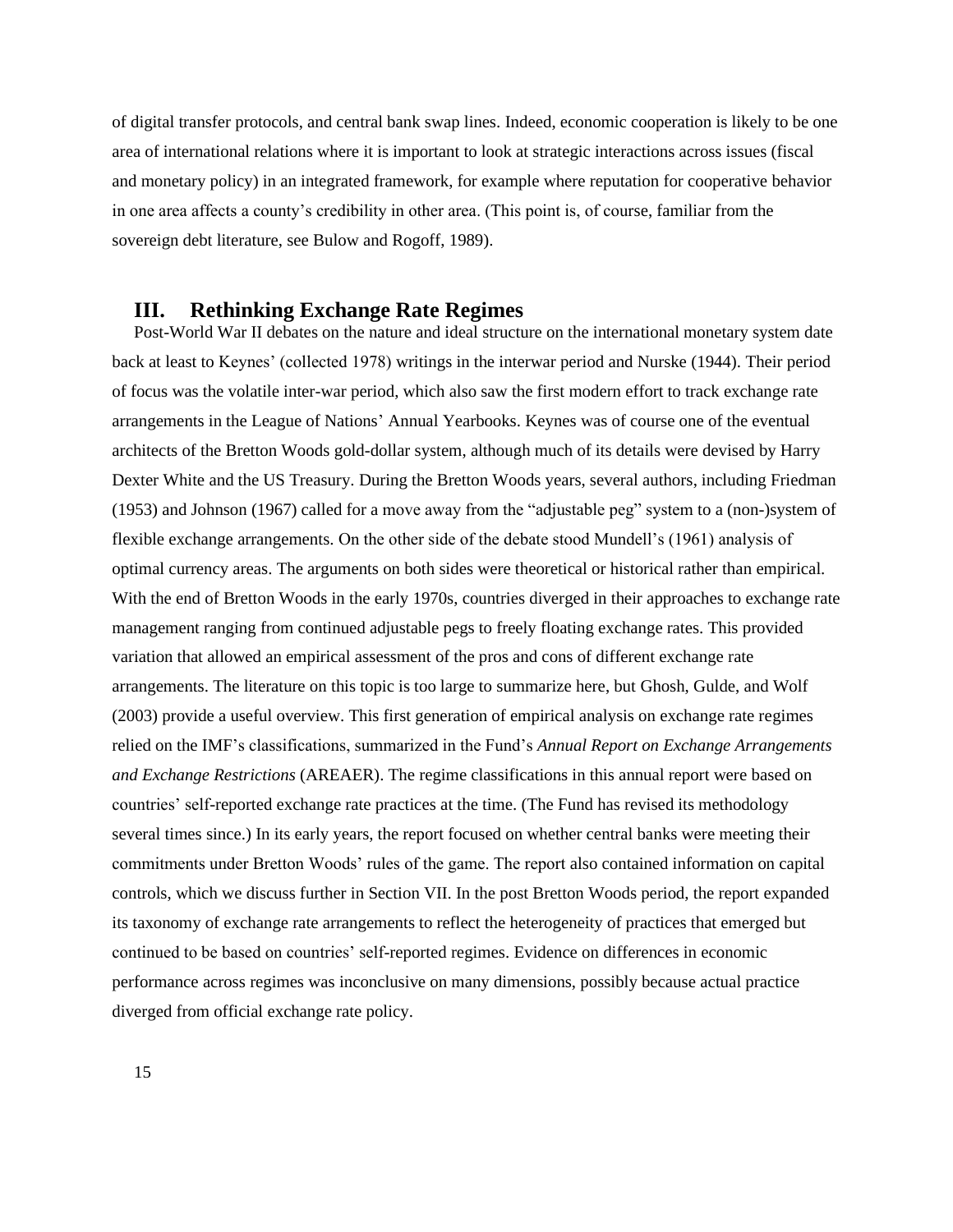of digital transfer protocols, and central bank swap lines. Indeed, economic cooperation is likely to be one area of international relations where it is important to look at strategic interactions across issues (fiscal and monetary policy) in an integrated framework, for example where reputation for cooperative behavior in one area affects a county's credibility in other area. (This point is, of course, familiar from the sovereign debt literature, see Bulow and Rogoff, 1989).

## III. Rethinking Exchange Rate Regimes

Post-World War II debates on the nature and ideal structure on the international monetary system date back at least to Keynes' (collected 1978) writings in the interwar period and Nurske (1944). Their period of focus was the volatile inter-war period, which also saw the first modern effort to track exchange rate arrangements in the League of Nations' Annual Yearbooks. Keynes was of course one of the eventual architects of the Bretton Woods gold-dollar system, although much of its details were devised by Harry Dexter White and the US Treasury. During the Bretton Woods years, several authors, including Friedman (1953) and Johnson (1967) called for a move away from the "adjustable peg" system to a (non-)system of flexible exchange arrangements. On the other side of the debate stood Mundell's (1961) analysis of optimal currency areas. The arguments on both sides were theoretical or historical rather than empirical. With the end of Bretton Woods in the early 1970s, countries diverged in their approaches to exchange rate management ranging from continued adjustable pegs to freely floating exchange rates. This provided variation that allowed an empirical assessment of the pros and cons of different exchange rate arrangements. The literature on this topic is too large to summarize here, but Ghosh, Gulde, and Wolf (2003) provide a useful overview. This first generation of empirical analysis on exchange rate regimes relied on the IMF's classifications, summarized in the Fund's *Annual Report on Exchange Arrangements and Exchange Restrictions* (AREAER). The regime classifications in this annual report were based on countries' self-reported exchange rate practices at the time. (The Fund has revised its methodology several times since.) In its early years, the report focused on whether central banks were meeting their commitments under Bretton Woods' rules of the game. The report also contained information on capital controls, which we discuss further in Section VII. In the post Bretton Woods period, the report expanded its taxonomy of exchange rate arrangements to reflect the heterogeneity of practices that emerged but continued to be based on countries' self-reported regimes. Evidence on differences in economic performance across regimes was inconclusive on many dimensions, possibly because actual practice diverged from official exchange rate policy.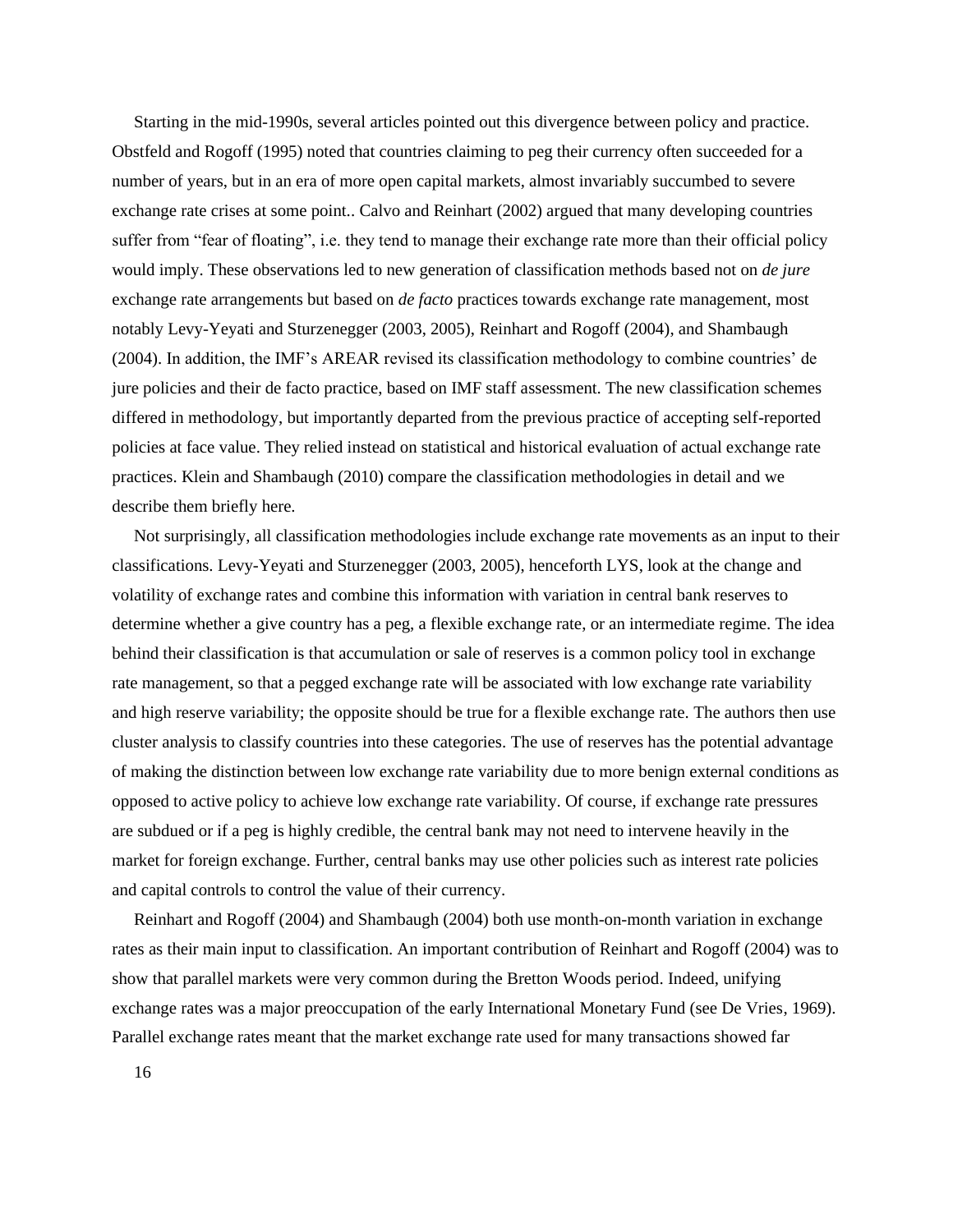Starting in the mid-1990s, several articles pointed out this divergence between policy and practice. Obstfeld and Rogoff (1995) noted that countries claiming to peg their currency often succeeded for a number of years, but in an era of more open capital markets, almost invariably succumbed to severe exchange rate crises at some point.. Calvo and Reinhart (2002) argued that many developing countries suffer from "fear of floating", i.e. they tend to manage their exchange rate more than their official policy would imply. These observations led to new generation of classification methods based not on *de jure* exchange rate arrangements but based on *de facto* practices towards exchange rate management, most notably Levy-Yeyati and Sturzenegger (2003, 2005), Reinhart and Rogoff (2004), and Shambaugh (2004). In addition, the IMF's AREAR revised its classification methodology to combine countries' de jure policies and their de facto practice, based on IMF staff assessment. The new classification schemes differed in methodology, but importantly departed from the previous practice of accepting self-reported policies at face value. They relied instead on statistical and historical evaluation of actual exchange rate practices. Klein and Shambaugh (2010) compare the classification methodologies in detail and we describe them briefly here.

Not surprisingly, all classification methodologies include exchange rate movements as an input to their classifications. Levy-Yeyati and Sturzenegger (2003, 2005), henceforth LYS, look at the change and volatility of exchange rates and combine this information with variation in central bank reserves to determine whether a give country has a peg, a flexible exchange rate, or an intermediate regime. The idea behind their classification is that accumulation or sale of reserves is a common policy tool in exchange rate management, so that a pegged exchange rate will be associated with low exchange rate variability and high reserve variability; the opposite should be true for a flexible exchange rate. The authors then use cluster analysis to classify countries into these categories. The use of reserves has the potential advantage of making the distinction between low exchange rate variability due to more benign external conditions as opposed to active policy to achieve low exchange rate variability. Of course, if exchange rate pressures are subdued or if a peg is highly credible, the central bank may not need to intervene heavily in the market for foreign exchange. Further, central banks may use other policies such as interest rate policies and capital controls to control the value of their currency.

Reinhart and Rogoff (2004) and Shambaugh (2004) both use month-on-month variation in exchange rates as their main input to classification. An important contribution of Reinhart and Rogoff (2004) was to show that parallel markets were very common during the Bretton Woods period. Indeed, unifying exchange rates was a major preoccupation of the early International Monetary Fund (see De Vries, 1969). Parallel exchange rates meant that the market exchange rate used for many transactions showed far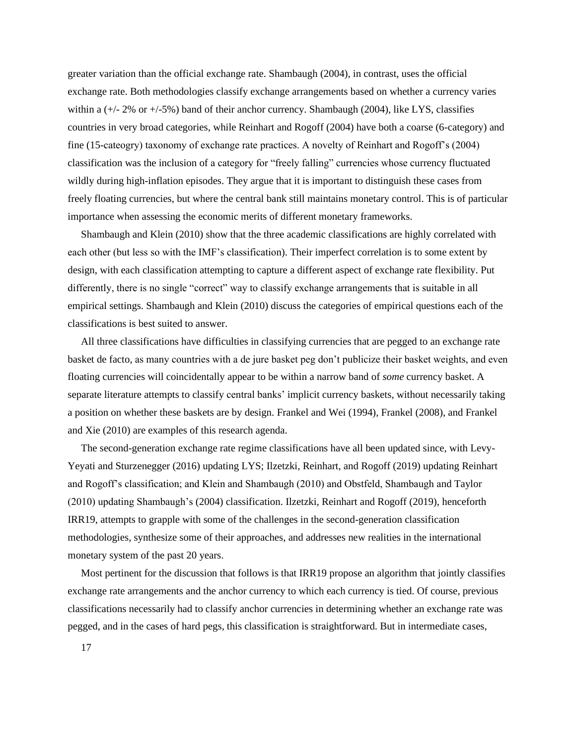greater variation than the official exchange rate. Shambaugh (2004), in contrast, uses the official exchange rate. Both methodologies classify exchange arrangements based on whether a currency varies within a (+/- 2% or +/-5%) band of their anchor currency. Shambaugh (2004), like LYS, classifies countries in very broad categories, while Reinhart and Rogoff (2004) have both a coarse (6-category) and fine (15-cateogry) taxonomy of exchange rate practices. A novelty of Reinhart and Rogoff's (2004) classification was the inclusion of a category for "freely falling" currencies whose currency fluctuated wildly during high-inflation episodes. They argue that it is important to distinguish these cases from freely floating currencies, but where the central bank still maintains monetary control. This is of particular importance when assessing the economic merits of different monetary frameworks.

Shambaugh and Klein (2010) show that the three academic classifications are highly correlated with each other (but less so with the IMF's classification). Their imperfect correlation is to some extent by design, with each classification attempting to capture a different aspect of exchange rate flexibility. Put differently, there is no single "correct" way to classify exchange arrangements that is suitable in all empirical settings. Shambaugh and Klein (2010) discuss the categories of empirical questions each of the classifications is best suited to answer.

All three classifications have difficulties in classifying currencies that are pegged to an exchange rate basket de facto, as many countries with a de jure basket peg don't publicize their basket weights, and even floating currencies will coincidentally appear to be within a narrow band of *some* currency basket. A separate literature attempts to classify central banks' implicit currency baskets, without necessarily taking a position on whether these baskets are by design. Frankel and Wei (1994), Frankel (2008), and Frankel and Xie (2010) are examples of this research agenda.

The second-generation exchange rate regime classifications have all been updated since, with Levy-Yeyati and Sturzenegger (2016) updating LYS; Ilzetzki, Reinhart, and Rogoff (2019) updating Reinhart and Rogoff's classification; and Klein and Shambaugh (2010) and Obstfeld, Shambaugh and Taylor (2010) updating Shambaugh's (2004) classification. Ilzetzki, Reinhart and Rogoff (2019), henceforth IRR19, attempts to grapple with some of the challenges in the second-generation classification methodologies, synthesize some of their approaches, and addresses new realities in the international monetary system of the past 20 years.

Most pertinent for the discussion that follows is that IRR19 propose an algorithm that jointly classifies exchange rate arrangements and the anchor currency to which each currency is tied. Of course, previous classifications necessarily had to classify anchor currencies in determining whether an exchange rate was pegged, and in the cases of hard pegs, this classification is straightforward. But in intermediate cases,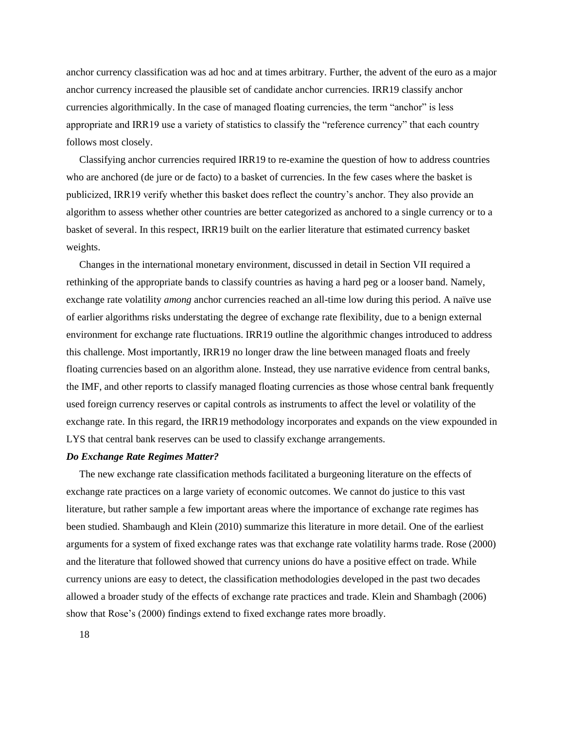anchor currency classification was ad hoc and at times arbitrary. Further, the advent of the euro as a major anchor currency increased the plausible set of candidate anchor currencies. IRR19 classify anchor currencies algorithmically. In the case of managed floating currencies, the term "anchor" is less appropriate and IRR19 use a variety of statistics to classify the "reference currency" that each country follows most closely.

Classifying anchor currencies required IRR19 to re-examine the question of how to address countries who are anchored (de jure or de facto) to a basket of currencies. In the few cases where the basket is publicized, IRR19 verify whether this basket does reflect the country's anchor. They also provide an algorithm to assess whether other countries are better categorized as anchored to a single currency or to a basket of several. In this respect, IRR19 built on the earlier literature that estimated currency basket weights.

Changes in the international monetary environment, discussed in detail in Section VII required a rethinking of the appropriate bands to classify countries as having a hard peg or a looser band. Namely, exchange rate volatility *among* anchor currencies reached an all-time low during this period. A naïve use of earlier algorithms risks understating the degree of exchange rate flexibility, due to a benign external environment for exchange rate fluctuations. IRR19 outline the algorithmic changes introduced to address this challenge. Most importantly, IRR19 no longer draw the line between managed floats and freely floating currencies based on an algorithm alone. Instead, they use narrative evidence from central banks, the IMF, and other reports to classify managed floating currencies as those whose central bank frequently used foreign currency reserves or capital controls as instruments to affect the level or volatility of the exchange rate. In this regard, the IRR19 methodology incorporates and expands on the view expounded in LYS that central bank reserves can be used to classify exchange arrangements.

***Do Exchange Rate Regimes Matter?***

The new exchange rate classification methods facilitated a burgeoning literature on the effects of exchange rate practices on a large variety of economic outcomes. We cannot do justice to this vast literature, but rather sample a few important areas where the importance of exchange rate regimes has been studied. Shambaugh and Klein (2010) summarize this literature in more detail. One of the earliest arguments for a system of fixed exchange rates was that exchange rate volatility harms trade. Rose (2000) and the literature that followed showed that currency unions do have a positive effect on trade. While currency unions are easy to detect, the classification methodologies developed in the past two decades allowed a broader study of the effects of exchange rate practices and trade. Klein and Shambagh (2006) show that Rose's (2000) findings extend to fixed exchange rates more broadly.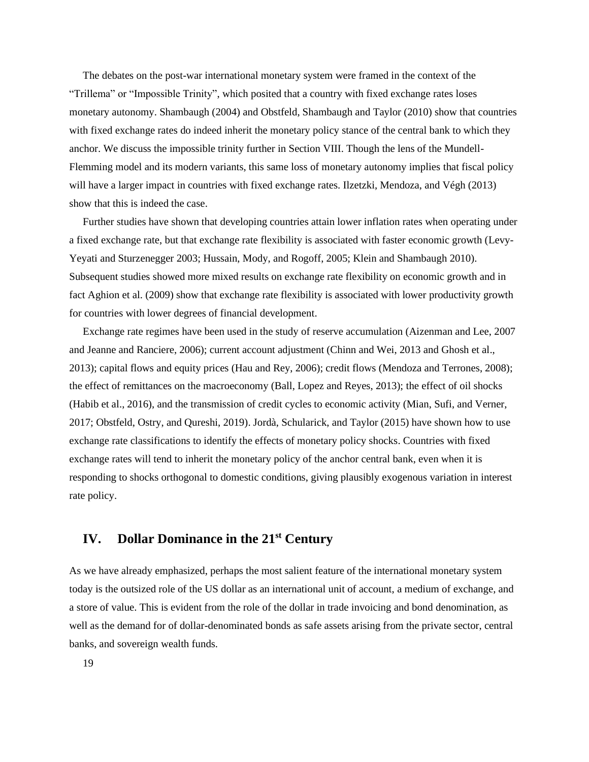The debates on the post-war international monetary system were framed in the context of the "Trillema" or "Impossible Trinity", which posited that a country with fixed exchange rates loses monetary autonomy. Shambaugh (2004) and Obstfeld, Shambaugh and Taylor (2010) show that countries with fixed exchange rates do indeed inherit the monetary policy stance of the central bank to which they anchor. We discuss the impossible trinity further in Section VIII. Though the lens of the Mundell-Flemming model and its modern variants, this same loss of monetary autonomy implies that fiscal policy will have a larger impact in countries with fixed exchange rates. Ilzetzki, Mendoza, and Végh (2013) show that this is indeed the case.

Further studies have shown that developing countries attain lower inflation rates when operating under a fixed exchange rate, but that exchange rate flexibility is associated with faster economic growth (Levy-Yeyati and Sturzenegger 2003; Hussain, Mody, and Rogoff, 2005; Klein and Shambaugh 2010). Subsequent studies showed more mixed results on exchange rate flexibility on economic growth and in fact Aghion et al. (2009) show that exchange rate flexibility is associated with lower productivity growth for countries with lower degrees of financial development.

Exchange rate regimes have been used in the study of reserve accumulation (Aizenman and Lee, 2007 and Jeanne and Ranciere, 2006); current account adjustment (Chinn and Wei, 2013 and Ghosh et al., 2013); capital flows and equity prices (Hau and Rey, 2006); credit flows (Mendoza and Terrones, 2008); the effect of remittances on the macroeconomy (Ball, Lopez and Reyes, 2013); the effect of oil shocks (Habib et al., 2016), and the transmission of credit cycles to economic activity (Mian, Sufi, and Verner, 2017; Obstfeld, Ostry, and Qureshi, 2019). Jordà, Schularick, and Taylor (2015) have shown how to use exchange rate classifications to identify the effects of monetary policy shocks. Countries with fixed exchange rates will tend to inherit the monetary policy of the anchor central bank, even when it is responding to shocks orthogonal to domestic conditions, giving plausibly exogenous variation in interest rate policy.

## IV. Dollar Dominance in the 21st Century

As we have already emphasized, perhaps the most salient feature of the international monetary system today is the outsized role of the US dollar as an international unit of account, a medium of exchange, and a store of value. This is evident from the role of the dollar in trade invoicing and bond denomination, as well as the demand for of dollar-denominated bonds as safe assets arising from the private sector, central banks, and sovereign wealth funds.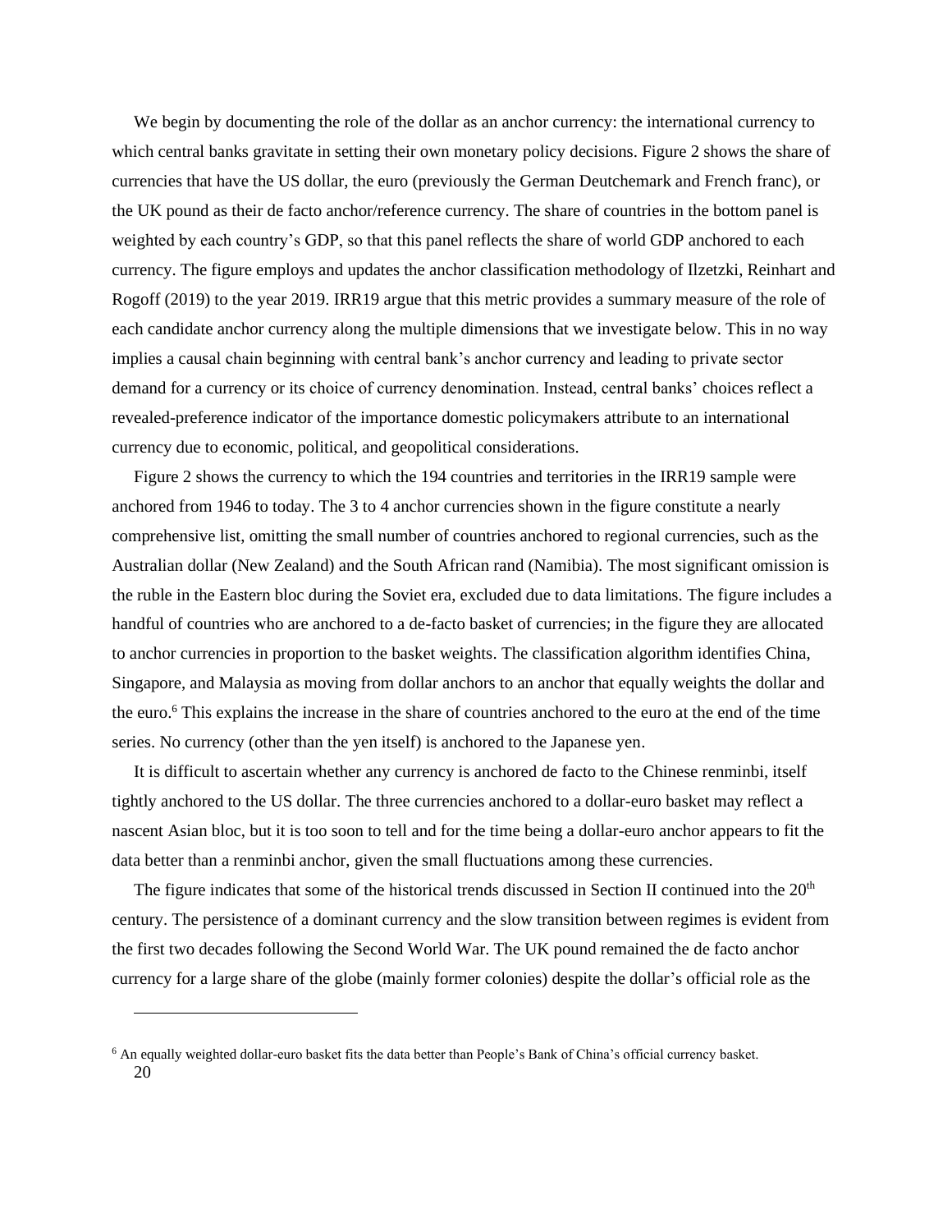We begin by documenting the role of the dollar as an anchor currency: the international currency to which central banks gravitate in setting their own monetary policy decisions. Figure 2 shows the share of currencies that have the US dollar, the euro (previously the German Deutchemark and French franc), or the UK pound as their de facto anchor/reference currency. The share of countries in the bottom panel is weighted by each country's GDP, so that this panel reflects the share of world GDP anchored to each currency. The figure employs and updates the anchor classification methodology of Ilzetzki, Reinhart and Rogoff (2019) to the year 2019. IRR19 argue that this metric provides a summary measure of the role of each candidate anchor currency along the multiple dimensions that we investigate below. This in no way implies a causal chain beginning with central bank's anchor currency and leading to private sector demand for a currency or its choice of currency denomination. Instead, central banks' choices reflect a revealed-preference indicator of the importance domestic policymakers attribute to an international currency due to economic, political, and geopolitical considerations.

Figure 2 shows the currency to which the 194 countries and territories in the IRR19 sample were anchored from 1946 to today. The 3 to 4 anchor currencies shown in the figure constitute a nearly comprehensive list, omitting the small number of countries anchored to regional currencies, such as the Australian dollar (New Zealand) and the South African rand (Namibia). The most significant omission is the ruble in the Eastern bloc during the Soviet era, excluded due to data limitations. The figure includes a handful of countries who are anchored to a de-facto basket of currencies; in the figure they are allocated to anchor currencies in proportion to the basket weights. The classification algorithm identifies China, Singapore, and Malaysia as moving from dollar anchors to an anchor that equally weights the dollar and the euro.[6] This explains the increase in the share of countries anchored to the euro at the end of the time series. No currency (other than the yen itself) is anchored to the Japanese yen.

It is difficult to ascertain whether any currency is anchored de facto to the Chinese renminbi, itself tightly anchored to the US dollar. The three currencies anchored to a dollar-euro basket may reflect a nascent Asian bloc, but it is too soon to tell and for the time being a dollar-euro anchor appears to fit the data better than a renminbi anchor, given the small fluctuations among these currencies.

The figure indicates that some of the historical trends discussed in Section II continued into the 20th century. The persistence of a dominant currency and the slow transition between regimes is evident from the first two decades following the Second World War. The UK pound remained the de facto anchor currency for a large share of the globe (mainly former colonies) despite the dollar's official role as the

[6] An equally weighted dollar-euro basket fits the data better than People's Bank of China's official currency basket.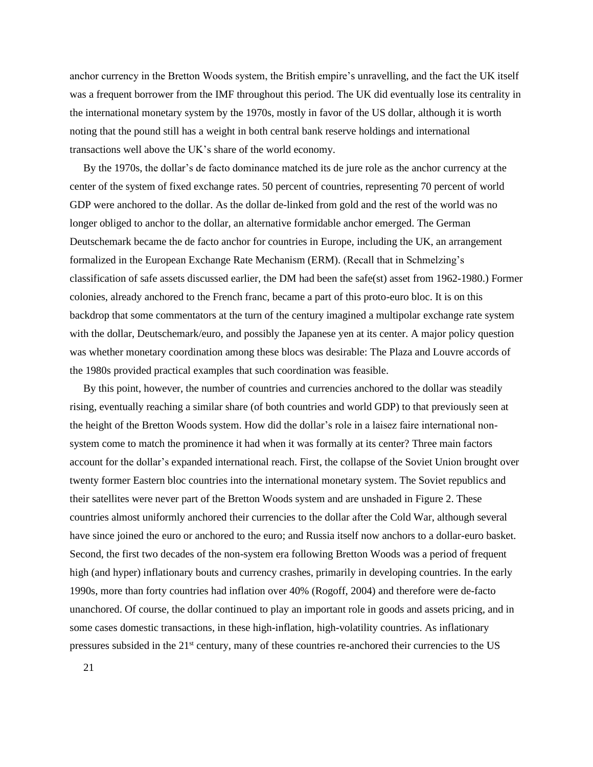anchor currency in the Bretton Woods system, the British empire's unravelling, and the fact the UK itself was a frequent borrower from the IMF throughout this period. The UK did eventually lose its centrality in the international monetary system by the 1970s, mostly in favor of the US dollar, although it is worth noting that the pound still has a weight in both central bank reserve holdings and international transactions well above the UK's share of the world economy.

By the 1970s, the dollar's de facto dominance matched its de jure role as the anchor currency at the center of the system of fixed exchange rates. 50 percent of countries, representing 70 percent of world GDP were anchored to the dollar. As the dollar de-linked from gold and the rest of the world was no longer obliged to anchor to the dollar, an alternative formidable anchor emerged. The German Deutschemark became the de facto anchor for countries in Europe, including the UK, an arrangement formalized in the European Exchange Rate Mechanism (ERM). (Recall that in Schmelzing's classification of safe assets discussed earlier, the DM had been the safe(st) asset from 1962-1980.) Former colonies, already anchored to the French franc, became a part of this proto-euro bloc. It is on this backdrop that some commentators at the turn of the century imagined a multipolar exchange rate system with the dollar, Deutschemark/euro, and possibly the Japanese yen at its center. A major policy question was whether monetary coordination among these blocs was desirable: The Plaza and Louvre accords of the 1980s provided practical examples that such coordination was feasible.

By this point, however, the number of countries and currencies anchored to the dollar was steadily rising, eventually reaching a similar share (of both countries and world GDP) to that previously seen at the height of the Bretton Woods system. How did the dollar's role in a laisez faire international non-system come to match the prominence it had when it was formally at its center? Three main factors account for the dollar's expanded international reach. First, the collapse of the Soviet Union brought over twenty former Eastern bloc countries into the international monetary system. The Soviet republics and their satellites were never part of the Bretton Woods system and are unshaded in Figure 2. These countries almost uniformly anchored their currencies to the dollar after the Cold War, although several have since joined the euro or anchored to the euro; and Russia itself now anchors to a dollar-euro basket. Second, the first two decades of the non-system era following Bretton Woods was a period of frequent high (and hyper) inflationary bouts and currency crashes, primarily in developing countries. In the early 1990s, more than forty countries had inflation over 40% (Rogoff, 2004) and therefore were de-facto unanchored. Of course, the dollar continued to play an important role in goods and assets pricing, and in some cases domestic transactions, in these high-inflation, high-volatility countries. As inflationary pressures subsided in the 21st century, many of these countries re-anchored their currencies to the US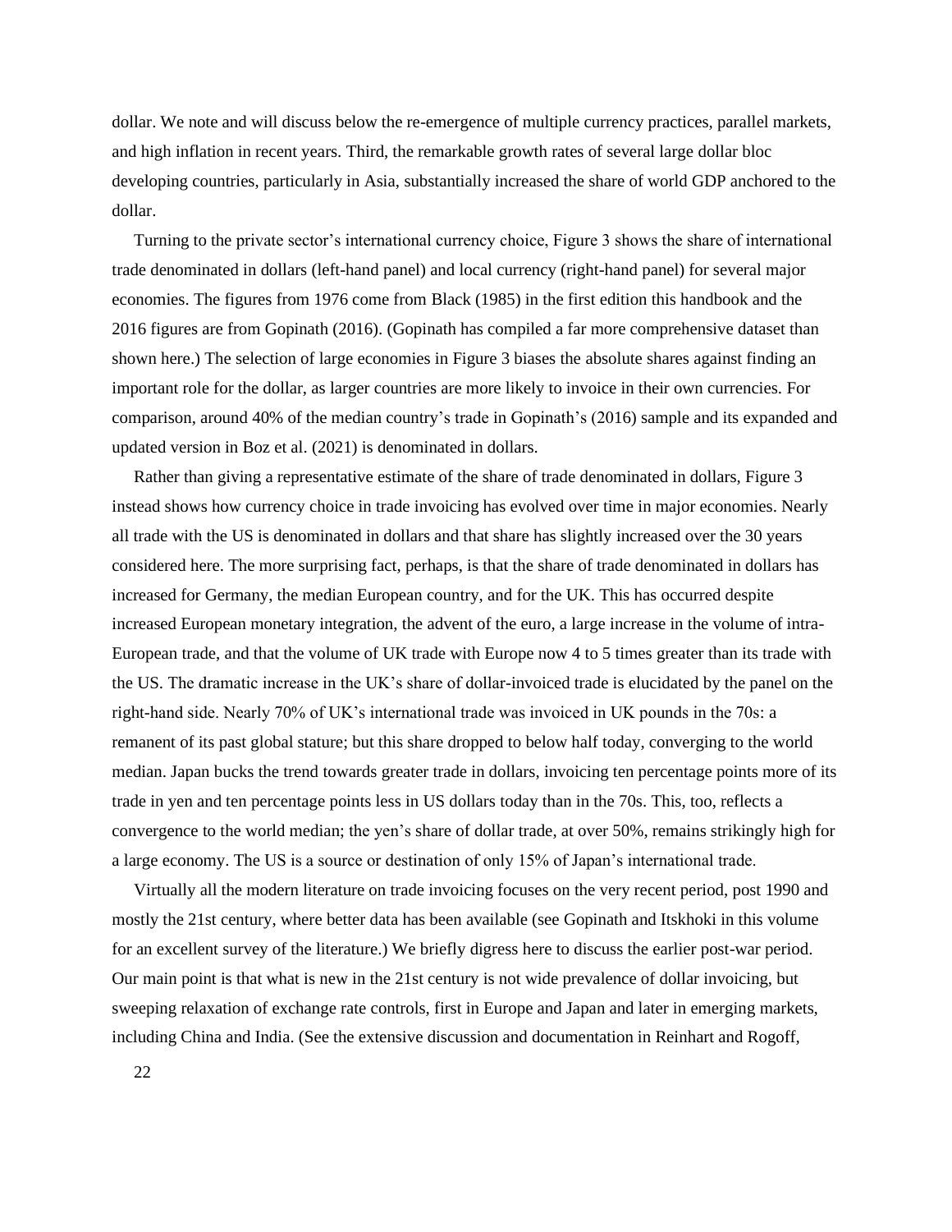dollar. We note and will discuss below the re-emergence of multiple currency practices, parallel markets, and high inflation in recent years. Third, the remarkable growth rates of several large dollar bloc developing countries, particularly in Asia, substantially increased the share of world GDP anchored to the dollar.

Turning to the private sector's international currency choice, Figure 3 shows the share of international trade denominated in dollars (left-hand panel) and local currency (right-hand panel) for several major economies. The figures from 1976 come from Black (1985) in the first edition this handbook and the 2016 figures are from Gopinath (2016). (Gopinath has compiled a far more comprehensive dataset than shown here.) The selection of large economies in Figure 3 biases the absolute shares against finding an important role for the dollar, as larger countries are more likely to invoice in their own currencies. For comparison, around 40% of the median country's trade in Gopinath's (2016) sample and its expanded and updated version in Boz et al. (2021) is denominated in dollars.

Rather than giving a representative estimate of the share of trade denominated in dollars, Figure 3 instead shows how currency choice in trade invoicing has evolved over time in major economies. Nearly all trade with the US is denominated in dollars and that share has slightly increased over the 30 years considered here. The more surprising fact, perhaps, is that the share of trade denominated in dollars has increased for Germany, the median European country, and for the UK. This has occurred despite increased European monetary integration, the advent of the euro, a large increase in the volume of intra-European trade, and that the volume of UK trade with Europe now 4 to 5 times greater than its trade with the US. The dramatic increase in the UK's share of dollar-invoiced trade is elucidated by the panel on the right-hand side. Nearly 70% of UK's international trade was invoiced in UK pounds in the 70s: a remanent of its past global stature; but this share dropped to below half today, converging to the world median. Japan bucks the trend towards greater trade in dollars, invoicing ten percentage points more of its trade in yen and ten percentage points less in US dollars today than in the 70s. This, too, reflects a convergence to the world median; the yen's share of dollar trade, at over 50%, remains strikingly high for a large economy. The US is a source or destination of only 15% of Japan's international trade.

Virtually all the modern literature on trade invoicing focuses on the very recent period, post 1990 and mostly the 21st century, where better data has been available (see Gopinath and Itskhoki in this volume for an excellent survey of the literature.) We briefly digress here to discuss the earlier post-war period. Our main point is that what is new in the 21st century is not wide prevalence of dollar invoicing, but sweeping relaxation of exchange rate controls, first in Europe and Japan and later in emerging markets, including China and India. (See the extensive discussion and documentation in Reinhart and Rogoff,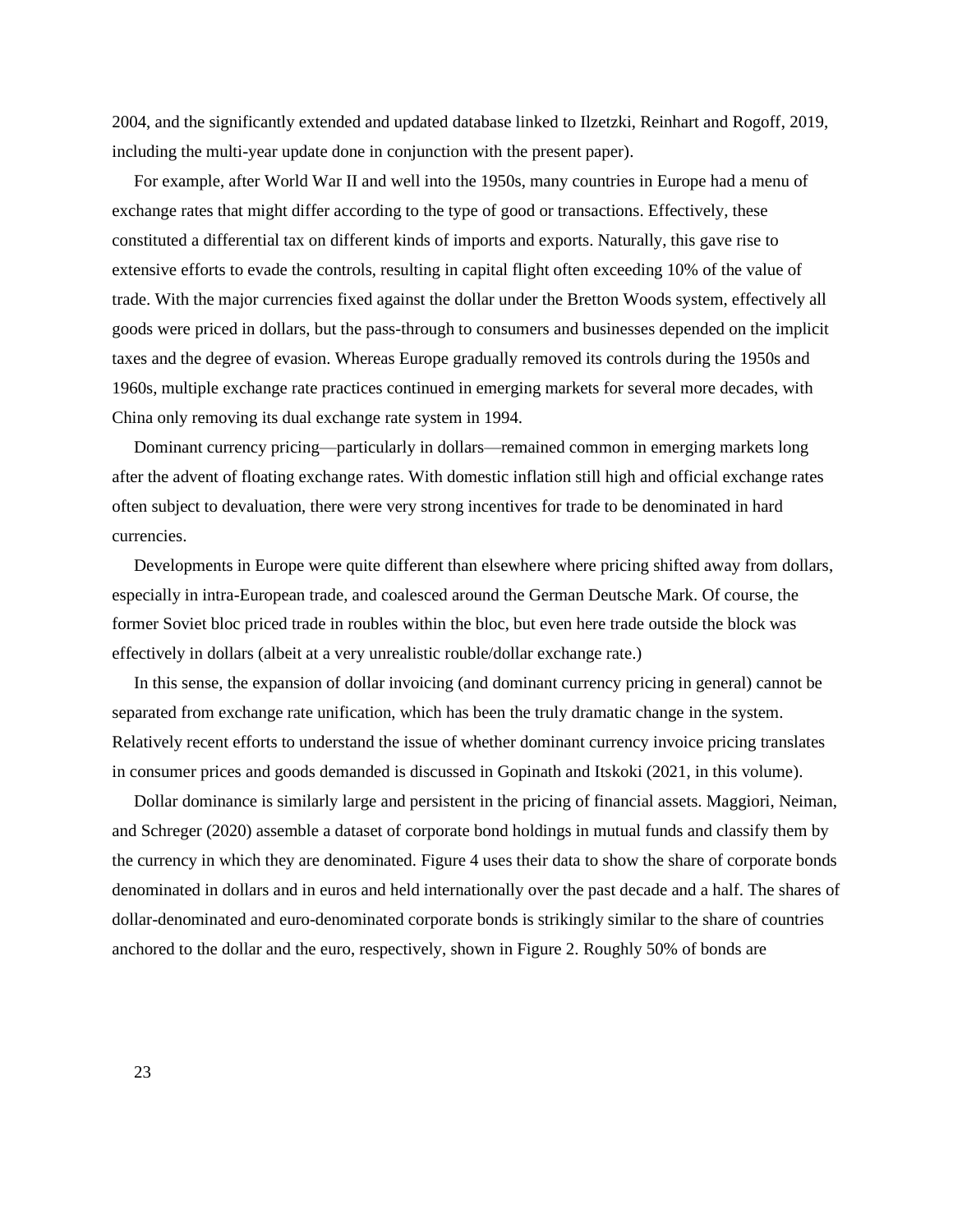2004, and the significantly extended and updated database linked to Ilzetzki, Reinhart and Rogoff, 2019, including the multi-year update done in conjunction with the present paper).

For example, after World War II and well into the 1950s, many countries in Europe had a menu of exchange rates that might differ according to the type of good or transactions. Effectively, these constituted a differential tax on different kinds of imports and exports. Naturally, this gave rise to extensive efforts to evade the controls, resulting in capital flight often exceeding 10% of the value of trade. With the major currencies fixed against the dollar under the Bretton Woods system, effectively all goods were priced in dollars, but the pass-through to consumers and businesses depended on the implicit taxes and the degree of evasion. Whereas Europe gradually removed its controls during the 1950s and 1960s, multiple exchange rate practices continued in emerging markets for several more decades, with China only removing its dual exchange rate system in 1994.

Dominant currency pricing—particularly in dollars—remained common in emerging markets long after the advent of floating exchange rates. With domestic inflation still high and official exchange rates often subject to devaluation, there were very strong incentives for trade to be denominated in hard currencies.

Developments in Europe were quite different than elsewhere where pricing shifted away from dollars, especially in intra-European trade, and coalesced around the German Deutsche Mark. Of course, the former Soviet bloc priced trade in roubles within the bloc, but even here trade outside the block was effectively in dollars (albeit at a very unrealistic rouble/dollar exchange rate.)

In this sense, the expansion of dollar invoicing (and dominant currency pricing in general) cannot be separated from exchange rate unification, which has been the truly dramatic change in the system. Relatively recent efforts to understand the issue of whether dominant currency invoice pricing translates in consumer prices and goods demanded is discussed in Gopinath and Itskoki (2021, in this volume).

Dollar dominance is similarly large and persistent in the pricing of financial assets. Maggiori, Neiman, and Schreger (2020) assemble a dataset of corporate bond holdings in mutual funds and classify them by the currency in which they are denominated. Figure 4 uses their data to show the share of corporate bonds denominated in dollars and in euros and held internationally over the past decade and a half. The shares of dollar-denominated and euro-denominated corporate bonds is strikingly similar to the share of countries anchored to the dollar and the euro, respectively, shown in Figure 2. Roughly 50% of bonds are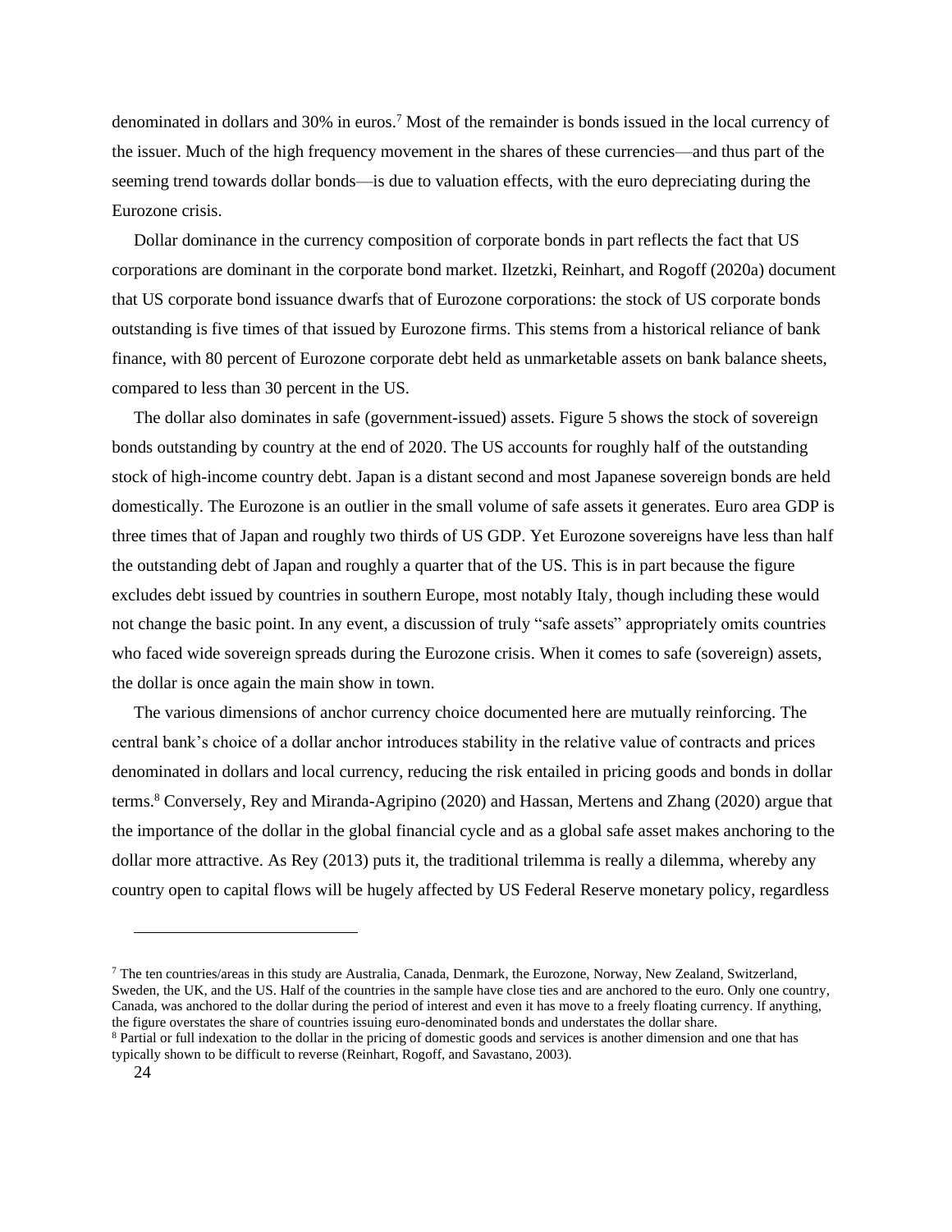denominated in dollars and 30% in euros.[7] Most of the remainder is bonds issued in the local currency of the issuer. Much of the high frequency movement in the shares of these currencies—and thus part of the seeming trend towards dollar bonds—is due to valuation effects, with the euro depreciating during the Eurozone crisis.

Dollar dominance in the currency composition of corporate bonds in part reflects the fact that US corporations are dominant in the corporate bond market. Ilzetzki, Reinhart, and Rogoff (2020a) document that US corporate bond issuance dwarfs that of Eurozone corporations: the stock of US corporate bonds outstanding is five times of that issued by Eurozone firms. This stems from a historical reliance of bank finance, with 80 percent of Eurozone corporate debt held as unmarketable assets on bank balance sheets, compared to less than 30 percent in the US.

The dollar also dominates in safe (government-issued) assets. Figure 5 shows the stock of sovereign bonds outstanding by country at the end of 2020. The US accounts for roughly half of the outstanding stock of high-income country debt. Japan is a distant second and most Japanese sovereign bonds are held domestically. The Eurozone is an outlier in the small volume of safe assets it generates. Euro area GDP is three times that of Japan and roughly two thirds of US GDP. Yet Eurozone sovereigns have less than half the outstanding debt of Japan and roughly a quarter that of the US. This is in part because the figure excludes debt issued by countries in southern Europe, most notably Italy, though including these would not change the basic point. In any event, a discussion of truly "safe assets" appropriately omits countries who faced wide sovereign spreads during the Eurozone crisis. When it comes to safe (sovereign) assets, the dollar is once again the main show in town.

The various dimensions of anchor currency choice documented here are mutually reinforcing. The central bank's choice of a dollar anchor introduces stability in the relative value of contracts and prices denominated in dollars and local currency, reducing the risk entailed in pricing goods and bonds in dollar terms.[8] Conversely, Rey and Miranda-Agripino (2020) and Hassan, Mertens and Zhang (2020) argue that the importance of the dollar in the global financial cycle and as a global safe asset makes anchoring to the dollar more attractive. As Rey (2013) puts it, the traditional trilemma is really a dilemma, whereby any country open to capital flows will be hugely affected by US Federal Reserve monetary policy, regardless

---

[7] The ten countries/areas in this study are Australia, Canada, Denmark, the Eurozone, Norway, New Zealand, Switzerland, Sweden, the UK, and the US. Half of the countries in the sample have close ties and are anchored to the euro. Only one country, Canada, was anchored to the dollar during the period of interest and even it has move to a freely floating currency. If anything, the figure overstates the share of countries issuing euro-denominated bonds and understates the dollar share.

[8] Partial or full indexation to the dollar in the pricing of domestic goods and services is another dimension and one that has typically shown to be difficult to reverse (Reinhart, Rogoff, and Savastano, 2003).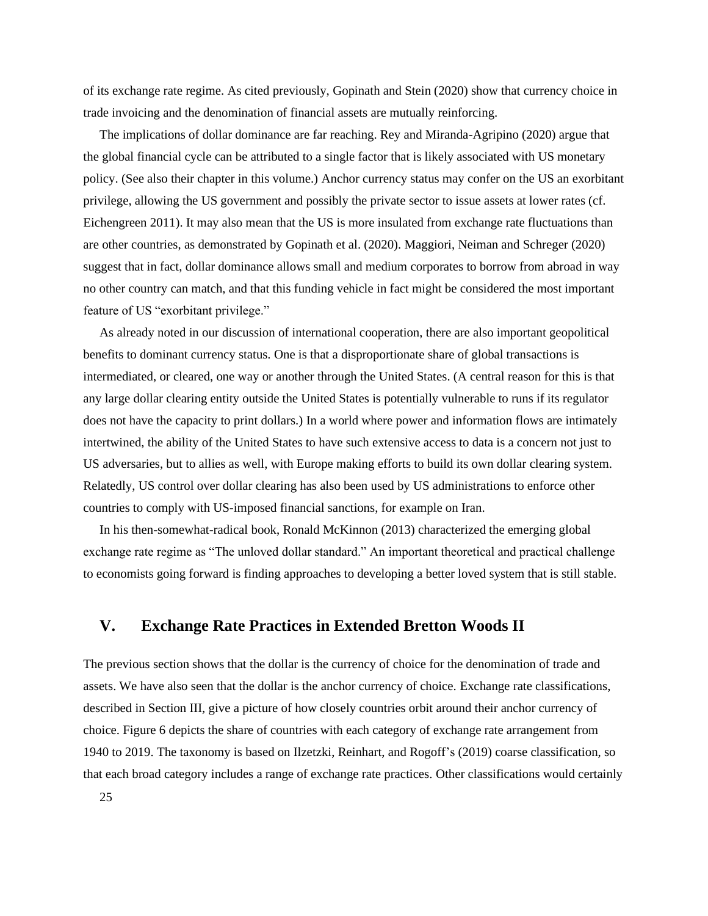of its exchange rate regime. As cited previously, Gopinath and Stein (2020) show that currency choice in trade invoicing and the denomination of financial assets are mutually reinforcing.

The implications of dollar dominance are far reaching. Rey and Miranda-Agripino (2020) argue that the global financial cycle can be attributed to a single factor that is likely associated with US monetary policy. (See also their chapter in this volume.) Anchor currency status may confer on the US an exorbitant privilege, allowing the US government and possibly the private sector to issue assets at lower rates (cf. Eichengreen 2011). It may also mean that the US is more insulated from exchange rate fluctuations than are other countries, as demonstrated by Gopinath et al. (2020). Maggiori, Neiman and Schreger (2020) suggest that in fact, dollar dominance allows small and medium corporates to borrow from abroad in way no other country can match, and that this funding vehicle in fact might be considered the most important feature of US "exorbitant privilege."

As already noted in our discussion of international cooperation, there are also important geopolitical benefits to dominant currency status. One is that a disproportionate share of global transactions is intermediated, or cleared, one way or another through the United States. (A central reason for this is that any large dollar clearing entity outside the United States is potentially vulnerable to runs if its regulator does not have the capacity to print dollars.) In a world where power and information flows are intimately intertwined, the ability of the United States to have such extensive access to data is a concern not just to US adversaries, but to allies as well, with Europe making efforts to build its own dollar clearing system. Relatedly, US control over dollar clearing has also been used by US administrations to enforce other countries to comply with US-imposed financial sanctions, for example on Iran.

In his then-somewhat-radical book, Ronald McKinnon (2013) characterized the emerging global exchange rate regime as "The unloved dollar standard." An important theoretical and practical challenge to economists going forward is finding approaches to developing a better loved system that is still stable.

## V. Exchange Rate Practices in Extended Bretton Woods II

The previous section shows that the dollar is the currency of choice for the denomination of trade and assets. We have also seen that the dollar is the anchor currency of choice. Exchange rate classifications, described in Section III, give a picture of how closely countries orbit around their anchor currency of choice. Figure 6 depicts the share of countries with each category of exchange rate arrangement from 1940 to 2019. The taxonomy is based on Ilzetzki, Reinhart, and Rogoff's (2019) coarse classification, so that each broad category includes a range of exchange rate practices. Other classifications would certainly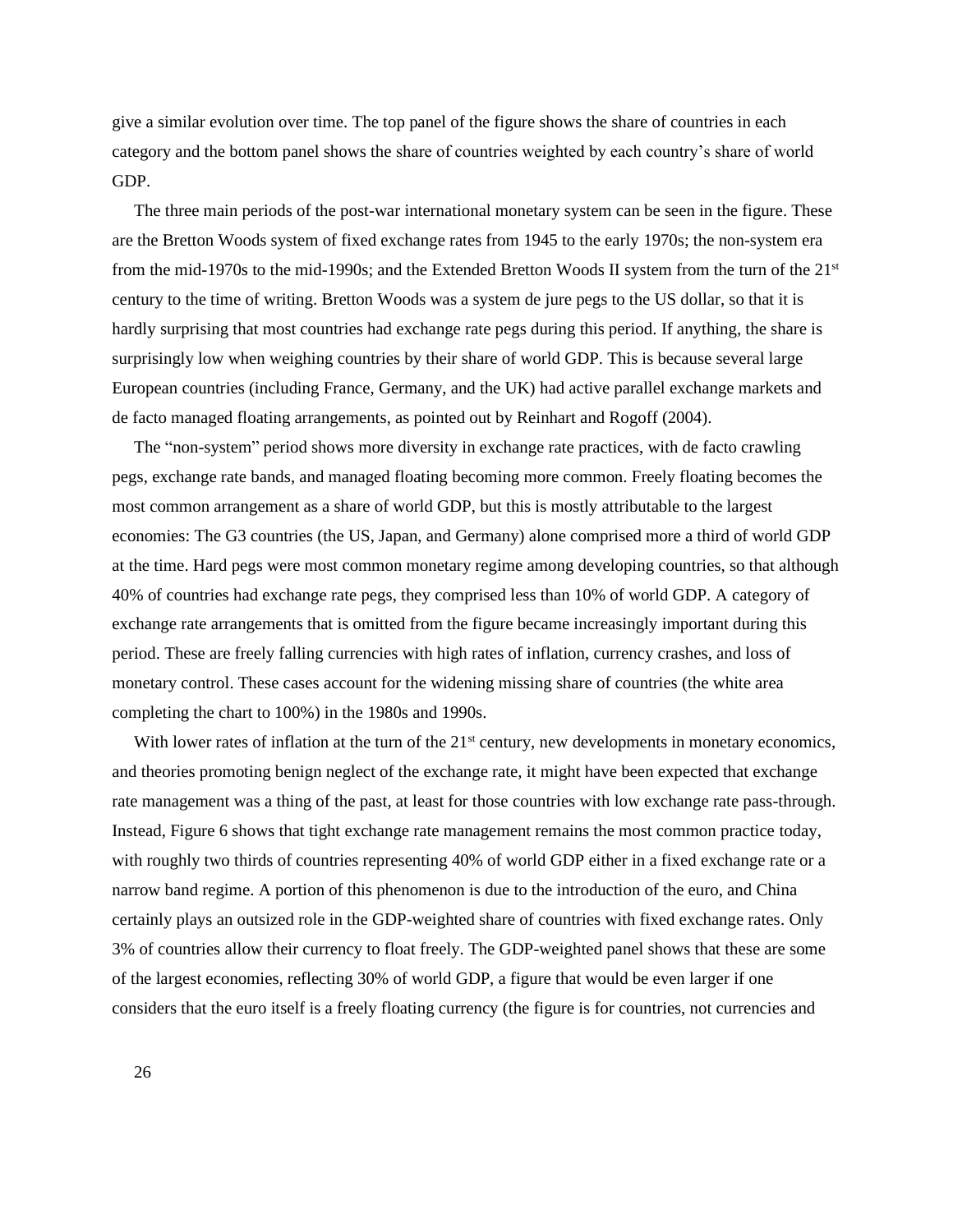give a similar evolution over time. The top panel of the figure shows the share of countries in each category and the bottom panel shows the share of countries weighted by each country's share of world GDP.

The three main periods of the post-war international monetary system can be seen in the figure. These are the Bretton Woods system of fixed exchange rates from 1945 to the early 1970s; the non-system era from the mid-1970s to the mid-1990s; and the Extended Bretton Woods II system from the turn of the 21st century to the time of writing. Bretton Woods was a system de jure pegs to the US dollar, so that it is hardly surprising that most countries had exchange rate pegs during this period. If anything, the share is surprisingly low when weighing countries by their share of world GDP. This is because several large European countries (including France, Germany, and the UK) had active parallel exchange markets and de facto managed floating arrangements, as pointed out by Reinhart and Rogoff (2004).

The "non-system" period shows more diversity in exchange rate practices, with de facto crawling pegs, exchange rate bands, and managed floating becoming more common. Freely floating becomes the most common arrangement as a share of world GDP, but this is mostly attributable to the largest economies: The G3 countries (the US, Japan, and Germany) alone comprised more a third of world GDP at the time. Hard pegs were most common monetary regime among developing countries, so that although 40% of countries had exchange rate pegs, they comprised less than 10% of world GDP. A category of exchange rate arrangements that is omitted from the figure became increasingly important during this period. These are freely falling currencies with high rates of inflation, currency crashes, and loss of monetary control. These cases account for the widening missing share of countries (the white area completing the chart to 100%) in the 1980s and 1990s.

With lower rates of inflation at the turn of the 21st century, new developments in monetary economics, and theories promoting benign neglect of the exchange rate, it might have been expected that exchange rate management was a thing of the past, at least for those countries with low exchange rate pass-through. Instead, Figure 6 shows that tight exchange rate management remains the most common practice today, with roughly two thirds of countries representing 40% of world GDP either in a fixed exchange rate or a narrow band regime. A portion of this phenomenon is due to the introduction of the euro, and China certainly plays an outsized role in the GDP-weighted share of countries with fixed exchange rates. Only 3% of countries allow their currency to float freely. The GDP-weighted panel shows that these are some of the largest economies, reflecting 30% of world GDP, a figure that would be even larger if one considers that the euro itself is a freely floating currency (the figure is for countries, not currencies and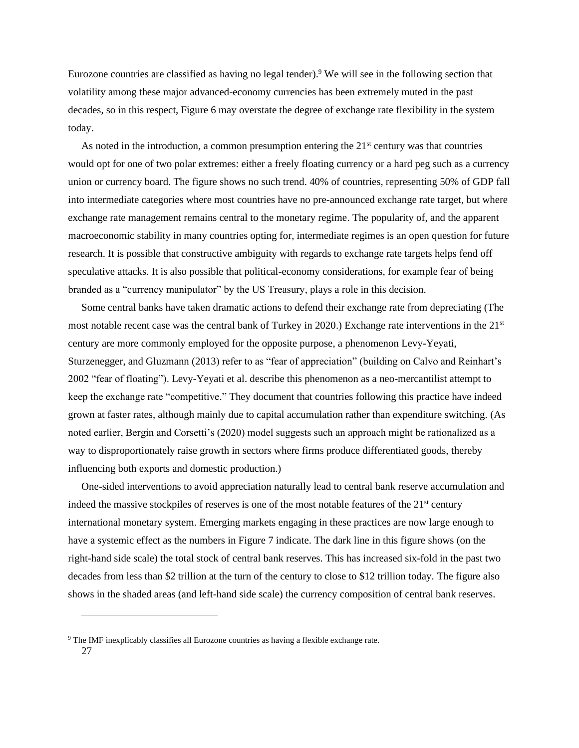Eurozone countries are classified as having no legal tender).[9] We will see in the following section that volatility among these major advanced-economy currencies has been extremely muted in the past decades, so in this respect, Figure 6 may overstate the degree of exchange rate flexibility in the system today.

As noted in the introduction, a common presumption entering the 21st century was that countries would opt for one of two polar extremes: either a freely floating currency or a hard peg such as a currency union or currency board. The figure shows no such trend. 40% of countries, representing 50% of GDP fall into intermediate categories where most countries have no pre-announced exchange rate target, but where exchange rate management remains central to the monetary regime. The popularity of, and the apparent macroeconomic stability in many countries opting for, intermediate regimes is an open question for future research. It is possible that constructive ambiguity with regards to exchange rate targets helps fend off speculative attacks. It is also possible that political-economy considerations, for example fear of being branded as a "currency manipulator" by the US Treasury, plays a role in this decision.

Some central banks have taken dramatic actions to defend their exchange rate from depreciating (The most notable recent case was the central bank of Turkey in 2020.) Exchange rate interventions in the 21st century are more commonly employed for the opposite purpose, a phenomenon Levy-Yeyati, Sturzenegger, and Gluzmann (2013) refer to as "fear of appreciation" (building on Calvo and Reinhart's 2002 "fear of floating"). Levy-Yeyati et al. describe this phenomenon as a neo-mercantilist attempt to keep the exchange rate "competitive." They document that countries following this practice have indeed grown at faster rates, although mainly due to capital accumulation rather than expenditure switching. (As noted earlier, Bergin and Corsetti's (2020) model suggests such an approach might be rationalized as a way to disproportionately raise growth in sectors where firms produce differentiated goods, thereby influencing both exports and domestic production.)

One-sided interventions to avoid appreciation naturally lead to central bank reserve accumulation and indeed the massive stockpiles of reserves is one of the most notable features of the 21st century international monetary system. Emerging markets engaging in these practices are now large enough to have a systemic effect as the numbers in Figure 7 indicate. The dark line in this figure shows (on the right-hand side scale) the total stock of central bank reserves. This has increased six-fold in the past two decades from less than \$2 trillion at the turn of the century to close to \$12 trillion today. The figure also shows in the shaded areas (and left-hand side scale) the currency composition of central bank reserves.

[9] The IMF inexplicably classifies all Eurozone countries as having a flexible exchange rate.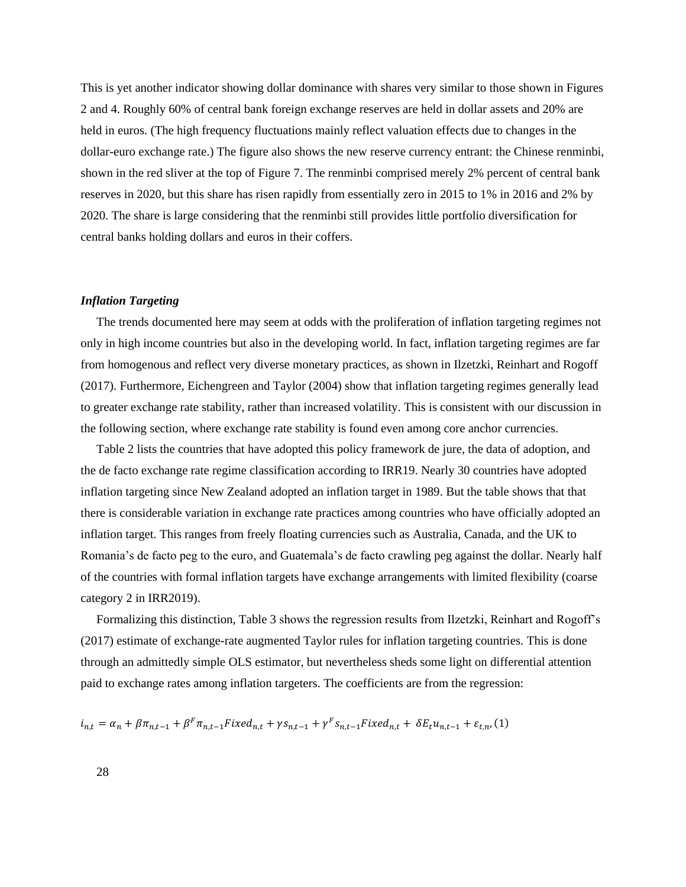This is yet another indicator showing dollar dominance with shares very similar to those shown in Figures 2 and 4. Roughly 60% of central bank foreign exchange reserves are held in dollar assets and 20% are held in euros. (The high frequency fluctuations mainly reflect valuation effects due to changes in the dollar-euro exchange rate.) The figure also shows the new reserve currency entrant: the Chinese renminbi, shown in the red sliver at the top of Figure 7. The renminbi comprised merely 2% percent of central bank reserves in 2020, but this share has risen rapidly from essentially zero in 2015 to 1% in 2016 and 2% by 2020. The share is large considering that the renminbi still provides little portfolio diversification for central banks holding dollars and euros in their coffers.

### *Inflation Targeting*

The trends documented here may seem at odds with the proliferation of inflation targeting regimes not only in high income countries but also in the developing world. In fact, inflation targeting regimes are far from homogenous and reflect very diverse monetary practices, as shown in Ilzetzki, Reinhart and Rogoff (2017). Furthermore, Eichengreen and Taylor (2004) show that inflation targeting regimes generally lead to greater exchange rate stability, rather than increased volatility. This is consistent with our discussion in the following section, where exchange rate stability is found even among core anchor currencies.

Table 2 lists the countries that have adopted this policy framework de jure, the data of adoption, and the de facto exchange rate regime classification according to IRR19. Nearly 30 countries have adopted inflation targeting since New Zealand adopted an inflation target in 1989. But the table shows that that there is considerable variation in exchange rate practices among countries who have officially adopted an inflation target. This ranges from freely floating currencies such as Australia, Canada, and the UK to Romania's de facto peg to the euro, and Guatemala's de facto crawling peg against the dollar. Nearly half of the countries with formal inflation targets have exchange arrangements with limited flexibility (coarse category 2 in IRR2019).

Formalizing this distinction, Table 3 shows the regression results from Ilzetzki, Reinhart and Rogoff's (2017) estimate of exchange-rate augmented Taylor rules for inflation targeting countries. This is done through an admittedly simple OLS estimator, but nevertheless sheds some light on differential attention paid to exchange rates among inflation targeters. The coefficients are from the regression:

$$i_{n,t} = \alpha_n + \beta\pi_{n,t-1} + \beta^F\pi_{n,t-1}Fixed_{n,t} + \gamma s_{n,t-1} + \gamma^F s_{n,t-1}Fixed_{n,t} + \delta E_t u_{n,t-1} + \varepsilon_{t,n}, (1)$$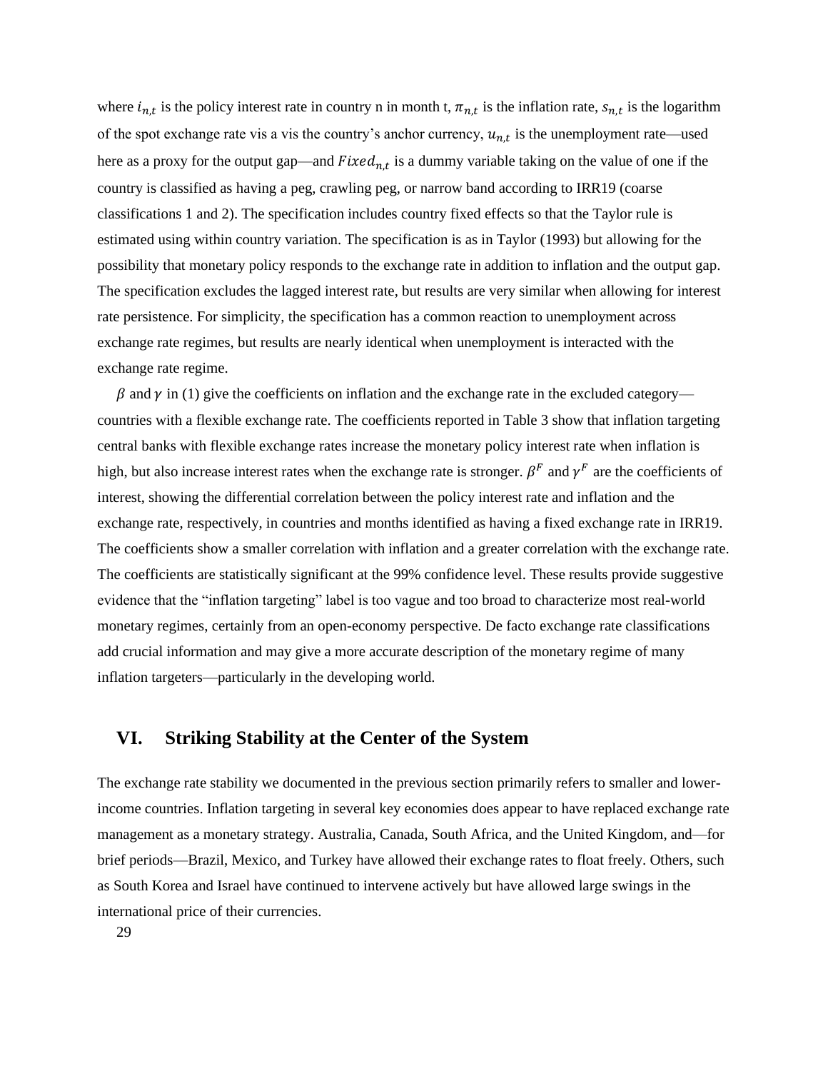where $i_{n,t}$ is the policy interest rate in country n in month t, $\pi_{n,t}$ is the inflation rate, $s_{n,t}$ is the logarithm of the spot exchange rate vis a vis the country's anchor currency, $u_{n,t}$ is the unemployment rate—used here as a proxy for the output gap—and $Fixed_{n,t}$ is a dummy variable taking on the value of one if the country is classified as having a peg, crawling peg, or narrow band according to IRR19 (coarse classifications 1 and 2). The specification includes country fixed effects so that the Taylor rule is estimated using within country variation. The specification is as in Taylor (1993) but allowing for the possibility that monetary policy responds to the exchange rate in addition to inflation and the output gap. The specification excludes the lagged interest rate, but results are very similar when allowing for interest rate persistence. For simplicity, the specification has a common reaction to unemployment across exchange rate regimes, but results are nearly identical when unemployment is interacted with the exchange rate regime.

$\beta$ and $\gamma$ in (1) give the coefficients on inflation and the exchange rate in the excluded category—countries with a flexible exchange rate. The coefficients reported in Table 3 show that inflation targeting central banks with flexible exchange rates increase the monetary policy interest rate when inflation is high, but also increase interest rates when the exchange rate is stronger. $\beta^F$ and $\gamma^F$ are the coefficients of interest, showing the differential correlation between the policy interest rate and inflation and the exchange rate, respectively, in countries and months identified as having a fixed exchange rate in IRR19. The coefficients show a smaller correlation with inflation and a greater correlation with the exchange rate. The coefficients are statistically significant at the 99% confidence level. These results provide suggestive evidence that the "inflation targeting" label is too vague and too broad to characterize most real-world monetary regimes, certainly from an open-economy perspective. De facto exchange rate classifications add crucial information and may give a more accurate description of the monetary regime of many inflation targeters—particularly in the developing world.

## VI. Striking Stability at the Center of the System

The exchange rate stability we documented in the previous section primarily refers to smaller and lower-income countries. Inflation targeting in several key economies does appear to have replaced exchange rate management as a monetary strategy. Australia, Canada, South Africa, and the United Kingdom, and—for brief periods—Brazil, Mexico, and Turkey have allowed their exchange rates to float freely. Others, such as South Korea and Israel have continued to intervene actively but have allowed large swings in the international price of their currencies.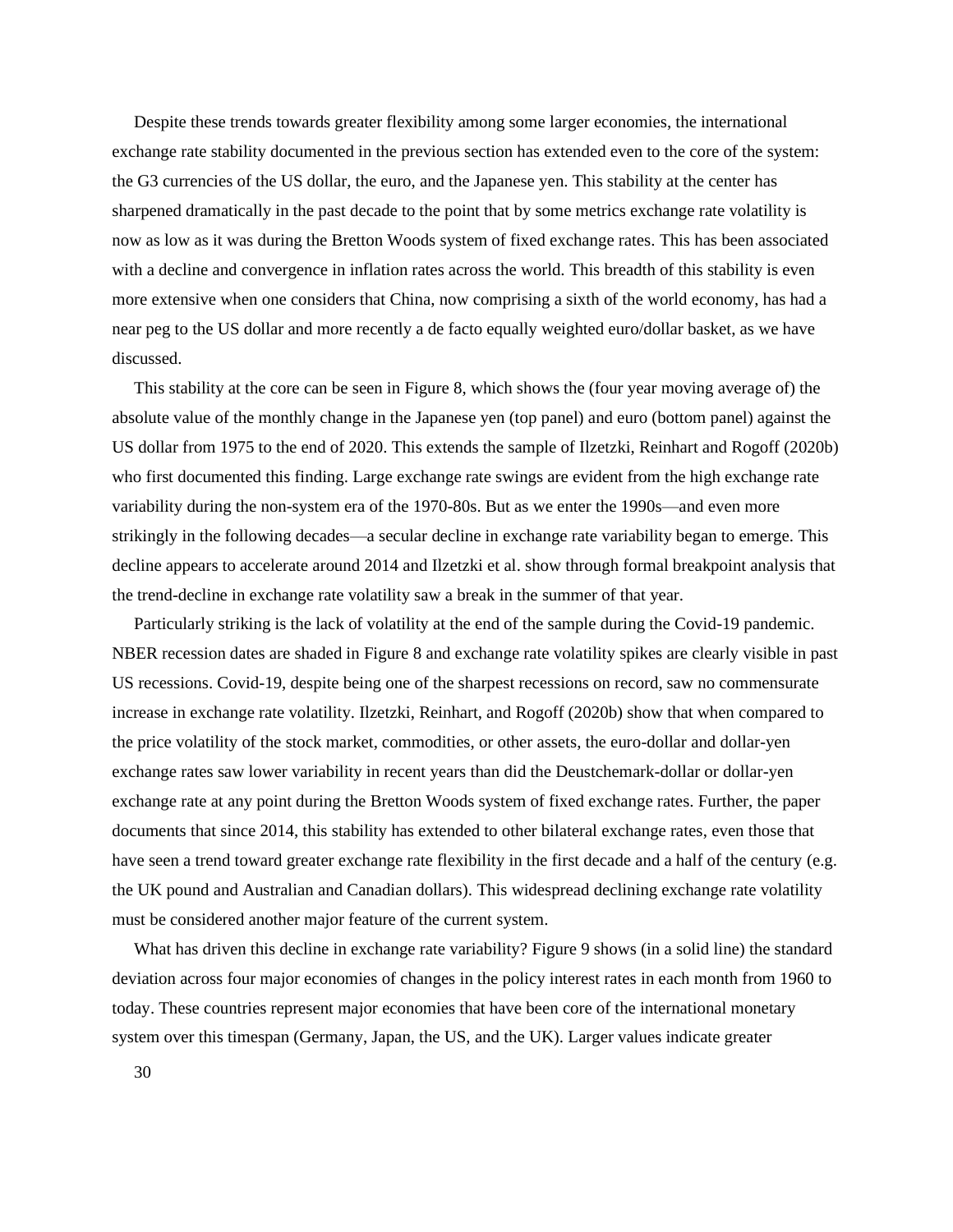Despite these trends towards greater flexibility among some larger economies, the international exchange rate stability documented in the previous section has extended even to the core of the system: the G3 currencies of the US dollar, the euro, and the Japanese yen. This stability at the center has sharpened dramatically in the past decade to the point that by some metrics exchange rate volatility is now as low as it was during the Bretton Woods system of fixed exchange rates. This has been associated with a decline and convergence in inflation rates across the world. This breadth of this stability is even more extensive when one considers that China, now comprising a sixth of the world economy, has had a near peg to the US dollar and more recently a de facto equally weighted euro/dollar basket, as we have discussed.

This stability at the core can be seen in Figure 8, which shows the (four year moving average of) the absolute value of the monthly change in the Japanese yen (top panel) and euro (bottom panel) against the US dollar from 1975 to the end of 2020. This extends the sample of Ilzetzki, Reinhart and Rogoff (2020b) who first documented this finding. Large exchange rate swings are evident from the high exchange rate variability during the non-system era of the 1970-80s. But as we enter the 1990s—and even more strikingly in the following decades—a secular decline in exchange rate variability began to emerge. This decline appears to accelerate around 2014 and Ilzetzki et al. show through formal breakpoint analysis that the trend-decline in exchange rate volatility saw a break in the summer of that year.

Particularly striking is the lack of volatility at the end of the sample during the Covid-19 pandemic. NBER recession dates are shaded in Figure 8 and exchange rate volatility spikes are clearly visible in past US recessions. Covid-19, despite being one of the sharpest recessions on record, saw no commensurate increase in exchange rate volatility. Ilzetzki, Reinhart, and Rogoff (2020b) show that when compared to the price volatility of the stock market, commodities, or other assets, the euro-dollar and dollar-yen exchange rates saw lower variability in recent years than did the Deustchemark-dollar or dollar-yen exchange rate at any point during the Bretton Woods system of fixed exchange rates. Further, the paper documents that since 2014, this stability has extended to other bilateral exchange rates, even those that have seen a trend toward greater exchange rate flexibility in the first decade and a half of the century (e.g. the UK pound and Australian and Canadian dollars). This widespread declining exchange rate volatility must be considered another major feature of the current system.

What has driven this decline in exchange rate variability? Figure 9 shows (in a solid line) the standard deviation across four major economies of changes in the policy interest rates in each month from 1960 to today. These countries represent major economies that have been core of the international monetary system over this timespan (Germany, Japan, the US, and the UK). Larger values indicate greater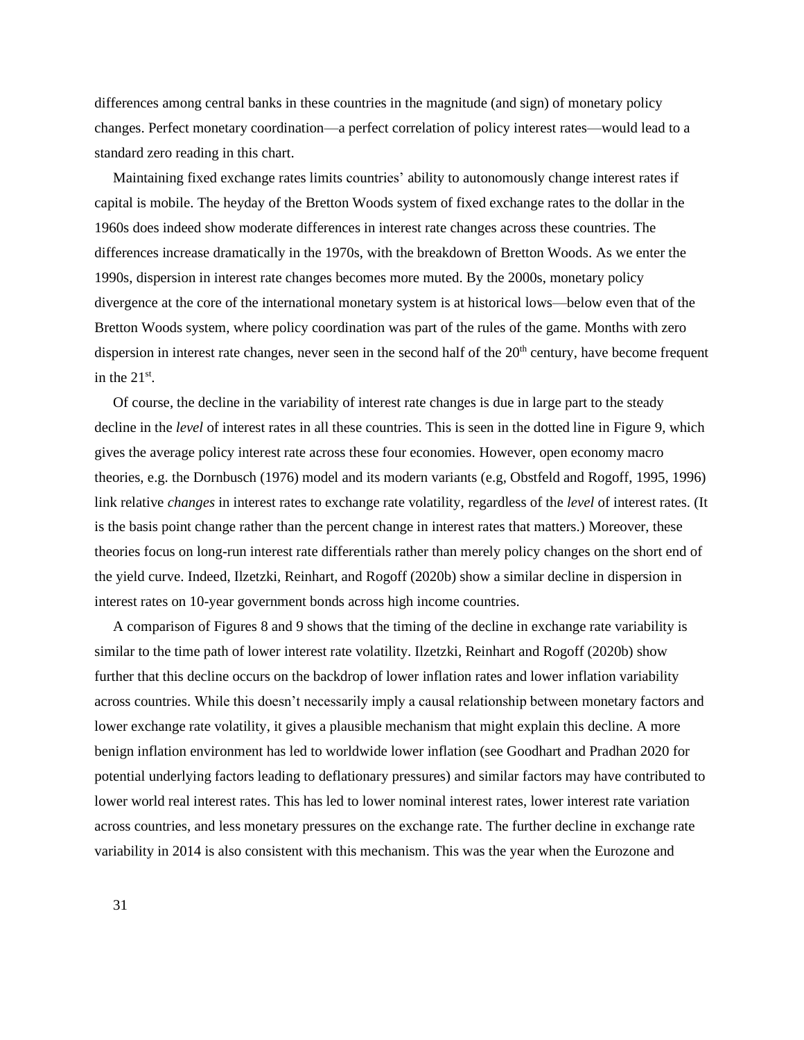differences among central banks in these countries in the magnitude (and sign) of monetary policy changes. Perfect monetary coordination—a perfect correlation of policy interest rates—would lead to a standard zero reading in this chart.

Maintaining fixed exchange rates limits countries' ability to autonomously change interest rates if capital is mobile. The heyday of the Bretton Woods system of fixed exchange rates to the dollar in the 1960s does indeed show moderate differences in interest rate changes across these countries. The differences increase dramatically in the 1970s, with the breakdown of Bretton Woods. As we enter the 1990s, dispersion in interest rate changes becomes more muted. By the 2000s, monetary policy divergence at the core of the international monetary system is at historical lows—below even that of the Bretton Woods system, where policy coordination was part of the rules of the game. Months with zero dispersion in interest rate changes, never seen in the second half of the 20th century, have become frequent in the 21st.

Of course, the decline in the variability of interest rate changes is due in large part to the steady decline in the *level* of interest rates in all these countries. This is seen in the dotted line in Figure 9, which gives the average policy interest rate across these four economies. However, open economy macro theories, e.g. the Dornbusch (1976) model and its modern variants (e.g, Obstfeld and Rogoff, 1995, 1996) link relative *changes* in interest rates to exchange rate volatility, regardless of the *level* of interest rates. (It is the basis point change rather than the percent change in interest rates that matters.) Moreover, these theories focus on long-run interest rate differentials rather than merely policy changes on the short end of the yield curve. Indeed, Ilzetzki, Reinhart, and Rogoff (2020b) show a similar decline in dispersion in interest rates on 10-year government bonds across high income countries.

A comparison of Figures 8 and 9 shows that the timing of the decline in exchange rate variability is similar to the time path of lower interest rate volatility. Ilzetzki, Reinhart and Rogoff (2020b) show further that this decline occurs on the backdrop of lower inflation rates and lower inflation variability across countries. While this doesn't necessarily imply a causal relationship between monetary factors and lower exchange rate volatility, it gives a plausible mechanism that might explain this decline. A more benign inflation environment has led to worldwide lower inflation (see Goodhart and Pradhan 2020 for potential underlying factors leading to deflationary pressures) and similar factors may have contributed to lower world real interest rates. This has led to lower nominal interest rates, lower interest rate variation across countries, and less monetary pressures on the exchange rate. The further decline in exchange rate variability in 2014 is also consistent with this mechanism. This was the year when the Eurozone and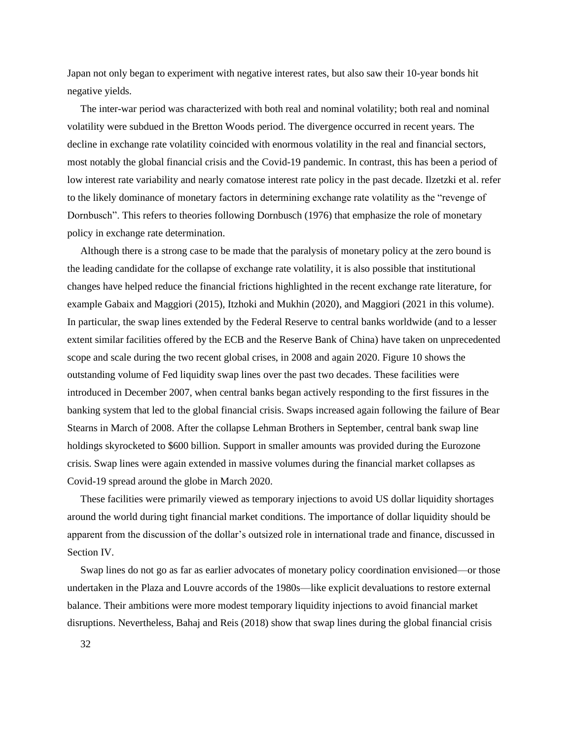Japan not only began to experiment with negative interest rates, but also saw their 10-year bonds hit negative yields.

The inter-war period was characterized with both real and nominal volatility; both real and nominal volatility were subdued in the Bretton Woods period. The divergence occurred in recent years. The decline in exchange rate volatility coincided with enormous volatility in the real and financial sectors, most notably the global financial crisis and the Covid-19 pandemic. In contrast, this has been a period of low interest rate variability and nearly comatose interest rate policy in the past decade. Ilzetzki et al. refer to the likely dominance of monetary factors in determining exchange rate volatility as the "revenge of Dornbusch". This refers to theories following Dornbusch (1976) that emphasize the role of monetary policy in exchange rate determination.

Although there is a strong case to be made that the paralysis of monetary policy at the zero bound is the leading candidate for the collapse of exchange rate volatility, it is also possible that institutional changes have helped reduce the financial frictions highlighted in the recent exchange rate literature, for example Gabaix and Maggiori (2015), Itzhoki and Mukhin (2020), and Maggiori (2021 in this volume). In particular, the swap lines extended by the Federal Reserve to central banks worldwide (and to a lesser extent similar facilities offered by the ECB and the Reserve Bank of China) have taken on unprecedented scope and scale during the two recent global crises, in 2008 and again 2020. Figure 10 shows the outstanding volume of Fed liquidity swap lines over the past two decades. These facilities were introduced in December 2007, when central banks began actively responding to the first fissures in the banking system that led to the global financial crisis. Swaps increased again following the failure of Bear Stearns in March of 2008. After the collapse Lehman Brothers in September, central bank swap line holdings skyrocketed to $600 billion. Support in smaller amounts was provided during the Eurozone crisis. Swap lines were again extended in massive volumes during the financial market collapses as Covid-19 spread around the globe in March 2020.

These facilities were primarily viewed as temporary injections to avoid US dollar liquidity shortages around the world during tight financial market conditions. The importance of dollar liquidity should be apparent from the discussion of the dollar's outsized role in international trade and finance, discussed in Section IV.

Swap lines do not go as far as earlier advocates of monetary policy coordination envisioned—or those undertaken in the Plaza and Louvre accords of the 1980s—like explicit devaluations to restore external balance. Their ambitions were more modest temporary liquidity injections to avoid financial market disruptions. Nevertheless, Bahaj and Reis (2018) show that swap lines during the global financial crisis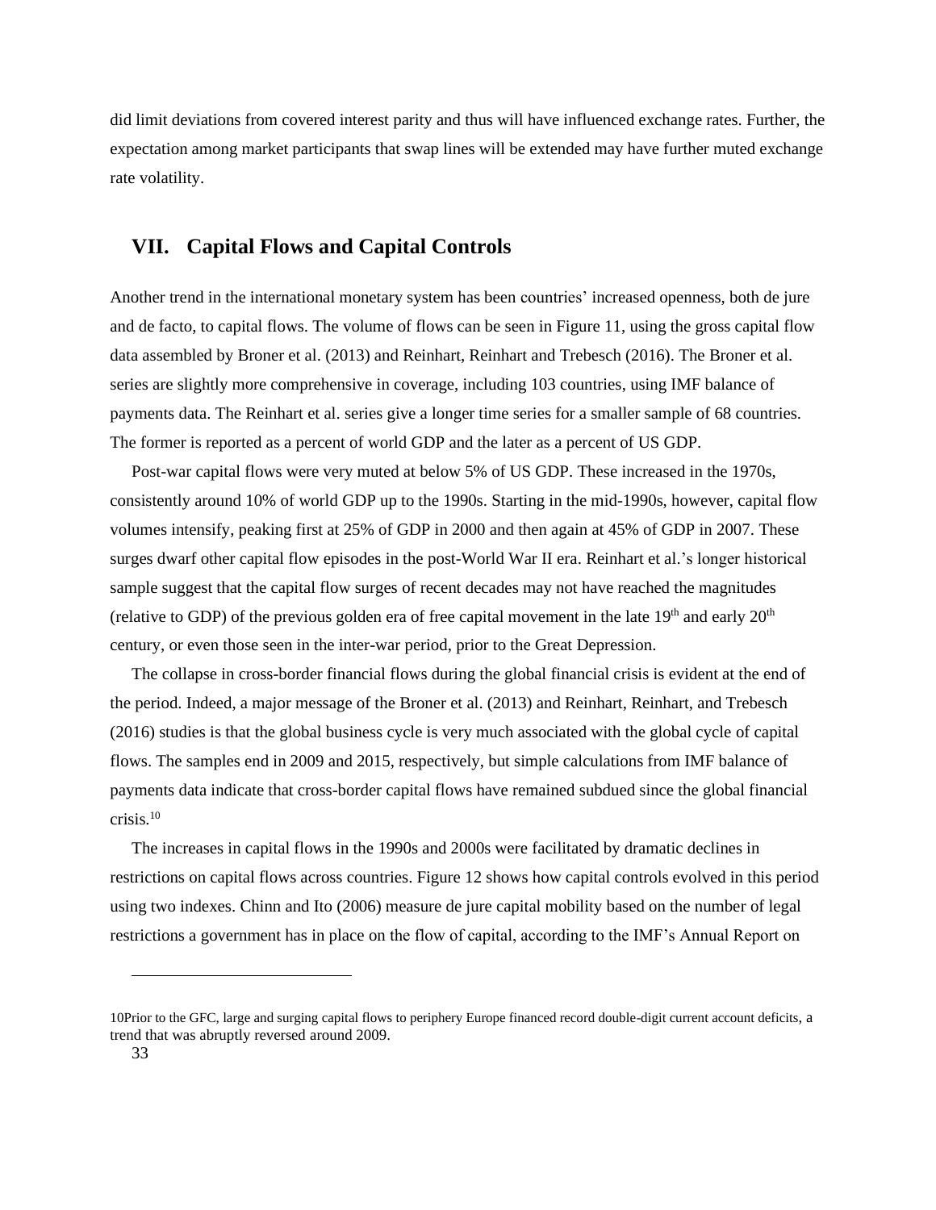did limit deviations from covered interest parity and thus will have influenced exchange rates. Further, the expectation among market participants that swap lines will be extended may have further muted exchange rate volatility.

## VII. Capital Flows and Capital Controls

Another trend in the international monetary system has been countries' increased openness, both de jure and de facto, to capital flows. The volume of flows can be seen in Figure 11, using the gross capital flow data assembled by Broner et al. (2013) and Reinhart, Reinhart and Trebesch (2016). The Broner et al. series are slightly more comprehensive in coverage, including 103 countries, using IMF balance of payments data. The Reinhart et al. series give a longer time series for a smaller sample of 68 countries. The former is reported as a percent of world GDP and the later as a percent of US GDP.

Post-war capital flows were very muted at below 5% of US GDP. These increased in the 1970s, consistently around 10% of world GDP up to the 1990s. Starting in the mid-1990s, however, capital flow volumes intensify, peaking first at 25% of GDP in 2000 and then again at 45% of GDP in 2007. These surges dwarf other capital flow episodes in the post-World War II era. Reinhart et al.'s longer historical sample suggest that the capital flow surges of recent decades may not have reached the magnitudes (relative to GDP) of the previous golden era of free capital movement in the late 19th and early 20th century, or even those seen in the inter-war period, prior to the Great Depression.

The collapse in cross-border financial flows during the global financial crisis is evident at the end of the period. Indeed, a major message of the Broner et al. (2013) and Reinhart, Reinhart, and Trebesch (2016) studies is that the global business cycle is very much associated with the global cycle of capital flows. The samples end in 2009 and 2015, respectively, but simple calculations from IMF balance of payments data indicate that cross-border capital flows have remained subdued since the global financial crisis.[10]

The increases in capital flows in the 1990s and 2000s were facilitated by dramatic declines in restrictions on capital flows across countries. Figure 12 shows how capital controls evolved in this period using two indexes. Chinn and Ito (2006) measure de jure capital mobility based on the number of legal restrictions a government has in place on the flow of capital, according to the IMF's Annual Report on

10Prior to the GFC, large and surging capital flows to periphery Europe financed record double-digit current account deficits, a trend that was abruptly reversed around 2009.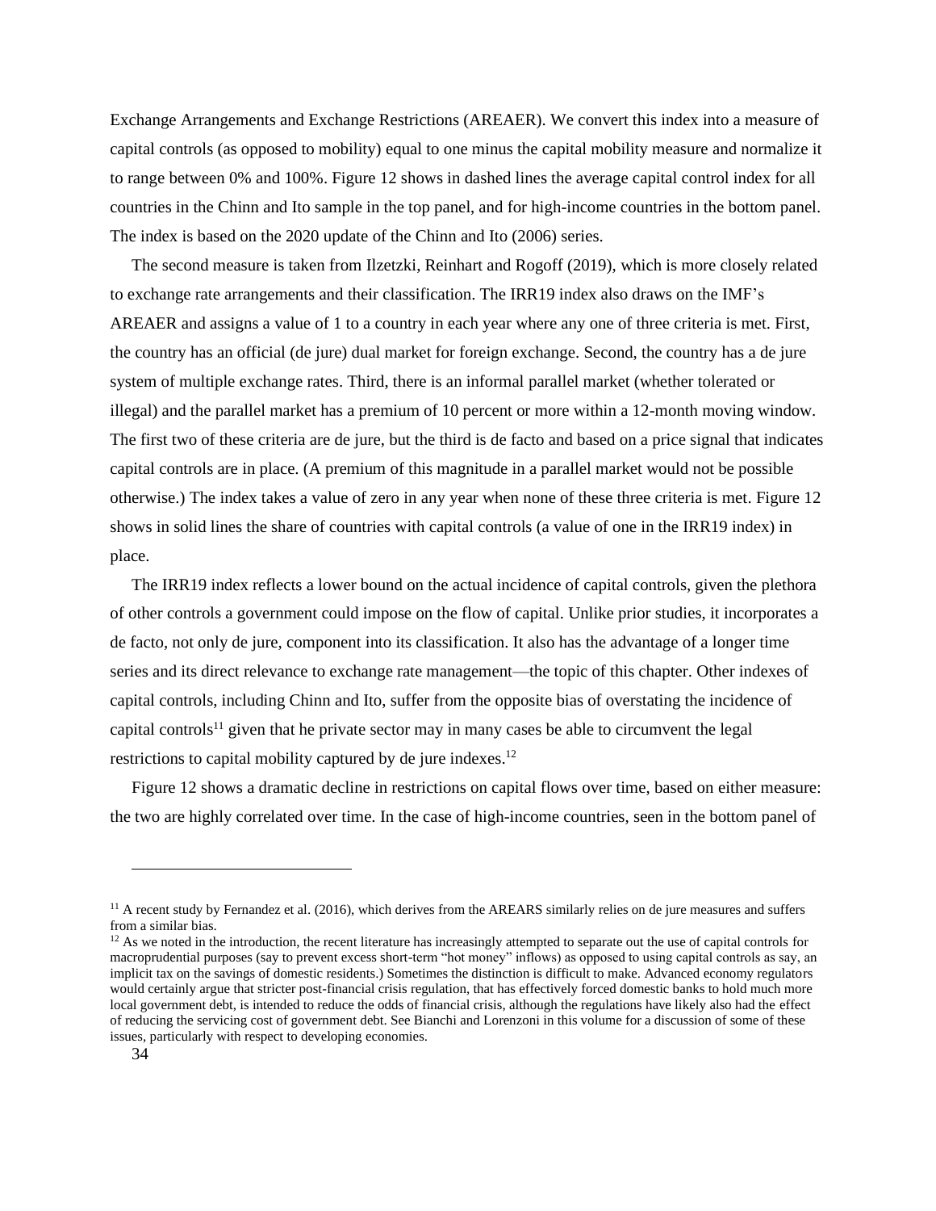Exchange Arrangements and Exchange Restrictions (AREAER). We convert this index into a measure of capital controls (as opposed to mobility) equal to one minus the capital mobility measure and normalize it to range between 0% and 100%. Figure 12 shows in dashed lines the average capital control index for all countries in the Chinn and Ito sample in the top panel, and for high-income countries in the bottom panel. The index is based on the 2020 update of the Chinn and Ito (2006) series.

The second measure is taken from Ilzetzki, Reinhart and Rogoff (2019), which is more closely related to exchange rate arrangements and their classification. The IRR19 index also draws on the IMF's AREAER and assigns a value of 1 to a country in each year where any one of three criteria is met. First, the country has an official (de jure) dual market for foreign exchange. Second, the country has a de jure system of multiple exchange rates. Third, there is an informal parallel market (whether tolerated or illegal) and the parallel market has a premium of 10 percent or more within a 12-month moving window. The first two of these criteria are de jure, but the third is de facto and based on a price signal that indicates capital controls are in place. (A premium of this magnitude in a parallel market would not be possible otherwise.) The index takes a value of zero in any year when none of these three criteria is met. Figure 12 shows in solid lines the share of countries with capital controls (a value of one in the IRR19 index) in place.

The IRR19 index reflects a lower bound on the actual incidence of capital controls, given the plethora of other controls a government could impose on the flow of capital. Unlike prior studies, it incorporates a de facto, not only de jure, component into its classification. It also has the advantage of a longer time series and its direct relevance to exchange rate management—the topic of this chapter. Other indexes of capital controls, including Chinn and Ito, suffer from the opposite bias of overstating the incidence of capital controls[11] given that he private sector may in many cases be able to circumvent the legal restrictions to capital mobility captured by de jure indexes.[12]

Figure 12 shows a dramatic decline in restrictions on capital flows over time, based on either measure: the two are highly correlated over time. In the case of high-income countries, seen in the bottom panel of

---

[11] A recent study by Fernandez et al. (2016), which derives from the AREARS similarly relies on de jure measures and suffers from a similar bias.

[12] As we noted in the introduction, the recent literature has increasingly attempted to separate out the use of capital controls for macroprudential purposes (say to prevent excess short-term "hot money" inflows) as opposed to using capital controls as say, an implicit tax on the savings of domestic residents.) Sometimes the distinction is difficult to make. Advanced economy regulators would certainly argue that stricter post-financial crisis regulation, that has effectively forced domestic banks to hold much more local government debt, is intended to reduce the odds of financial crisis, although the regulations have likely also had the effect of reducing the servicing cost of government debt. See Bianchi and Lorenzoni in this volume for a discussion of some of these issues, particularly with respect to developing economies.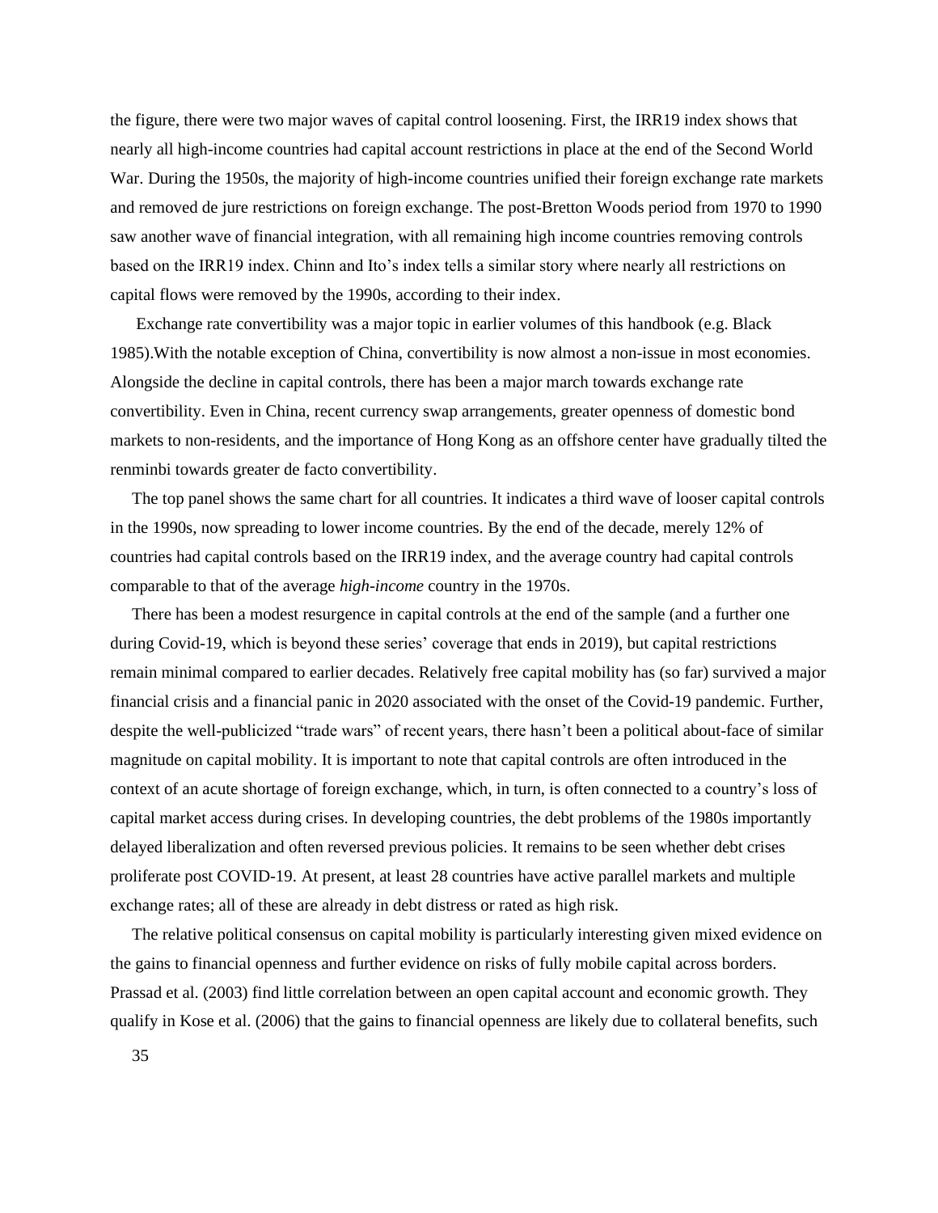the figure, there were two major waves of capital control loosening. First, the IRR19 index shows that nearly all high-income countries had capital account restrictions in place at the end of the Second World War. During the 1950s, the majority of high-income countries unified their foreign exchange rate markets and removed de jure restrictions on foreign exchange. The post-Bretton Woods period from 1970 to 1990 saw another wave of financial integration, with all remaining high income countries removing controls based on the IRR19 index. Chinn and Ito's index tells a similar story where nearly all restrictions on capital flows were removed by the 1990s, according to their index.

Exchange rate convertibility was a major topic in earlier volumes of this handbook (e.g. Black 1985).With the notable exception of China, convertibility is now almost a non-issue in most economies. Alongside the decline in capital controls, there has been a major march towards exchange rate convertibility. Even in China, recent currency swap arrangements, greater openness of domestic bond markets to non-residents, and the importance of Hong Kong as an offshore center have gradually tilted the renminbi towards greater de facto convertibility.

The top panel shows the same chart for all countries. It indicates a third wave of looser capital controls in the 1990s, now spreading to lower income countries. By the end of the decade, merely 12% of countries had capital controls based on the IRR19 index, and the average country had capital controls comparable to that of the average *high-income* country in the 1970s.

There has been a modest resurgence in capital controls at the end of the sample (and a further one during Covid-19, which is beyond these series' coverage that ends in 2019), but capital restrictions remain minimal compared to earlier decades. Relatively free capital mobility has (so far) survived a major financial crisis and a financial panic in 2020 associated with the onset of the Covid-19 pandemic. Further, despite the well-publicized "trade wars" of recent years, there hasn't been a political about-face of similar magnitude on capital mobility. It is important to note that capital controls are often introduced in the context of an acute shortage of foreign exchange, which, in turn, is often connected to a country's loss of capital market access during crises. In developing countries, the debt problems of the 1980s importantly delayed liberalization and often reversed previous policies. It remains to be seen whether debt crises proliferate post COVID-19. At present, at least 28 countries have active parallel markets and multiple exchange rates; all of these are already in debt distress or rated as high risk.

The relative political consensus on capital mobility is particularly interesting given mixed evidence on the gains to financial openness and further evidence on risks of fully mobile capital across borders. Prassad et al. (2003) find little correlation between an open capital account and economic growth. They qualify in Kose et al. (2006) that the gains to financial openness are likely due to collateral benefits, such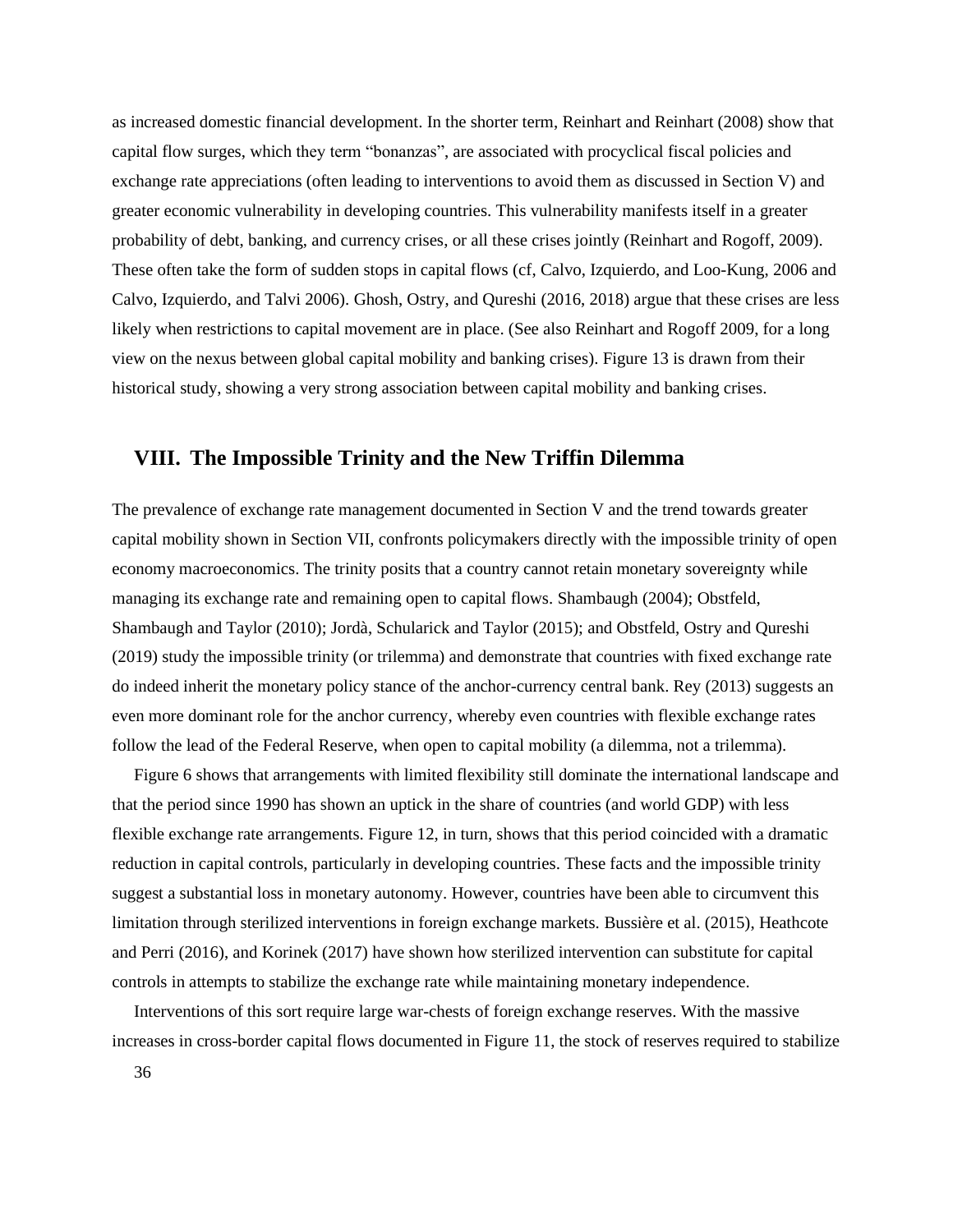as increased domestic financial development. In the shorter term, Reinhart and Reinhart (2008) show that capital flow surges, which they term "bonanzas", are associated with procyclical fiscal policies and exchange rate appreciations (often leading to interventions to avoid them as discussed in Section V) and greater economic vulnerability in developing countries. This vulnerability manifests itself in a greater probability of debt, banking, and currency crises, or all these crises jointly (Reinhart and Rogoff, 2009). These often take the form of sudden stops in capital flows (cf, Calvo, Izquierdo, and Loo-Kung, 2006 and Calvo, Izquierdo, and Talvi 2006). Ghosh, Ostry, and Qureshi (2016, 2018) argue that these crises are less likely when restrictions to capital movement are in place. (See also Reinhart and Rogoff 2009, for a long view on the nexus between global capital mobility and banking crises). Figure 13 is drawn from their historical study, showing a very strong association between capital mobility and banking crises.

## VIII. The Impossible Trinity and the New Triffin Dilemma

The prevalence of exchange rate management documented in Section V and the trend towards greater capital mobility shown in Section VII, confronts policymakers directly with the impossible trinity of open economy macroeconomics. The trinity posits that a country cannot retain monetary sovereignty while managing its exchange rate and remaining open to capital flows. Shambaugh (2004); Obstfeld, Shambaugh and Taylor (2010); Jordà, Schularick and Taylor (2015); and Obstfeld, Ostry and Qureshi (2019) study the impossible trinity (or trilemma) and demonstrate that countries with fixed exchange rate do indeed inherit the monetary policy stance of the anchor-currency central bank. Rey (2013) suggests an even more dominant role for the anchor currency, whereby even countries with flexible exchange rates follow the lead of the Federal Reserve, when open to capital mobility (a dilemma, not a trilemma).

Figure 6 shows that arrangements with limited flexibility still dominate the international landscape and that the period since 1990 has shown an uptick in the share of countries (and world GDP) with less flexible exchange rate arrangements. Figure 12, in turn, shows that this period coincided with a dramatic reduction in capital controls, particularly in developing countries. These facts and the impossible trinity suggest a substantial loss in monetary autonomy. However, countries have been able to circumvent this limitation through sterilized interventions in foreign exchange markets. Bussière et al. (2015), Heathcote and Perri (2016), and Korinek (2017) have shown how sterilized intervention can substitute for capital controls in attempts to stabilize the exchange rate while maintaining monetary independence.

Interventions of this sort require large war-chests of foreign exchange reserves. With the massive increases in cross-border capital flows documented in Figure 11, the stock of reserves required to stabilize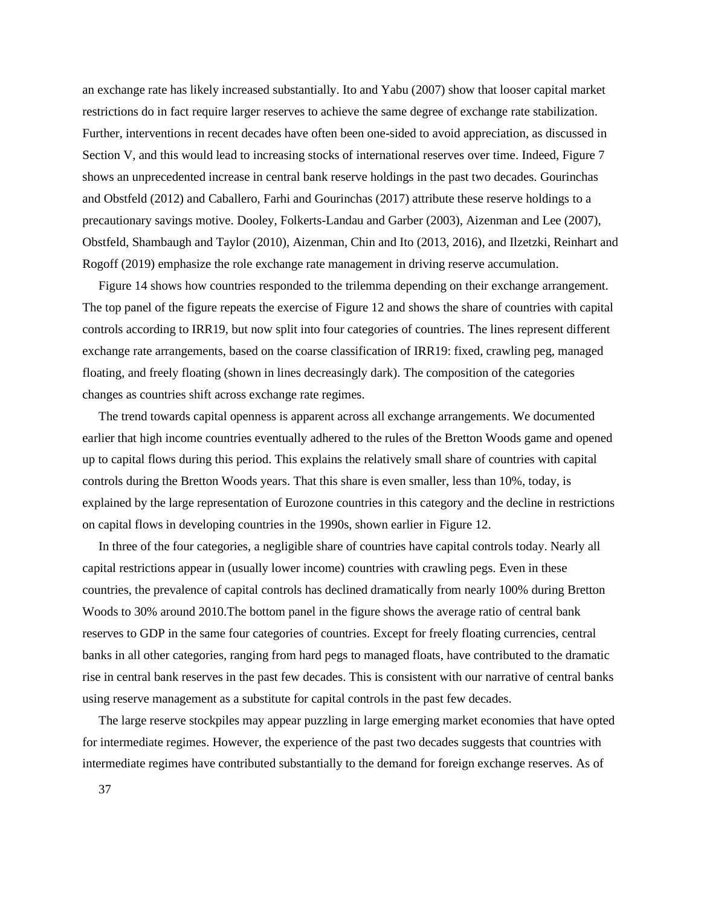an exchange rate has likely increased substantially. Ito and Yabu (2007) show that looser capital market restrictions do in fact require larger reserves to achieve the same degree of exchange rate stabilization. Further, interventions in recent decades have often been one-sided to avoid appreciation, as discussed in Section V, and this would lead to increasing stocks of international reserves over time. Indeed, Figure 7 shows an unprecedented increase in central bank reserve holdings in the past two decades. Gourinchas and Obstfeld (2012) and Caballero, Farhi and Gourinchas (2017) attribute these reserve holdings to a precautionary savings motive. Dooley, Folkerts-Landau and Garber (2003), Aizenman and Lee (2007), Obstfeld, Shambaugh and Taylor (2010), Aizenman, Chin and Ito (2013, 2016), and Ilzetzki, Reinhart and Rogoff (2019) emphasize the role exchange rate management in driving reserve accumulation.

Figure 14 shows how countries responded to the trilemma depending on their exchange arrangement. The top panel of the figure repeats the exercise of Figure 12 and shows the share of countries with capital controls according to IRR19, but now split into four categories of countries. The lines represent different exchange rate arrangements, based on the coarse classification of IRR19: fixed, crawling peg, managed floating, and freely floating (shown in lines decreasingly dark). The composition of the categories changes as countries shift across exchange rate regimes.

The trend towards capital openness is apparent across all exchange arrangements. We documented earlier that high income countries eventually adhered to the rules of the Bretton Woods game and opened up to capital flows during this period. This explains the relatively small share of countries with capital controls during the Bretton Woods years. That this share is even smaller, less than 10%, today, is explained by the large representation of Eurozone countries in this category and the decline in restrictions on capital flows in developing countries in the 1990s, shown earlier in Figure 12.

In three of the four categories, a negligible share of countries have capital controls today. Nearly all capital restrictions appear in (usually lower income) countries with crawling pegs. Even in these countries, the prevalence of capital controls has declined dramatically from nearly 100% during Bretton Woods to 30% around 2010.The bottom panel in the figure shows the average ratio of central bank reserves to GDP in the same four categories of countries. Except for freely floating currencies, central banks in all other categories, ranging from hard pegs to managed floats, have contributed to the dramatic rise in central bank reserves in the past few decades. This is consistent with our narrative of central banks using reserve management as a substitute for capital controls in the past few decades.

The large reserve stockpiles may appear puzzling in large emerging market economies that have opted for intermediate regimes. However, the experience of the past two decades suggests that countries with intermediate regimes have contributed substantially to the demand for foreign exchange reserves. As of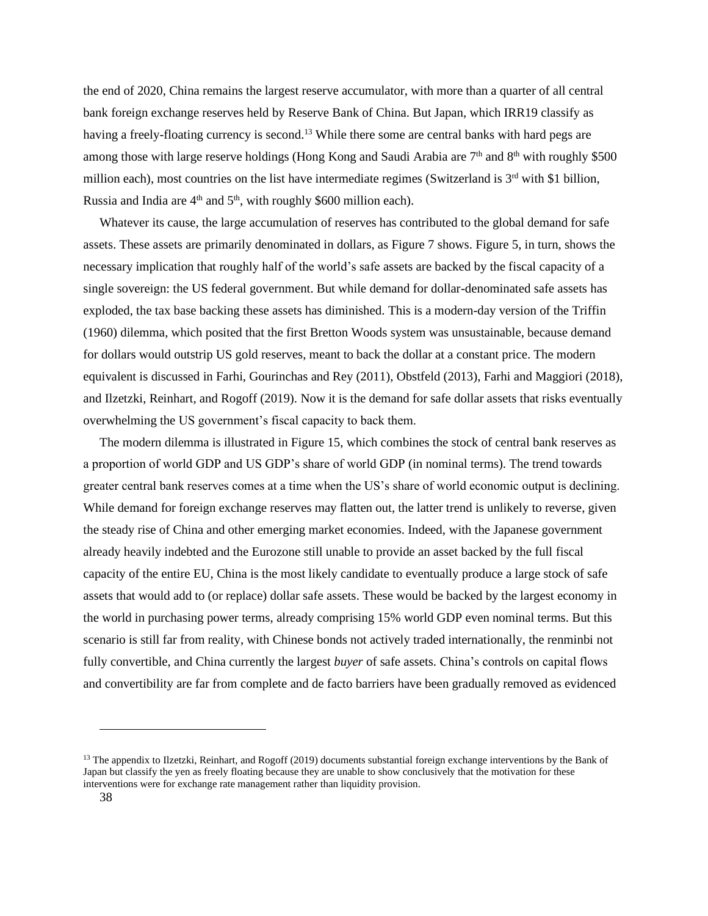the end of 2020, China remains the largest reserve accumulator, with more than a quarter of all central bank foreign exchange reserves held by Reserve Bank of China. But Japan, which IRR19 classify as having a freely-floating currency is second.[13] While there some are central banks with hard pegs are among those with large reserve holdings (Hong Kong and Saudi Arabia are 7th and 8th with roughly $500 million each), most countries on the list have intermediate regimes (Switzerland is 3rd with $1 billion, Russia and India are 4th and 5th, with roughly $600 million each).

Whatever its cause, the large accumulation of reserves has contributed to the global demand for safe assets. These assets are primarily denominated in dollars, as Figure 7 shows. Figure 5, in turn, shows the necessary implication that roughly half of the world's safe assets are backed by the fiscal capacity of a single sovereign: the US federal government. But while demand for dollar-denominated safe assets has exploded, the tax base backing these assets has diminished. This is a modern-day version of the Triffin (1960) dilemma, which posited that the first Bretton Woods system was unsustainable, because demand for dollars would outstrip US gold reserves, meant to back the dollar at a constant price. The modern equivalent is discussed in Farhi, Gourinchas and Rey (2011), Obstfeld (2013), Farhi and Maggiori (2018), and Ilzetzki, Reinhart, and Rogoff (2019). Now it is the demand for safe dollar assets that risks eventually overwhelming the US government's fiscal capacity to back them.

The modern dilemma is illustrated in Figure 15, which combines the stock of central bank reserves as a proportion of world GDP and US GDP's share of world GDP (in nominal terms). The trend towards greater central bank reserves comes at a time when the US's share of world economic output is declining. While demand for foreign exchange reserves may flatten out, the latter trend is unlikely to reverse, given the steady rise of China and other emerging market economies. Indeed, with the Japanese government already heavily indebted and the Eurozone still unable to provide an asset backed by the full fiscal capacity of the entire EU, China is the most likely candidate to eventually produce a large stock of safe assets that would add to (or replace) dollar safe assets. These would be backed by the largest economy in the world in purchasing power terms, already comprising 15% world GDP even nominal terms. But this scenario is still far from reality, with Chinese bonds not actively traded internationally, the renminbi not fully convertible, and China currently the largest *buyer* of safe assets. China's controls on capital flows and convertibility are far from complete and de facto barriers have been gradually removed as evidenced

[13] The appendix to Ilzetzki, Reinhart, and Rogoff (2019) documents substantial foreign exchange interventions by the Bank of Japan but classify the yen as freely floating because they are unable to show conclusively that the motivation for these interventions were for exchange rate management rather than liquidity provision.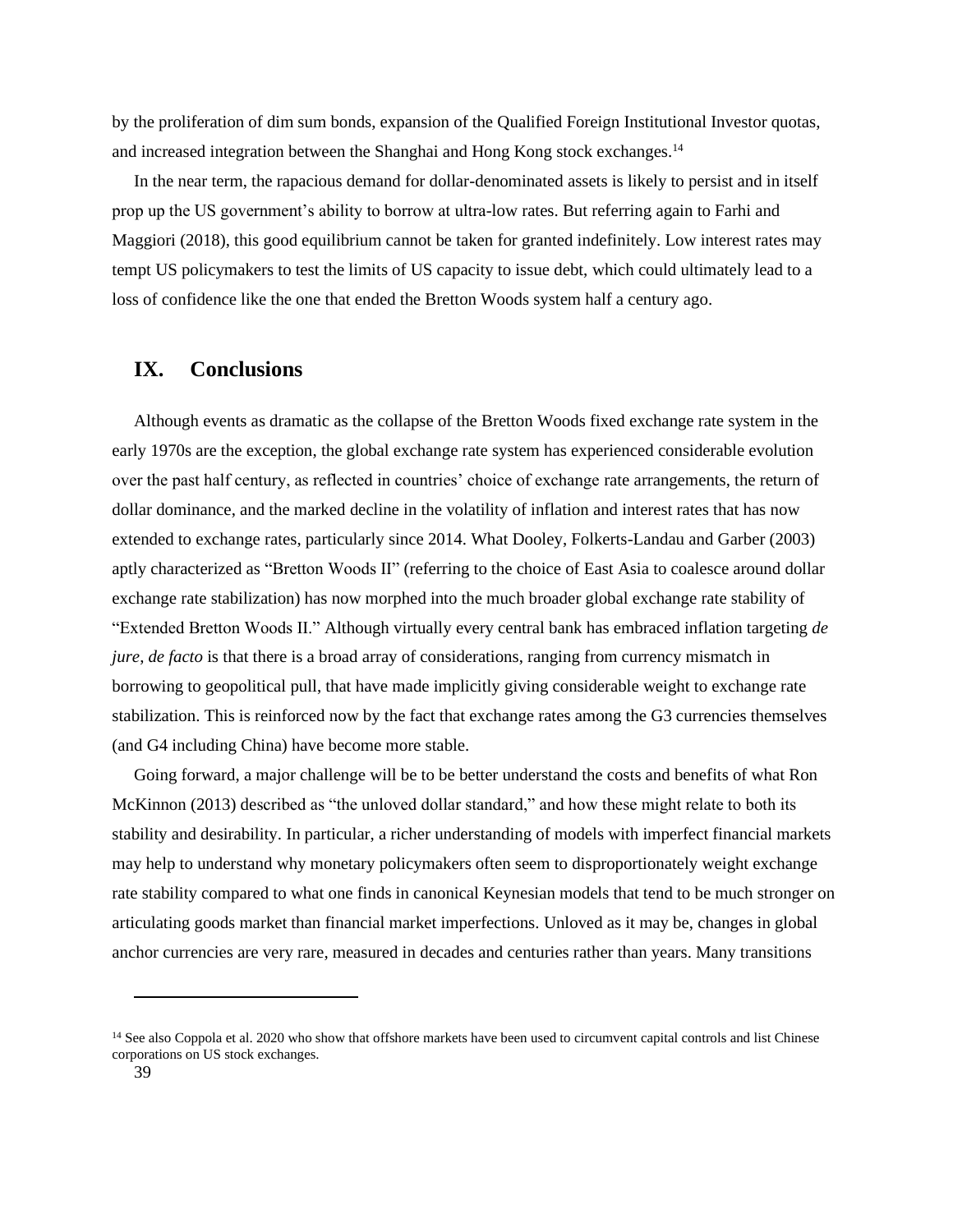by the proliferation of dim sum bonds, expansion of the Qualified Foreign Institutional Investor quotas, and increased integration between the Shanghai and Hong Kong stock exchanges.[14]

In the near term, the rapacious demand for dollar-denominated assets is likely to persist and in itself prop up the US government's ability to borrow at ultra-low rates. But referring again to Farhi and Maggiori (2018), this good equilibrium cannot be taken for granted indefinitely. Low interest rates may tempt US policymakers to test the limits of US capacity to issue debt, which could ultimately lead to a loss of confidence like the one that ended the Bretton Woods system half a century ago.

## IX. Conclusions

Although events as dramatic as the collapse of the Bretton Woods fixed exchange rate system in the early 1970s are the exception, the global exchange rate system has experienced considerable evolution over the past half century, as reflected in countries' choice of exchange rate arrangements, the return of dollar dominance, and the marked decline in the volatility of inflation and interest rates that has now extended to exchange rates, particularly since 2014. What Dooley, Folkerts-Landau and Garber (2003) aptly characterized as "Bretton Woods II" (referring to the choice of East Asia to coalesce around dollar exchange rate stabilization) has now morphed into the much broader global exchange rate stability of "Extended Bretton Woods II." Although virtually every central bank has embraced inflation targeting *de jure*, *de facto* is that there is a broad array of considerations, ranging from currency mismatch in borrowing to geopolitical pull, that have made implicitly giving considerable weight to exchange rate stabilization. This is reinforced now by the fact that exchange rates among the G3 currencies themselves (and G4 including China) have become more stable.

Going forward, a major challenge will be to be better understand the costs and benefits of what Ron McKinnon (2013) described as "the unloved dollar standard," and how these might relate to both its stability and desirability. In particular, a richer understanding of models with imperfect financial markets may help to understand why monetary policymakers often seem to disproportionately weight exchange rate stability compared to what one finds in canonical Keynesian models that tend to be much stronger on articulating goods market than financial market imperfections. Unloved as it may be, changes in global anchor currencies are very rare, measured in decades and centuries rather than years. Many transitions

[14] See also Coppola et al. 2020 who show that offshore markets have been used to circumvent capital controls and list Chinese corporations on US stock exchanges.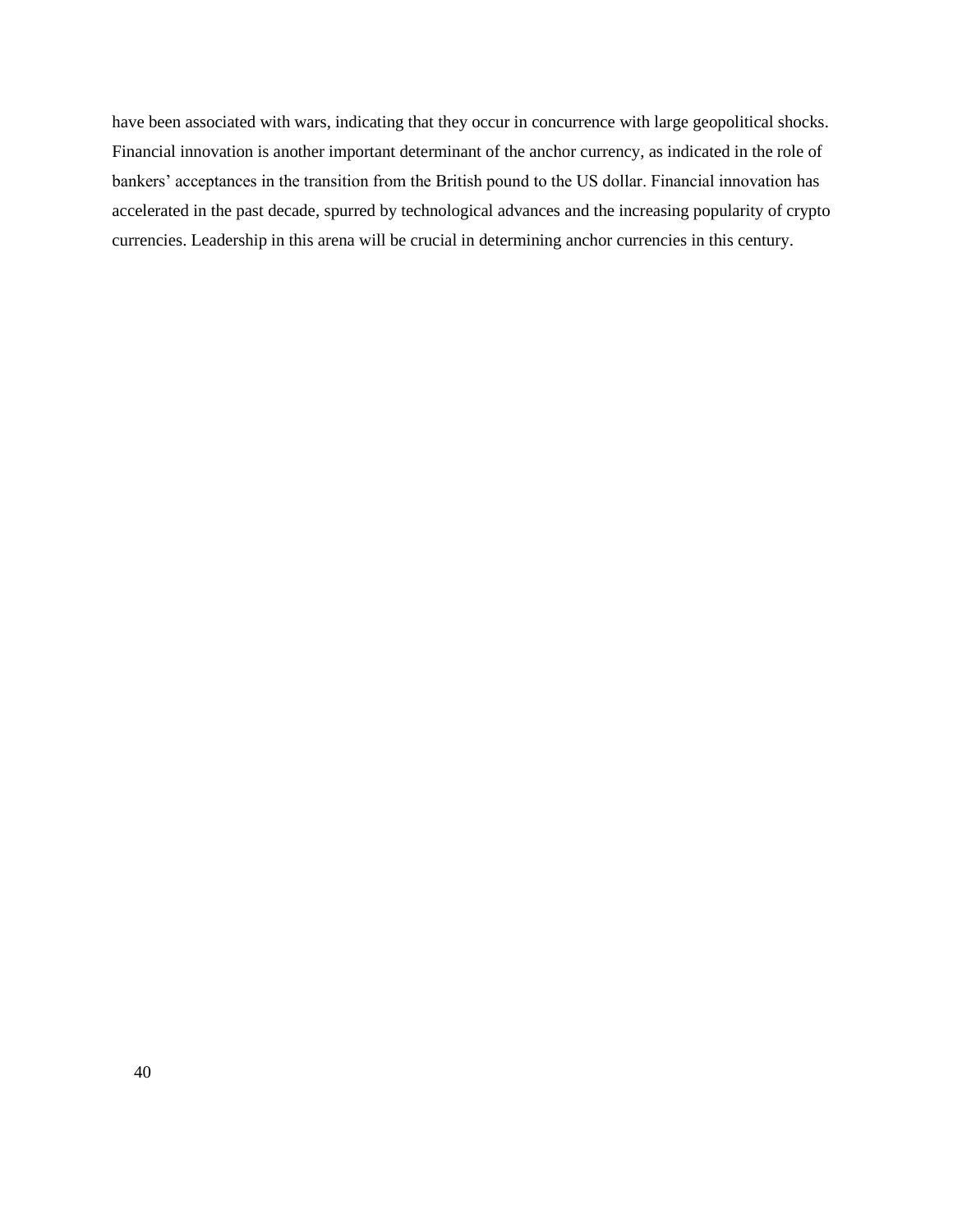have been associated with wars, indicating that they occur in concurrence with large geopolitical shocks. Financial innovation is another important determinant of the anchor currency, as indicated in the role of bankers' acceptances in the transition from the British pound to the US dollar. Financial innovation has accelerated in the past decade, spurred by technological advances and the increasing popularity of crypto currencies. Leadership in this arena will be crucial in determining anchor currencies in this century.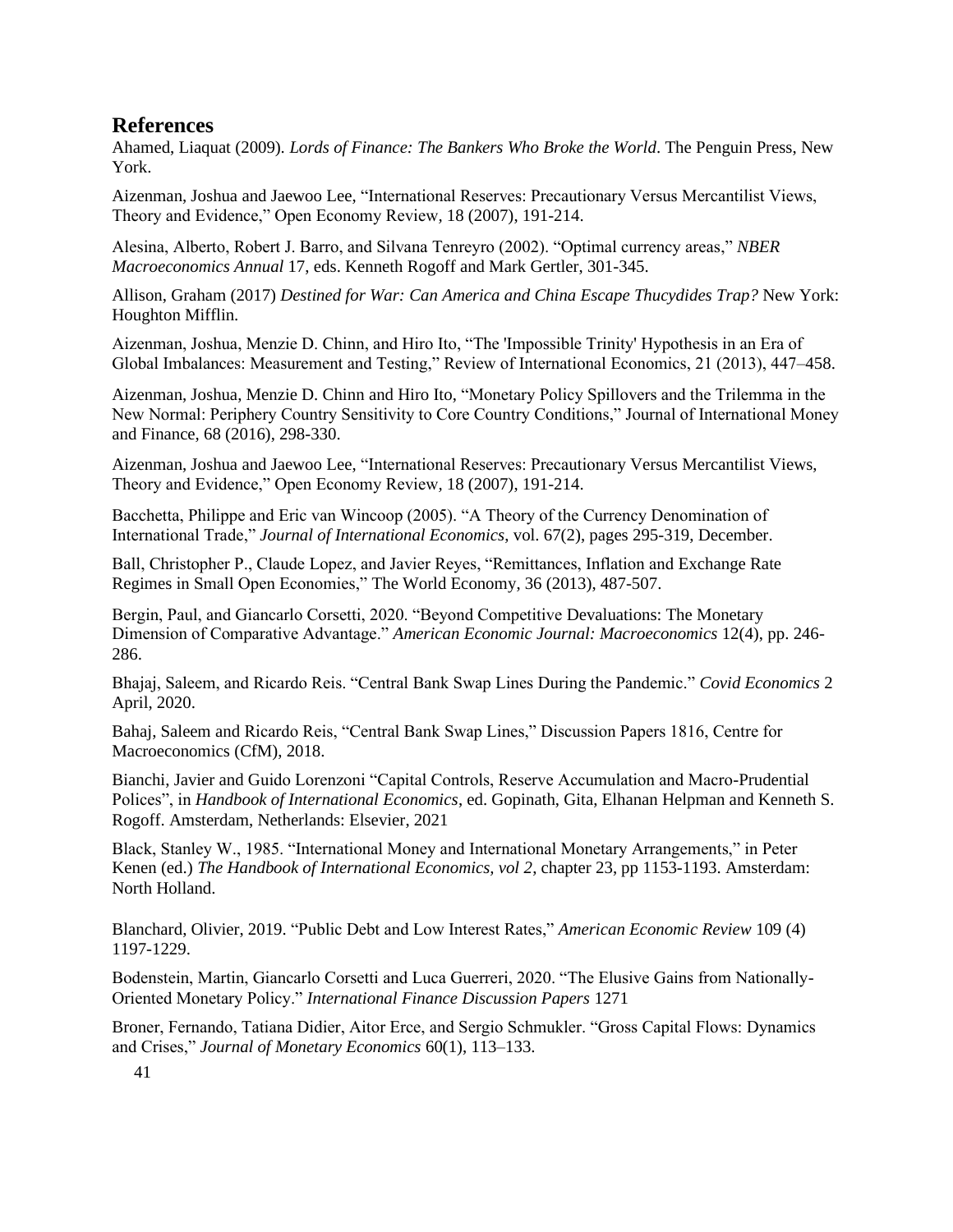## References

Ahamed, Liaquat (2009). *Lords of Finance: The Bankers Who Broke the World*. The Penguin Press, New York.

Aizenman, Joshua and Jaewoo Lee, "International Reserves: Precautionary Versus Mercantilist Views, Theory and Evidence," Open Economy Review, 18 (2007), 191-214.

Alesina, Alberto, Robert J. Barro, and Silvana Tenreyro (2002). "Optimal currency areas," *NBER Macroeconomics Annual* 17, eds. Kenneth Rogoff and Mark Gertler, 301-345.

Allison, Graham (2017) *Destined for War: Can America and China Escape Thucydides Trap?* New York: Houghton Mifflin.

Aizenman, Joshua, Menzie D. Chinn, and Hiro Ito, "The 'Impossible Trinity' Hypothesis in an Era of Global Imbalances: Measurement and Testing," Review of International Economics, 21 (2013), 447–458.

Aizenman, Joshua, Menzie D. Chinn and Hiro Ito, "Monetary Policy Spillovers and the Trilemma in the New Normal: Periphery Country Sensitivity to Core Country Conditions," Journal of International Money and Finance, 68 (2016), 298-330.

Aizenman, Joshua and Jaewoo Lee, "International Reserves: Precautionary Versus Mercantilist Views, Theory and Evidence," Open Economy Review, 18 (2007), 191-214.

Bacchetta, Philippe and Eric van Wincoop (2005). "A Theory of the Currency Denomination of International Trade," *Journal of International Economics*, vol. 67(2), pages 295-319, December.

Ball, Christopher P., Claude Lopez, and Javier Reyes, "Remittances, Inflation and Exchange Rate Regimes in Small Open Economies," The World Economy, 36 (2013), 487-507.

Bergin, Paul, and Giancarlo Corsetti, 2020. "Beyond Competitive Devaluations: The Monetary Dimension of Comparative Advantage." *American Economic Journal: Macroeconomics* 12(4), pp. 246-286.

Bhajaj, Saleem, and Ricardo Reis. "Central Bank Swap Lines During the Pandemic." *Covid Economics* 2 April, 2020.

Bahaj, Saleem and Ricardo Reis, "Central Bank Swap Lines," Discussion Papers 1816, Centre for Macroeconomics (CfM), 2018.

Bianchi, Javier and Guido Lorenzoni "Capital Controls, Reserve Accumulation and Macro-Prudential Polices", in *Handbook of International Economics*, ed. Gopinath, Gita, Elhanan Helpman and Kenneth S. Rogoff. Amsterdam, Netherlands: Elsevier, 2021

Black, Stanley W., 1985. "International Money and International Monetary Arrangements," in Peter Kenen (ed.) *The Handbook of International Economics, vol 2*, chapter 23, pp 1153-1193. Amsterdam: North Holland.

Blanchard, Olivier, 2019. "Public Debt and Low Interest Rates," *American Economic Review* 109 (4) 1197-1229.

Bodenstein, Martin, Giancarlo Corsetti and Luca Guerreri, 2020. "The Elusive Gains from Nationally-Oriented Monetary Policy." *International Finance Discussion Papers* 1271

Broner, Fernando, Tatiana Didier, Aitor Erce, and Sergio Schmukler. "Gross Capital Flows: Dynamics and Crises," *Journal of Monetary Economics* 60(1), 113–133.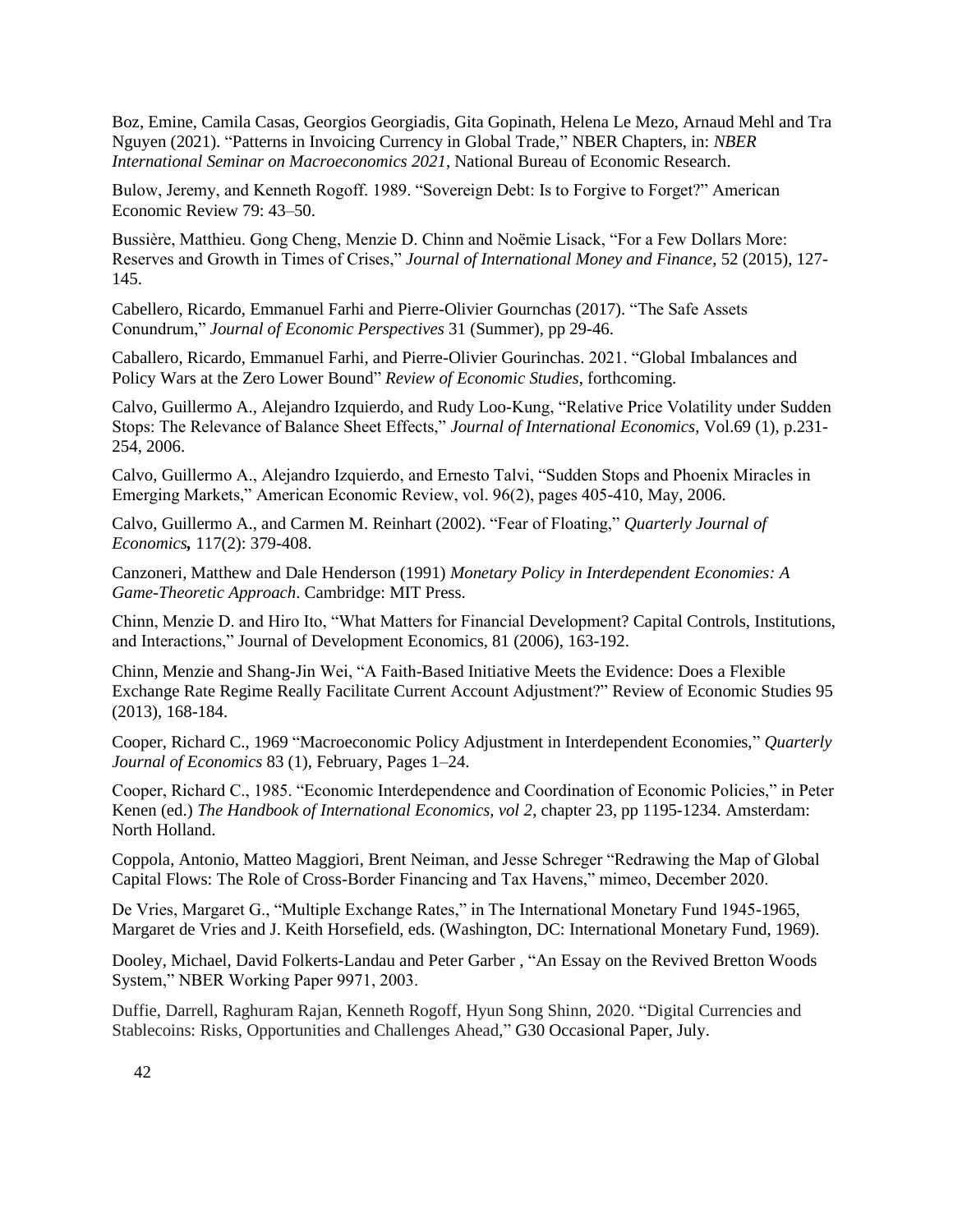Boz, Emine, Camila Casas, Georgios Georgiadis, Gita Gopinath, Helena Le Mezo, Arnaud Mehl and Tra Nguyen (2021). “Patterns in Invoicing Currency in Global Trade,” NBER Chapters, in: *NBER International Seminar on Macroeconomics 2021*, National Bureau of Economic Research.

Bulow, Jeremy, and Kenneth Rogoff. 1989. “Sovereign Debt: Is to Forgive to Forget?” American Economic Review 79: 43–50.

Bussière, Matthieu. Gong Cheng, Menzie D. Chinn and Noëmie Lisack, “For a Few Dollars More: Reserves and Growth in Times of Crises,” *Journal of International Money and Finance*, 52 (2015), 127-145.

Cabellero, Ricardo, Emmanuel Farhi and Pierre-Olivier Gournchas (2017). “The Safe Assets Conundrum,” *Journal of Economic Perspectives* 31 (Summer), pp 29-46.

Caballero, Ricardo, Emmanuel Farhi, and Pierre-Olivier Gourinchas. 2021. “Global Imbalances and Policy Wars at the Zero Lower Bound” *Review of Economic Studies*, forthcoming.

Calvo, Guillermo A., Alejandro Izquierdo, and Rudy Loo-Kung, “Relative Price Volatility under Sudden Stops: The Relevance of Balance Sheet Effects,” *Journal of International Economics*, Vol.69 (1), p.231-254, 2006.

Calvo, Guillermo A., Alejandro Izquierdo, and Ernesto Talvi, “Sudden Stops and Phoenix Miracles in Emerging Markets,” American Economic Review, vol. 96(2), pages 405-410, May, 2006.

Calvo, Guillermo A., and Carmen M. Reinhart (2002). “Fear of Floating,” *Quarterly Journal of Economics***,** 117(2): 379-408.

Canzoneri, Matthew and Dale Henderson (1991) *Monetary Policy in Interdependent Economies: A Game-Theoretic Approach*. Cambridge: MIT Press.

Chinn, Menzie D. and Hiro Ito, “What Matters for Financial Development? Capital Controls, Institutions, and Interactions,” Journal of Development Economics, 81 (2006), 163-192.

Chinn, Menzie and Shang-Jin Wei, “A Faith-Based Initiative Meets the Evidence: Does a Flexible Exchange Rate Regime Really Facilitate Current Account Adjustment?” Review of Economic Studies 95 (2013), 168-184.

Cooper, Richard C., 1969 “Macroeconomic Policy Adjustment in Interdependent Economies,” *Quarterly Journal of Economics* 83 (1), February, Pages 1–24.

Cooper, Richard C., 1985. “Economic Interdependence and Coordination of Economic Policies,” in Peter Kenen (ed.) *The Handbook of International Economics, vol 2*, chapter 23, pp 1195-1234. Amsterdam: North Holland.

Coppola, Antonio, Matteo Maggiori, Brent Neiman, and Jesse Schreger “Redrawing the Map of Global Capital Flows: The Role of Cross-Border Financing and Tax Havens,” mimeo, December 2020.

De Vries, Margaret G., “Multiple Exchange Rates,” in The International Monetary Fund 1945-1965, Margaret de Vries and J. Keith Horsefield, eds. (Washington, DC: International Monetary Fund, 1969).

Dooley, Michael, David Folkerts-Landau and Peter Garber , “An Essay on the Revived Bretton Woods System,” NBER Working Paper 9971, 2003.

Duffie, Darrell, Raghuram Rajan, Kenneth Rogoff, Hyun Song Shinn, 2020. “Digital Currencies and Stablecoins: Risks, Opportunities and Challenges Ahead,” G30 Occasional Paper, July.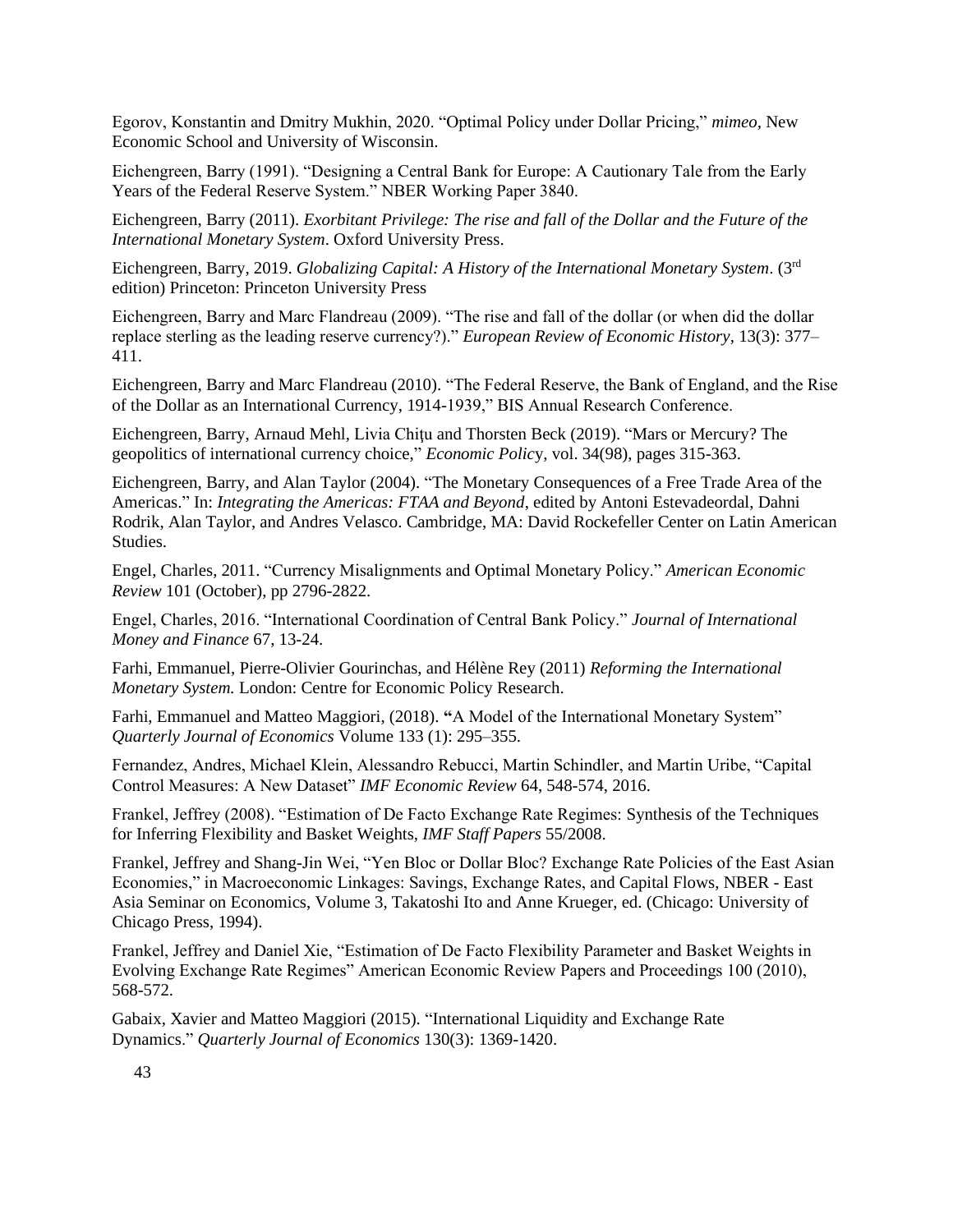Egorov, Konstantin and Dmitry Mukhin, 2020. "Optimal Policy under Dollar Pricing," *mimeo*, New Economic School and University of Wisconsin.

Eichengreen, Barry (1991). "Designing a Central Bank for Europe: A Cautionary Tale from the Early Years of the Federal Reserve System." NBER Working Paper 3840.

Eichengreen, Barry (2011). *Exorbitant Privilege: The rise and fall of the Dollar and the Future of the International Monetary System*. Oxford University Press.

Eichengreen, Barry, 2019. *Globalizing Capital: A History of the International Monetary System*. (3rd edition) Princeton: Princeton University Press

Eichengreen, Barry and Marc Flandreau (2009). "The rise and fall of the dollar (or when did the dollar replace sterling as the leading reserve currency?)." *European Review of Economic History*, 13(3): 377–411.

Eichengreen, Barry and Marc Flandreau (2010). "The Federal Reserve, the Bank of England, and the Rise of the Dollar as an International Currency, 1914-1939," BIS Annual Research Conference.

Eichengreen, Barry, Arnaud Mehl, Livia Chiţu and Thorsten Beck (2019). "Mars or Mercury? The geopolitics of international currency choice," *Economic Policy*, vol. 34(98), pages 315-363.

Eichengreen, Barry, and Alan Taylor (2004). "The Monetary Consequences of a Free Trade Area of the Americas." In: *Integrating the Americas: FTAA and Beyond*, edited by Antoni Estevadeordal, Dahni Rodrik, Alan Taylor, and Andres Velasco. Cambridge, MA: David Rockefeller Center on Latin American Studies.

Engel, Charles, 2011. "Currency Misalignments and Optimal Monetary Policy." *American Economic Review* 101 (October), pp 2796-2822.

Engel, Charles, 2016. "International Coordination of Central Bank Policy." *Journal of International Money and Finance* 67, 13-24.

Farhi, Emmanuel, Pierre-Olivier Gourinchas, and Hélène Rey (2011) *Reforming the International Monetary System.* London: Centre for Economic Policy Research.

Farhi, Emmanuel and Matteo Maggiori, (2018). **"**A Model of the International Monetary System" *Quarterly Journal of Economics* Volume 133 (1): 295–355.

Fernandez, Andres, Michael Klein, Alessandro Rebucci, Martin Schindler, and Martin Uribe, "Capital Control Measures: A New Dataset" *IMF Economic Review* 64, 548-574, 2016.

Frankel, Jeffrey (2008). "Estimation of De Facto Exchange Rate Regimes: Synthesis of the Techniques for Inferring Flexibility and Basket Weights, *IMF Staff Papers* 55/2008.

Frankel, Jeffrey and Shang-Jin Wei, "Yen Bloc or Dollar Bloc? Exchange Rate Policies of the East Asian Economies," in Macroeconomic Linkages: Savings, Exchange Rates, and Capital Flows, NBER - East Asia Seminar on Economics, Volume 3, Takatoshi Ito and Anne Krueger, ed. (Chicago: University of Chicago Press, 1994).

Frankel, Jeffrey and Daniel Xie, "Estimation of De Facto Flexibility Parameter and Basket Weights in Evolving Exchange Rate Regimes" American Economic Review Papers and Proceedings 100 (2010), 568-572.

Gabaix, Xavier and Matteo Maggiori (2015). "International Liquidity and Exchange Rate Dynamics." *Quarterly Journal of Economics* 130(3): 1369-1420.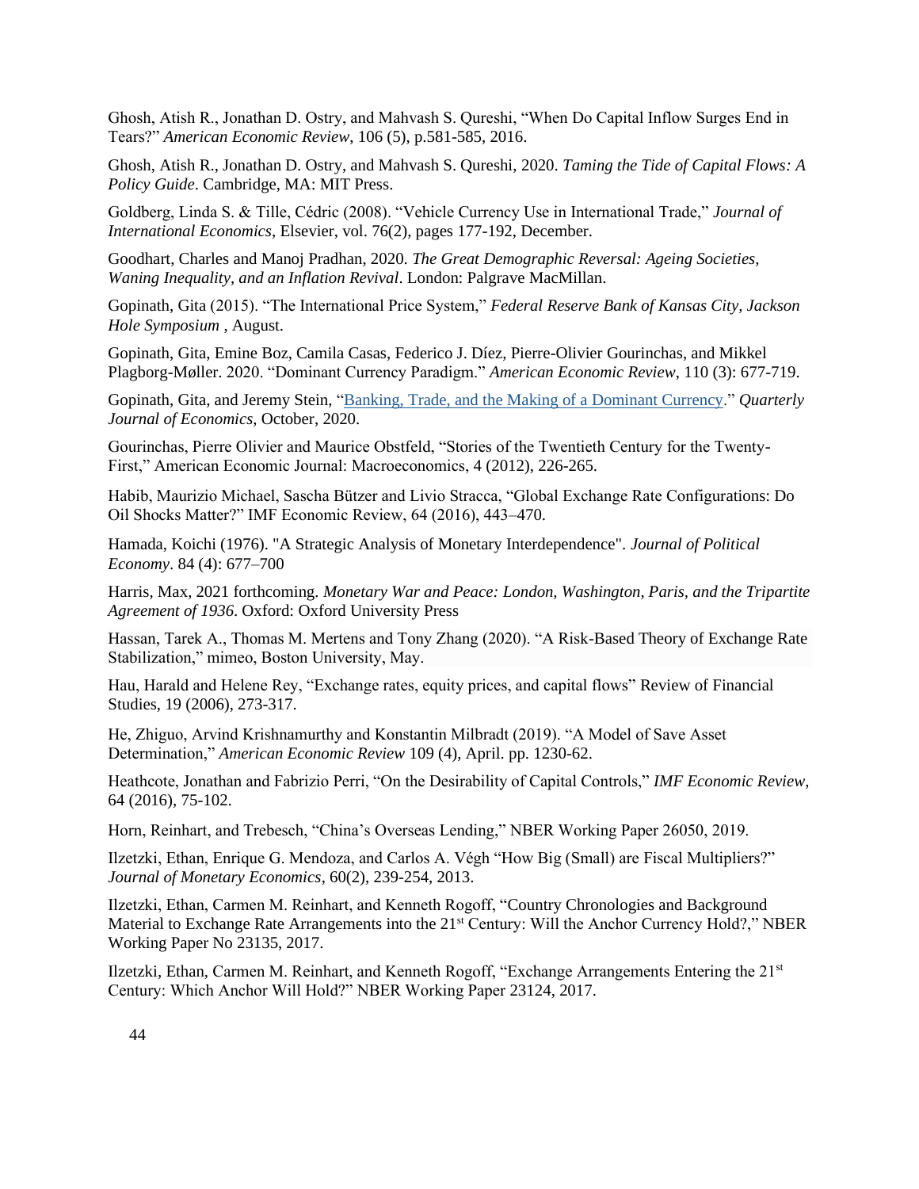Ghosh, Atish R., Jonathan D. Ostry, and Mahvash S. Qureshi, "When Do Capital Inflow Surges End in Tears?" *American Economic Review*, 106 (5), p.581-585, 2016.

Ghosh, Atish R., Jonathan D. Ostry, and Mahvash S. Qureshi, 2020. *Taming the Tide of Capital Flows: A Policy Guide*. Cambridge, MA: MIT Press.

Goldberg, Linda S. & Tille, Cédric (2008). "Vehicle Currency Use in International Trade," *Journal of International Economics*, Elsevier, vol. 76(2), pages 177-192, December.

Goodhart, Charles and Manoj Pradhan, 2020. *The Great Demographic Reversal: Ageing Societies, Waning Inequality, and an Inflation Revival*. London: Palgrave MacMillan.

Gopinath, Gita (2015). "The International Price System," *Federal Reserve Bank of Kansas City, Jackson Hole Symposium* , August.

Gopinath, Gita, Emine Boz, Camila Casas, Federico J. Díez, Pierre-Olivier Gourinchas, and Mikkel Plagborg-Møller. 2020. "Dominant Currency Paradigm." *American Economic Review*, 110 (3): 677-719.

Gopinath, Gita, and Jeremy Stein, "Banking, Trade, and the Making of a Dominant Currency." *Quarterly Journal of Economics*, October, 2020.

Gourinchas, Pierre Olivier and Maurice Obstfeld, "Stories of the Twentieth Century for the Twenty-First," American Economic Journal: Macroeconomics, 4 (2012), 226-265.

Habib, Maurizio Michael, Sascha Bützer and Livio Stracca, "Global Exchange Rate Configurations: Do Oil Shocks Matter?" IMF Economic Review, 64 (2016), 443–470.

Hamada, Koichi (1976). "A Strategic Analysis of Monetary Interdependence". *Journal of Political Economy*. 84 (4): 677–700

Harris, Max, 2021 forthcoming. *Monetary War and Peace: London, Washington, Paris, and the Tripartite Agreement of 1936*. Oxford: Oxford University Press

Hassan, Tarek A., Thomas M. Mertens and Tony Zhang (2020). "A Risk-Based Theory of Exchange Rate Stabilization," mimeo, Boston University, May.

Hau, Harald and Helene Rey, "Exchange rates, equity prices, and capital flows" Review of Financial Studies, 19 (2006), 273-317.

He, Zhiguo, Arvind Krishnamurthy and Konstantin Milbradt (2019). "A Model of Save Asset Determination," *American Economic Review* 109 (4), April. pp. 1230-62.

Heathcote, Jonathan and Fabrizio Perri, "On the Desirability of Capital Controls," *IMF Economic Review*, 64 (2016), 75-102.

Horn, Reinhart, and Trebesch, "China's Overseas Lending," NBER Working Paper 26050, 2019.

Ilzetzki, Ethan, Enrique G. Mendoza, and Carlos A. Végh "How Big (Small) are Fiscal Multipliers?" *Journal of Monetary Economics*, 60(2), 239-254, 2013.

Ilzetzki, Ethan, Carmen M. Reinhart, and Kenneth Rogoff, "Country Chronologies and Background Material to Exchange Rate Arrangements into the 21st Century: Will the Anchor Currency Hold?," NBER Working Paper No 23135, 2017.

Ilzetzki, Ethan, Carmen M. Reinhart, and Kenneth Rogoff, "Exchange Arrangements Entering the 21st Century: Which Anchor Will Hold?" NBER Working Paper 23124, 2017.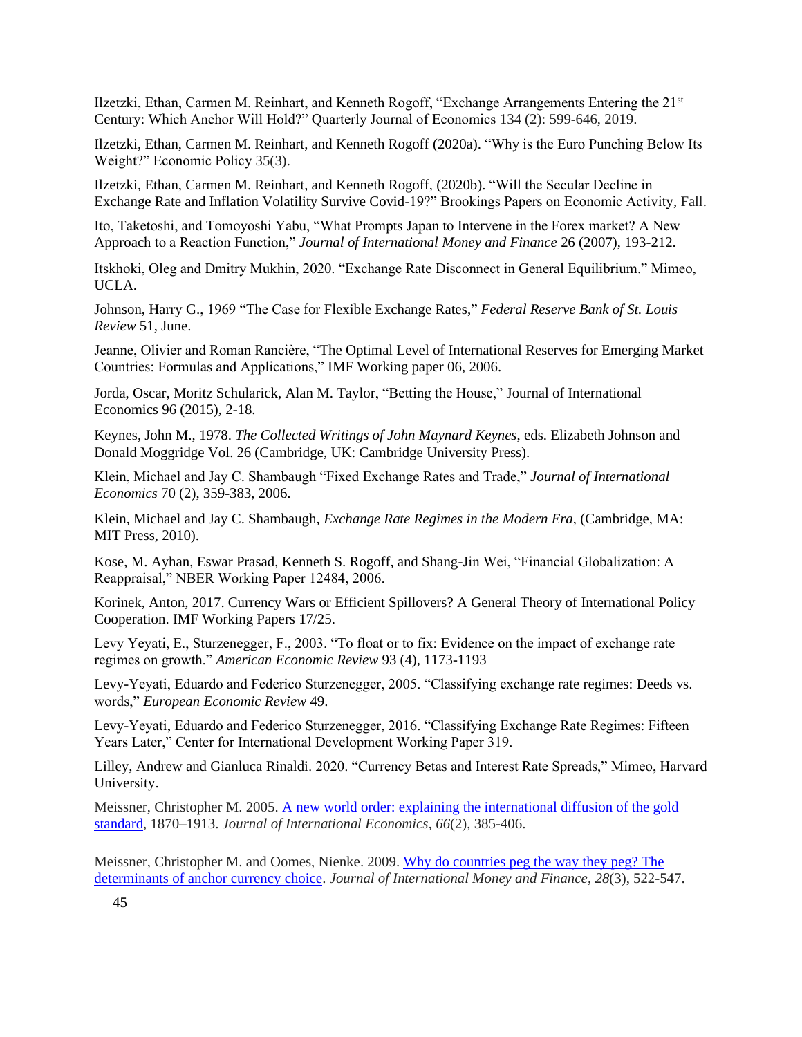Ilzetzki, Ethan, Carmen M. Reinhart, and Kenneth Rogoff, "Exchange Arrangements Entering the 21st Century: Which Anchor Will Hold?" Quarterly Journal of Economics 134 (2): 599-646, 2019.

Ilzetzki, Ethan, Carmen M. Reinhart, and Kenneth Rogoff (2020a). "Why is the Euro Punching Below Its Weight?" Economic Policy 35(3).

Ilzetzki, Ethan, Carmen M. Reinhart, and Kenneth Rogoff, (2020b). "Will the Secular Decline in Exchange Rate and Inflation Volatility Survive Covid-19?" Brookings Papers on Economic Activity, Fall.

Ito, Taketoshi, and Tomoyoshi Yabu, "What Prompts Japan to Intervene in the Forex market? A New Approach to a Reaction Function," *Journal of International Money and Finance* 26 (2007), 193-212.

Itskhoki, Oleg and Dmitry Mukhin, 2020. "Exchange Rate Disconnect in General Equilibrium." Mimeo, UCLA.

Johnson, Harry G., 1969 "The Case for Flexible Exchange Rates," *Federal Reserve Bank of St. Louis Review* 51, June.

Jeanne, Olivier and Roman Rancière, "The Optimal Level of International Reserves for Emerging Market Countries: Formulas and Applications," IMF Working paper 06, 2006.

Jorda, Oscar, Moritz Schularick, Alan M. Taylor, "Betting the House," Journal of International Economics 96 (2015), 2-18.

Keynes, John M., 1978. *The Collected Writings of John Maynard Keynes*, eds. Elizabeth Johnson and Donald Moggridge Vol. 26 (Cambridge, UK: Cambridge University Press).

Klein, Michael and Jay C. Shambaugh "Fixed Exchange Rates and Trade," *Journal of International Economics* 70 (2), 359-383, 2006.

Klein, Michael and Jay C. Shambaugh, *Exchange Rate Regimes in the Modern Era*, (Cambridge, MA: MIT Press, 2010).

Kose, M. Ayhan, Eswar Prasad, Kenneth S. Rogoff, and Shang-Jin Wei, "Financial Globalization: A Reappraisal," NBER Working Paper 12484, 2006.

Korinek, Anton, 2017. Currency Wars or Efficient Spillovers? A General Theory of International Policy Cooperation. IMF Working Papers 17/25.

Levy Yeyati, E., Sturzenegger, F., 2003. "To float or to fix: Evidence on the impact of exchange rate regimes on growth." *American Economic Review* 93 (4), 1173-1193

Levy-Yeyati, Eduardo and Federico Sturzenegger, 2005. "Classifying exchange rate regimes: Deeds vs. words," *European Economic Review* 49.

Levy-Yeyati, Eduardo and Federico Sturzenegger, 2016. "Classifying Exchange Rate Regimes: Fifteen Years Later," Center for International Development Working Paper 319.

Lilley, Andrew and Gianluca Rinaldi. 2020. "Currency Betas and Interest Rate Spreads," Mimeo, Harvard University.

Meissner, Christopher M. 2005. A new world order: explaining the international diffusion of the gold standard, 1870–1913. *Journal of International Economics*, *66*(2), 385-406.

Meissner, Christopher M. and Oomes, Nienke. 2009. Why do countries peg the way they peg? The determinants of anchor currency choice. *Journal of International Money and Finance*, *28*(3), 522-547.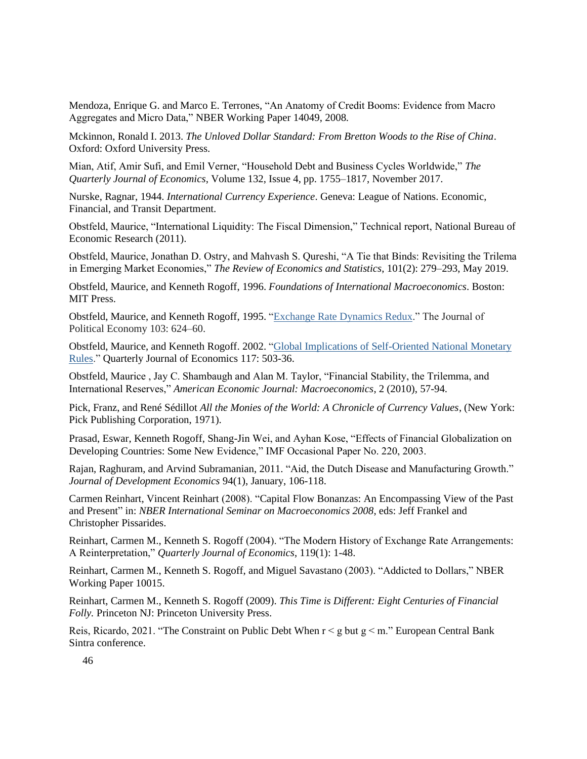Mendoza, Enrique G. and Marco E. Terrones, "An Anatomy of Credit Booms: Evidence from Macro Aggregates and Micro Data," NBER Working Paper 14049, 2008.

Mckinnon, Ronald I. 2013. *The Unloved Dollar Standard: From Bretton Woods to the Rise of China*. Oxford: Oxford University Press.

Mian, Atif, Amir Sufi, and Emil Verner, "Household Debt and Business Cycles Worldwide," *The Quarterly Journal of Economics*, Volume 132, Issue 4, pp. 1755–1817, November 2017.

Nurske, Ragnar, 1944. *International Currency Experience*. Geneva: League of Nations. Economic, Financial, and Transit Department.

Obstfeld, Maurice, "International Liquidity: The Fiscal Dimension," Technical report, National Bureau of Economic Research (2011).

Obstfeld, Maurice, Jonathan D. Ostry, and Mahvash S. Qureshi, "A Tie that Binds: Revisiting the Trilema in Emerging Market Economies," *The Review of Economics and Statistics*, 101(2): 279–293, May 2019.

Obstfeld, Maurice, and Kenneth Rogoff, 1996. *Foundations of International Macroeconomics*. Boston: MIT Press.

Obstfeld, Maurice, and Kenneth Rogoff, 1995. "Exchange Rate Dynamics Redux." The Journal of Political Economy 103: 624–60.

Obstfeld, Maurice, and Kenneth Rogoff. 2002. "Global Implications of Self-Oriented National Monetary Rules." Quarterly Journal of Economics 117: 503-36.

Obstfeld, Maurice , Jay C. Shambaugh and Alan M. Taylor, "Financial Stability, the Trilemma, and International Reserves," *American Economic Journal: Macroeconomics*, 2 (2010), 57-94.

Pick, Franz, and René Sédillot *All the Monies of the World: A Chronicle of Currency Values*, (New York: Pick Publishing Corporation, 1971).

Prasad, Eswar, Kenneth Rogoff, Shang-Jin Wei, and Ayhan Kose, "Effects of Financial Globalization on Developing Countries: Some New Evidence," IMF Occasional Paper No. 220, 2003.

Rajan, Raghuram, and Arvind Subramanian, 2011. "Aid, the Dutch Disease and Manufacturing Growth." *Journal of Development Economics* 94(1), January, 106-118.

Carmen Reinhart, Vincent Reinhart (2008). "Capital Flow Bonanzas: An Encompassing View of the Past and Present" in: *NBER International Seminar on Macroeconomics 2008*, eds: Jeff Frankel and Christopher Pissarides.

Reinhart, Carmen M., Kenneth S. Rogoff (2004). "The Modern History of Exchange Rate Arrangements: A Reinterpretation," *Quarterly Journal of Economics*, 119(1): 1-48.

Reinhart, Carmen M., Kenneth S. Rogoff, and Miguel Savastano (2003). "Addicted to Dollars," NBER Working Paper 10015.

Reinhart, Carmen M., Kenneth S. Rogoff (2009). *This Time is Different: Eight Centuries of Financial Folly.* Princeton NJ: Princeton University Press.

Reis, Ricardo, 2021. "The Constraint on Public Debt When $r < g$ but $g < m$." European Central Bank Sintra conference.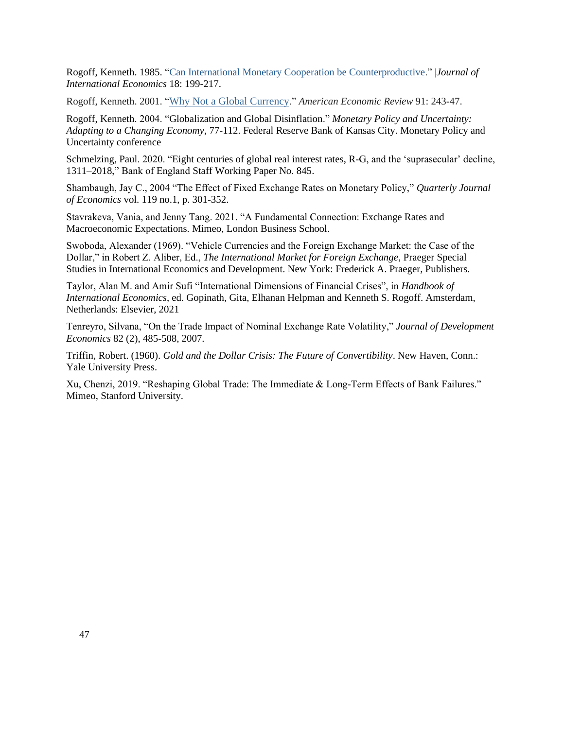Rogoff, Kenneth. 1985. "Can International Monetary Cooperation be Counterproductive." |*Journal of International Economics* 18: 199-217.

Rogoff, Kenneth. 2001. "Why Not a Global Currency." *American Economic Review* 91: 243-47.

Rogoff, Kenneth. 2004. "Globalization and Global Disinflation." *Monetary Policy and Uncertainty: Adapting to a Changing Economy*, 77-112. Federal Reserve Bank of Kansas City. Monetary Policy and Uncertainty conference

Schmelzing, Paul. 2020. "Eight centuries of global real interest rates, R-G, and the 'suprasecular' decline, 1311–2018," Bank of England Staff Working Paper No. 845.

Shambaugh, Jay C., 2004 "The Effect of Fixed Exchange Rates on Monetary Policy," *Quarterly Journal of Economics* vol. 119 no.1, p. 301-352.

Stavrakeva, Vania, and Jenny Tang. 2021. "A Fundamental Connection: Exchange Rates and Macroeconomic Expectations. Mimeo, London Business School.

Swoboda, Alexander (1969). "Vehicle Currencies and the Foreign Exchange Market: the Case of the Dollar," in Robert Z. Aliber, Ed., *The International Market for Foreign Exchange,* Praeger Special Studies in International Economics and Development. New York: Frederick A. Praeger, Publishers.

Taylor, Alan M. and Amir Sufi "International Dimensions of Financial Crises", in *Handbook of International Economics*, ed. Gopinath, Gita, Elhanan Helpman and Kenneth S. Rogoff. Amsterdam, Netherlands: Elsevier, 2021

Tenreyro, Silvana, "On the Trade Impact of Nominal Exchange Rate Volatility," *Journal of Development Economics* 82 (2), 485-508, 2007.

Triffin, Robert. (1960). *Gold and the Dollar Crisis: The Future of Convertibility*. New Haven, Conn.: Yale University Press.

Xu, Chenzi, 2019. "Reshaping Global Trade: The Immediate & Long-Term Effects of Bank Failures." Mimeo, Stanford University.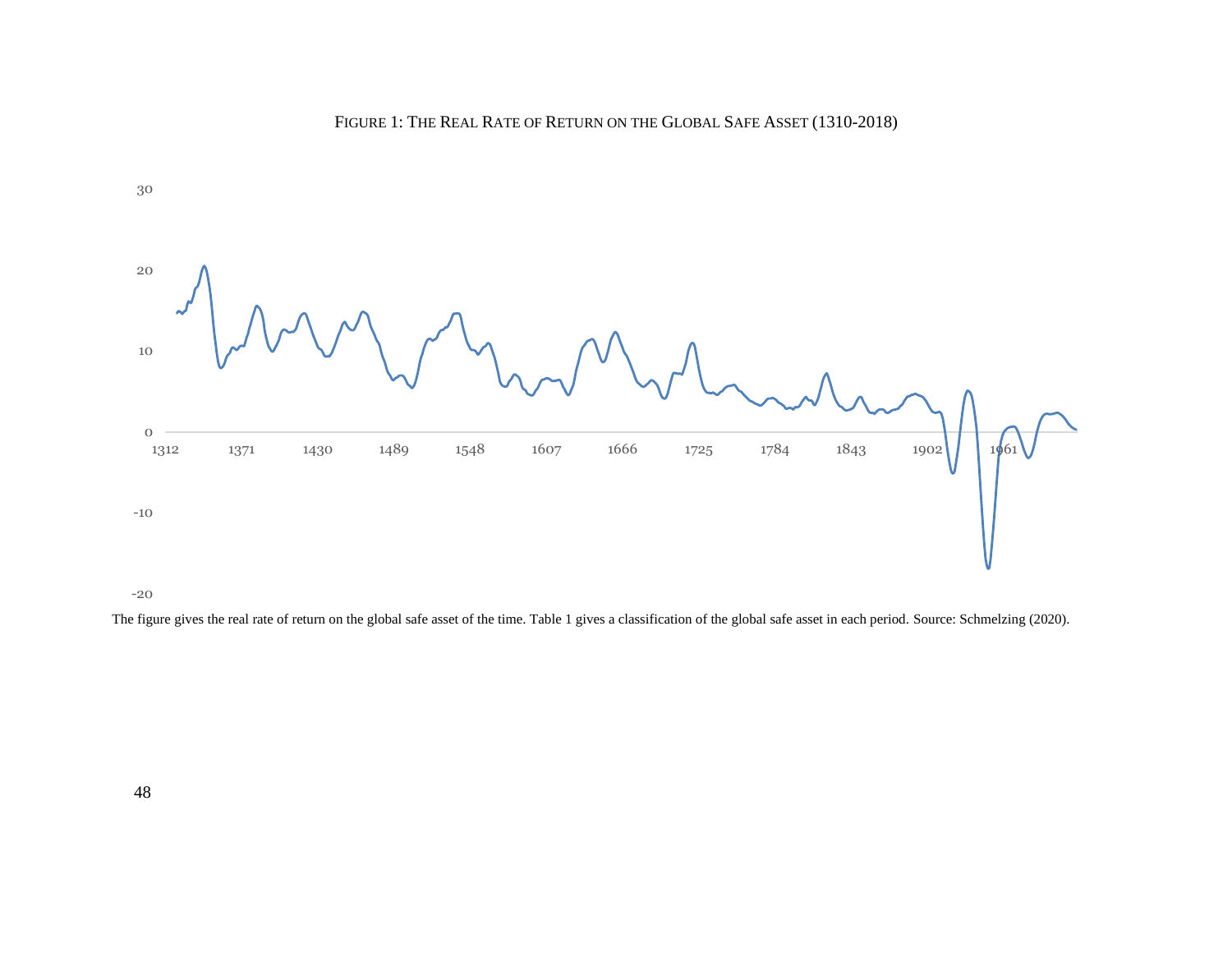FIGURE 1: THE REAL RATE OF RETURN ON THE GLOBAL SAFE ASSET (1310-2018)

The figure gives the real rate of return on the global safe asset of the time. Table 1 gives a classification of the global safe asset in each period. Source: Schmelzing (2020).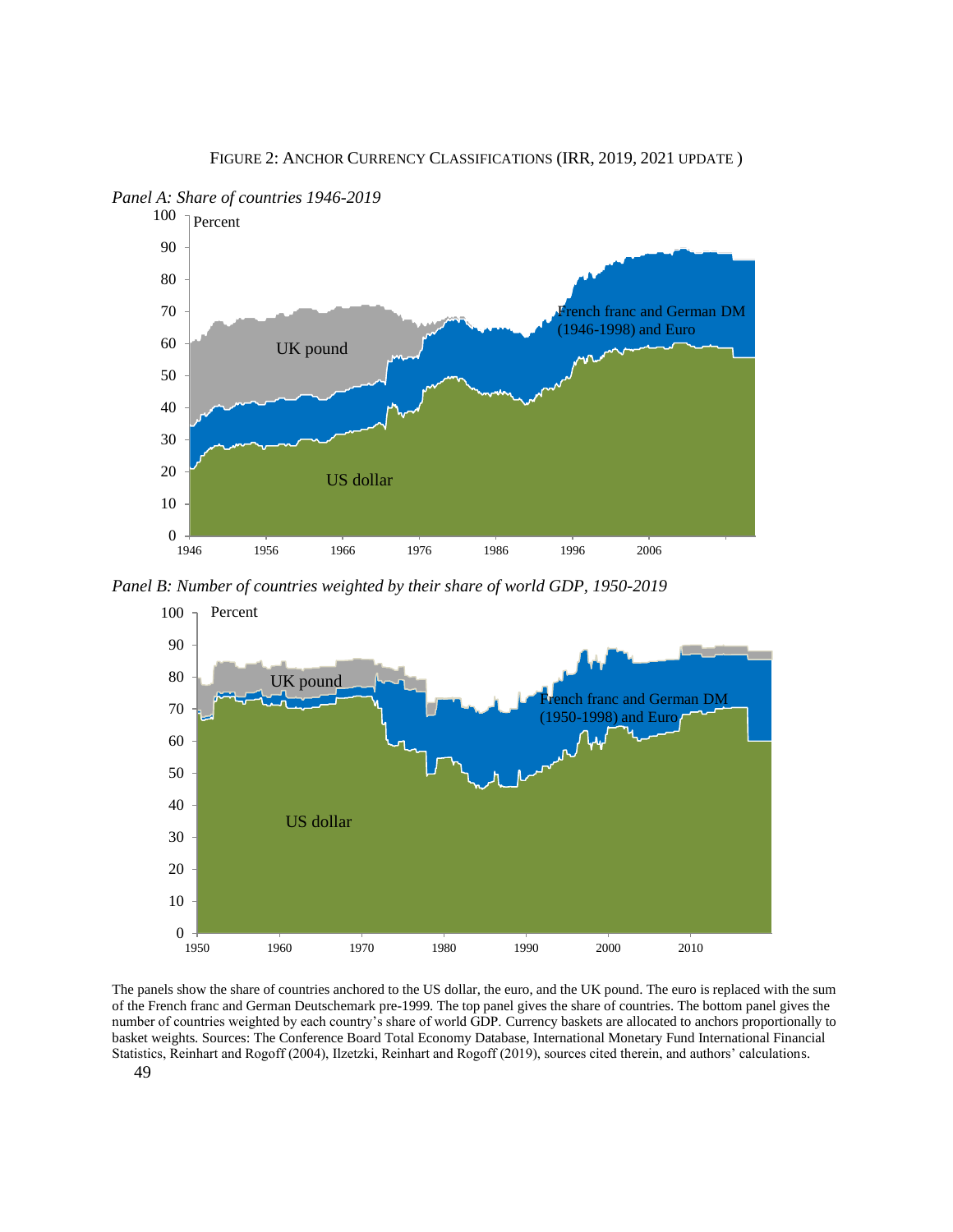FIGURE 2: ANCHOR CURRENCY CLASSIFICATIONS (IRR, 2019, 2021 UPDATE )

*Panel A: Share of countries 1946-2019*

*Panel B: Number of countries weighted by their share of world GDP, 1950-2019*

The panels show the share of countries anchored to the US dollar, the euro, and the UK pound. The euro is replaced with the sum of the French franc and German Deutschemark pre-1999. The top panel gives the share of countries. The bottom panel gives the number of countries weighted by each country's share of world GDP. Currency baskets are allocated to anchors proportionally to basket weights. Sources: The Conference Board Total Economy Database, International Monetary Fund International Financial Statistics, Reinhart and Rogoff (2004), Ilzetzki, Reinhart and Rogoff (2019), sources cited therein, and authors' calculations.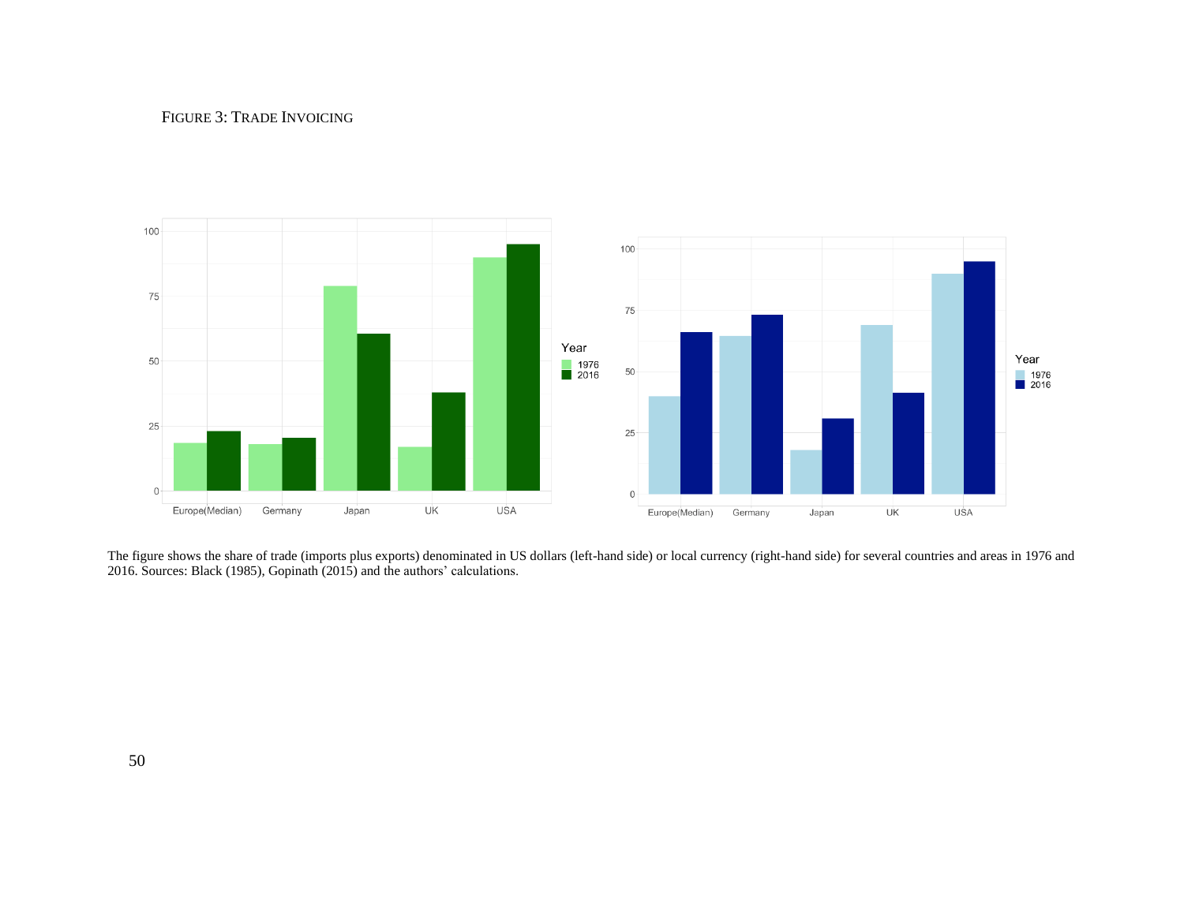FIGURE 3: TRADE INVOICING

The figure shows the share of trade (imports plus exports) denominated in US dollars (left-hand side) or local currency (right-hand side) for several countries and areas in 1976 and 2016. Sources: Black (1985), Gopinath (2015) and the authors' calculations.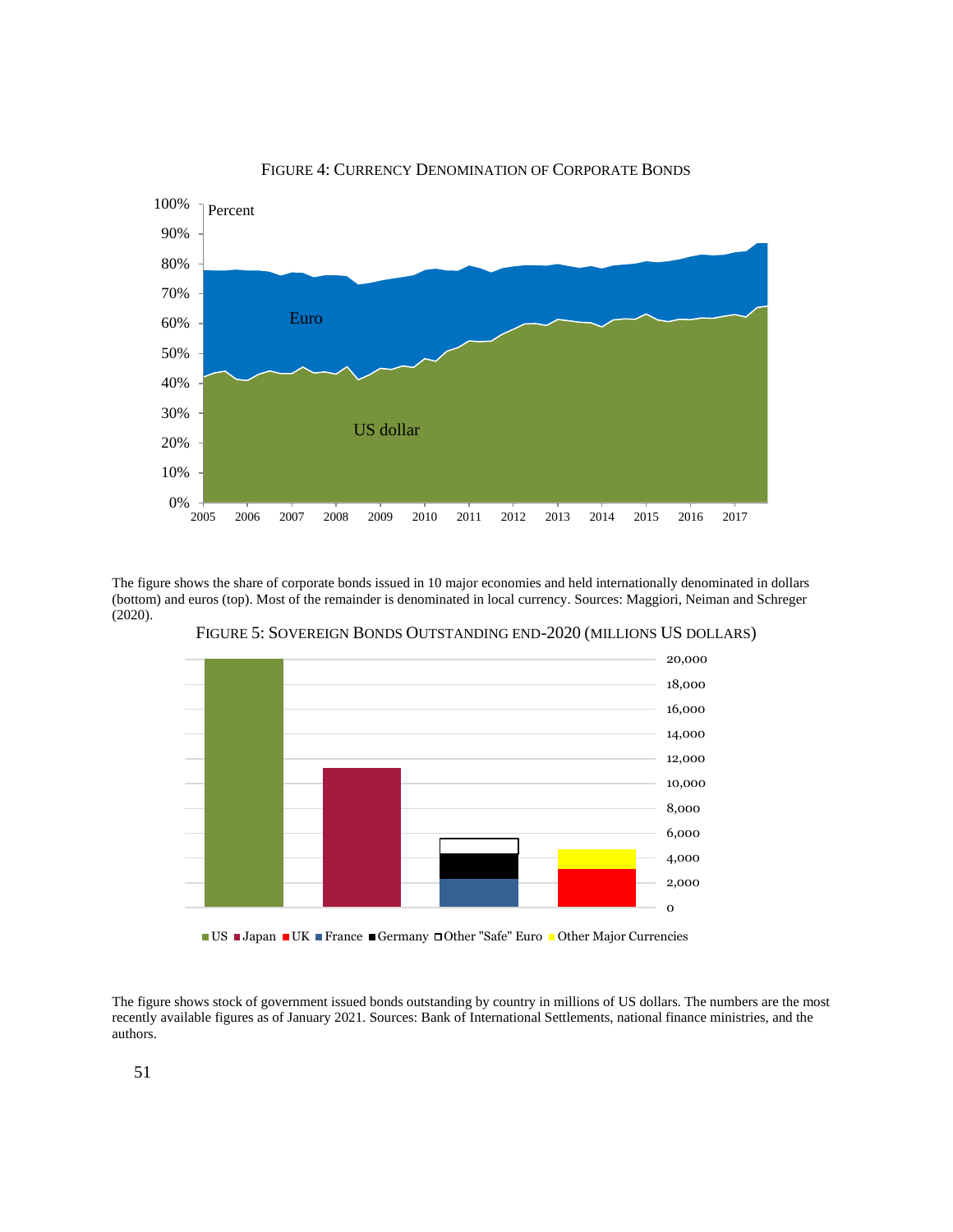FIGURE 4: CURRENCY DENOMINATION OF CORPORATE BONDS

The figure shows the share of corporate bonds issued in 10 major economies and held internationally denominated in dollars (bottom) and euros (top). Most of the remainder is denominated in local currency. Sources: Maggiori, Neiman and Schreger (2020).

FIGURE 5: SOVEREIGN BONDS OUTSTANDING END-2020 (MILLIONS US DOLLARS)

The figure shows stock of government issued bonds outstanding by country in millions of US dollars. The numbers are the most recently available figures as of January 2021. Sources: Bank of International Settlements, national finance ministries, and the authors.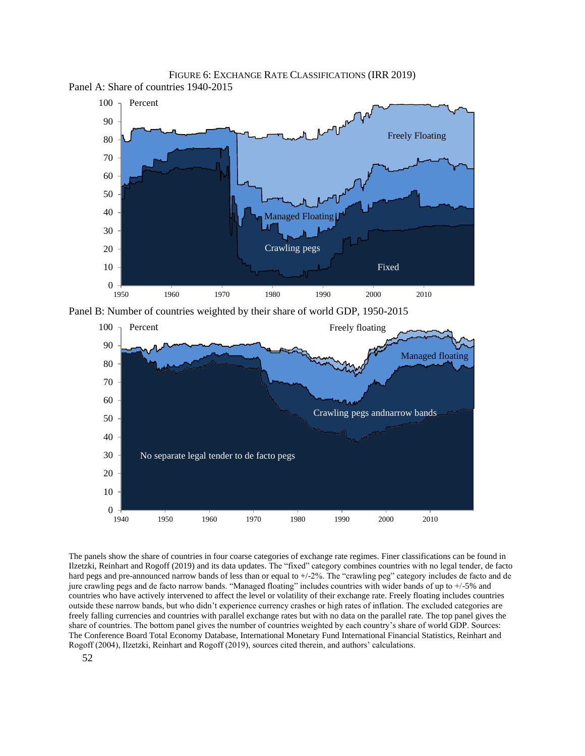FIGURE 6: EXCHANGE RATE CLASSIFICATIONS (IRR 2019)

Panel A: Share of countries 1940-2015

Panel B: Number of countries weighted by their share of world GDP, 1950-2015

The panels show the share of countries in four coarse categories of exchange rate regimes. Finer classifications can be found in Ilzetzki, Reinhart and Rogoff (2019) and its data updates. The "fixed" category combines countries with no legal tender, de facto hard pegs and pre-announced narrow bands of less than or equal to +/-2%. The "crawling peg" category includes de facto and de jure crawling pegs and de facto narrow bands. "Managed floating" includes countries with wider bands of up to +/-5% and countries who have actively intervened to affect the level or volatility of their exchange rate. Freely floating includes countries outside these narrow bands, but who didn't experience currency crashes or high rates of inflation. The excluded categories are freely falling currencies and countries with parallel exchange rates but with no data on the parallel rate. The top panel gives the share of countries. The bottom panel gives the number of countries weighted by each country's share of world GDP. Sources: The Conference Board Total Economy Database, International Monetary Fund International Financial Statistics, Reinhart and Rogoff (2004), Ilzetzki, Reinhart and Rogoff (2019), sources cited therein, and authors' calculations.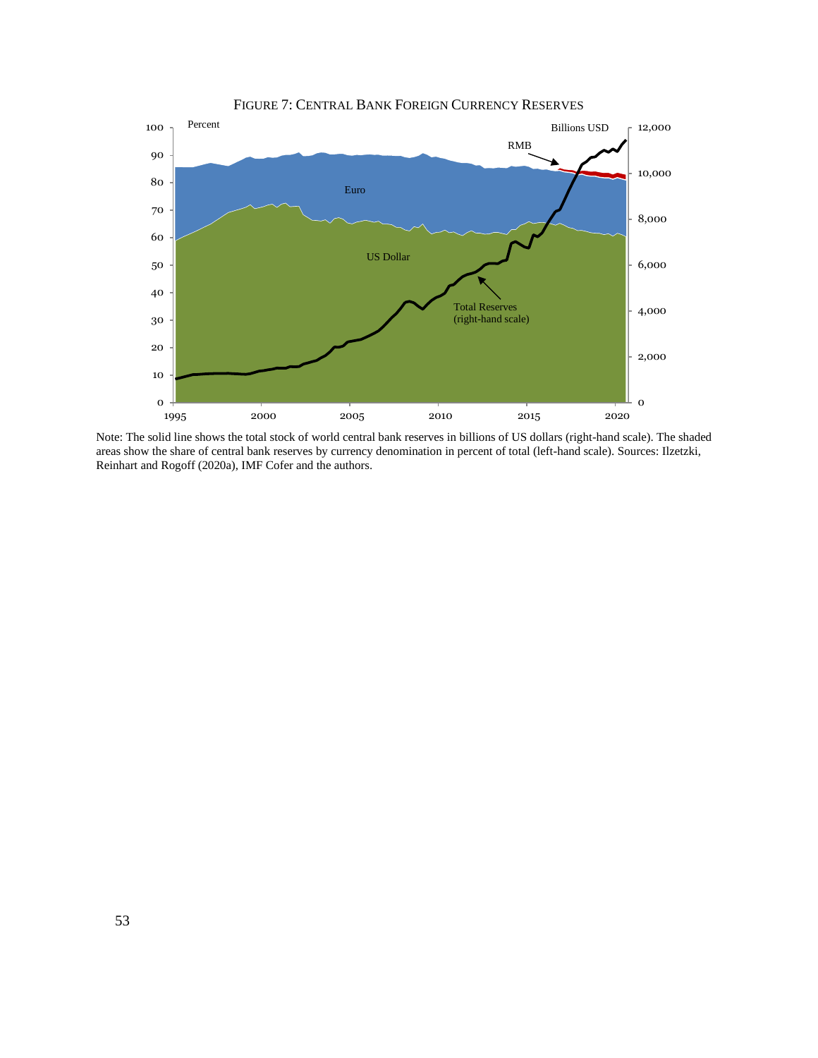FIGURE 7: CENTRAL BANK FOREIGN CURRENCY RESERVES

Note: The solid line shows the total stock of world central bank reserves in billions of US dollars (right-hand scale). The shaded areas show the share of central bank reserves by currency denomination in percent of total (left-hand scale). Sources: Ilzetzki, Reinhart and Rogoff (2020a), IMF Cofer and the authors.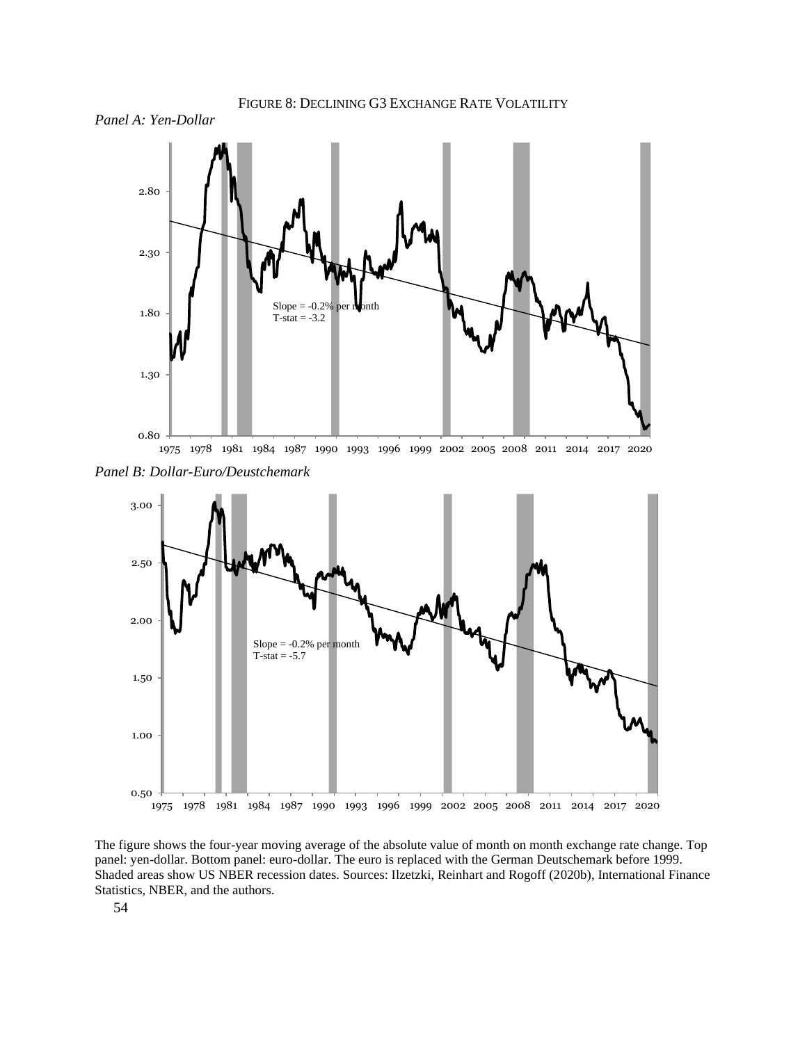FIGURE 8: DECLINING G3 EXCHANGE RATE VOLATILITY

*Panel A: Yen-Dollar*

Slope = -0.2% per month
T-stat = -3.2

*Panel B: Dollar-Euro/Deustchemark*

Slope = -0.2% per month
T-stat = -5.7

The figure shows the four-year moving average of the absolute value of month on month exchange rate change. Top panel: yen-dollar. Bottom panel: euro-dollar. The euro is replaced with the German Deutschemark before 1999. Shaded areas show US NBER recession dates. Sources: Ilzetzki, Reinhart and Rogoff (2020b), International Finance Statistics, NBER, and the authors.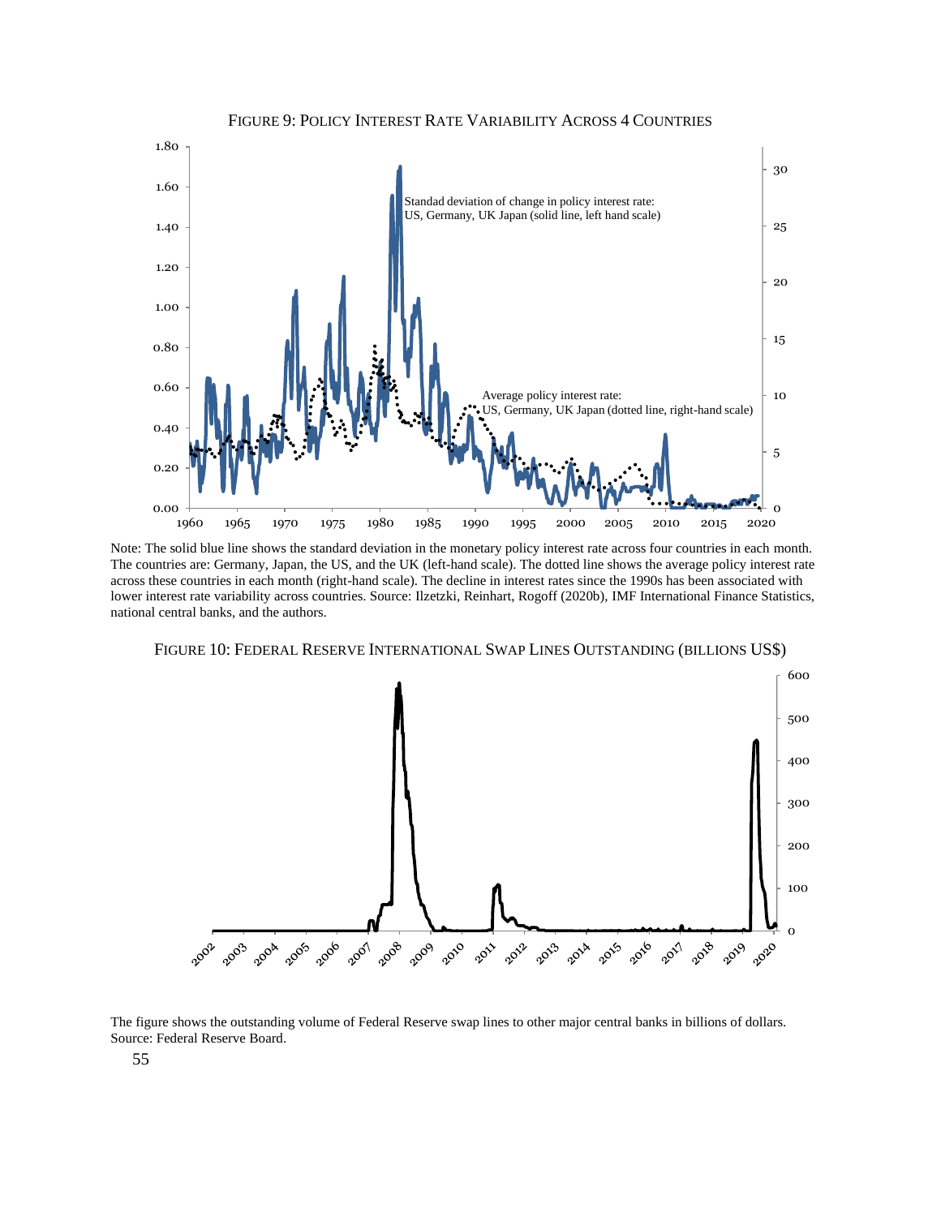FIGURE 9: POLICY INTEREST RATE VARIABILITY ACROSS 4 COUNTRIES

Note: The solid blue line shows the standard deviation in the monetary policy interest rate across four countries in each month. The countries are: Germany, Japan, the US, and the UK (left-hand scale). The dotted line shows the average policy interest rate across these countries in each month (right-hand scale). The decline in interest rates since the 1990s has been associated with lower interest rate variability across countries. Source: Ilzetzki, Reinhart, Rogoff (2020b), IMF International Finance Statistics, national central banks, and the authors.

FIGURE 10: FEDERAL RESERVE INTERNATIONAL SWAP LINES OUTSTANDING (BILLIONS US$)

The figure shows the outstanding volume of Federal Reserve swap lines to other major central banks in billions of dollars. Source: Federal Reserve Board.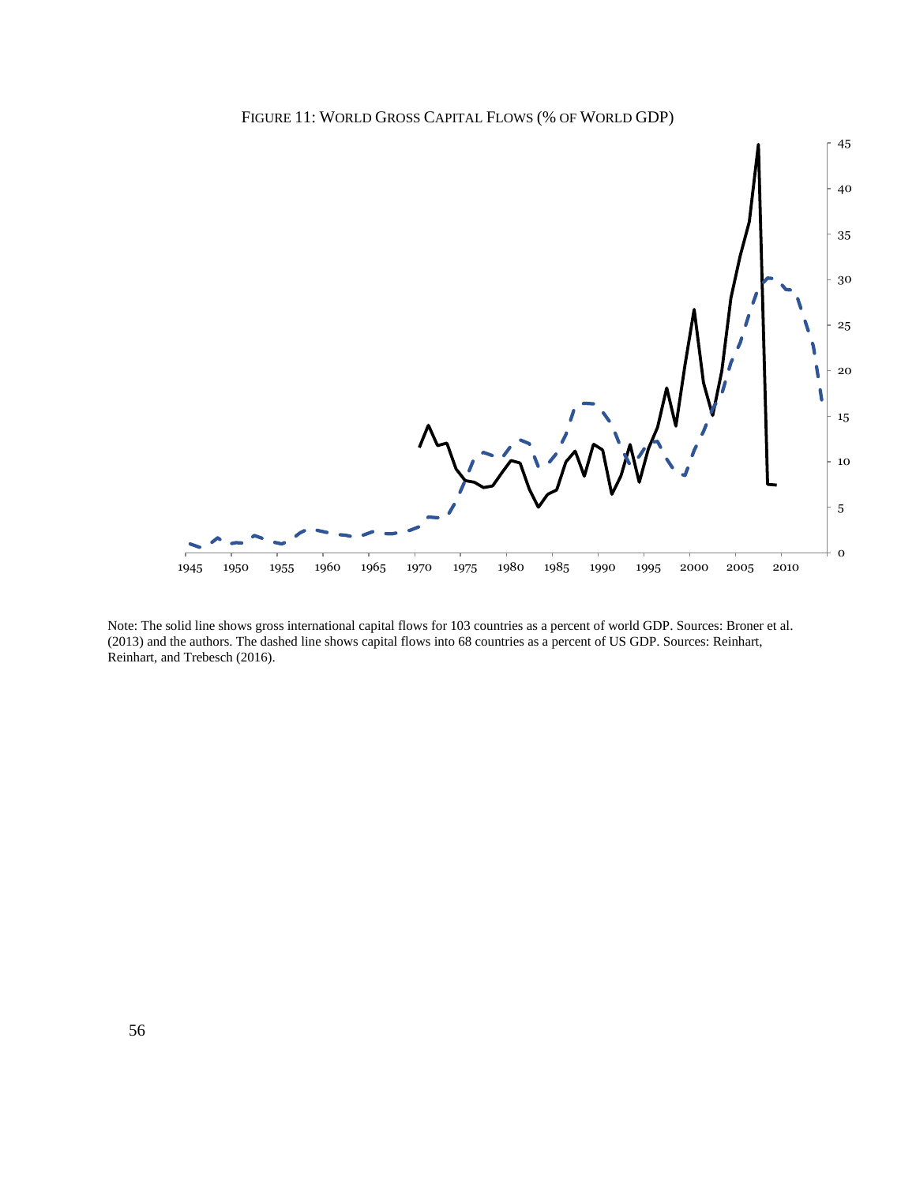FIGURE 11: WORLD GROSS CAPITAL FLOWS (% OF WORLD GDP)

Note: The solid line shows gross international capital flows for 103 countries as a percent of world GDP. Sources: Broner et al. (2013) and the authors. The dashed line shows capital flows into 68 countries as a percent of US GDP. Sources: Reinhart, Reinhart, and Trebesch (2016).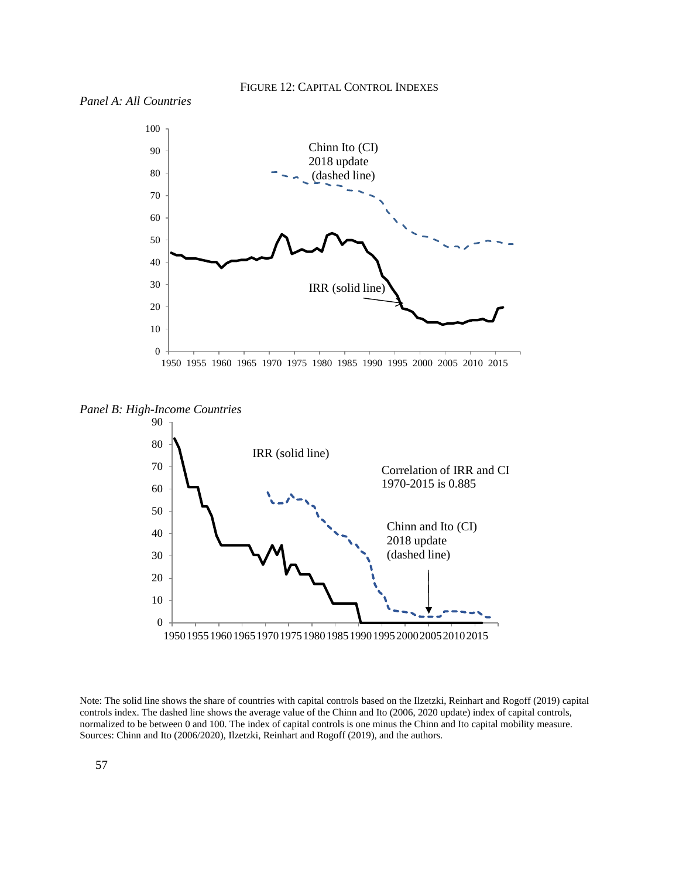FIGURE 12: CAPITAL CONTROL INDEXES

*Panel A: All Countries*

*Panel B: High-Income Countries*

Note: The solid line shows the share of countries with capital controls based on the Ilzetzki, Reinhart and Rogoff (2019) capital controls index. The dashed line shows the average value of the Chinn and Ito (2006, 2020 update) index of capital controls, normalized to be between 0 and 100. The index of capital controls is one minus the Chinn and Ito capital mobility measure. Sources: Chinn and Ito (2006/2020), Ilzetzki, Reinhart and Rogoff (2019), and the authors.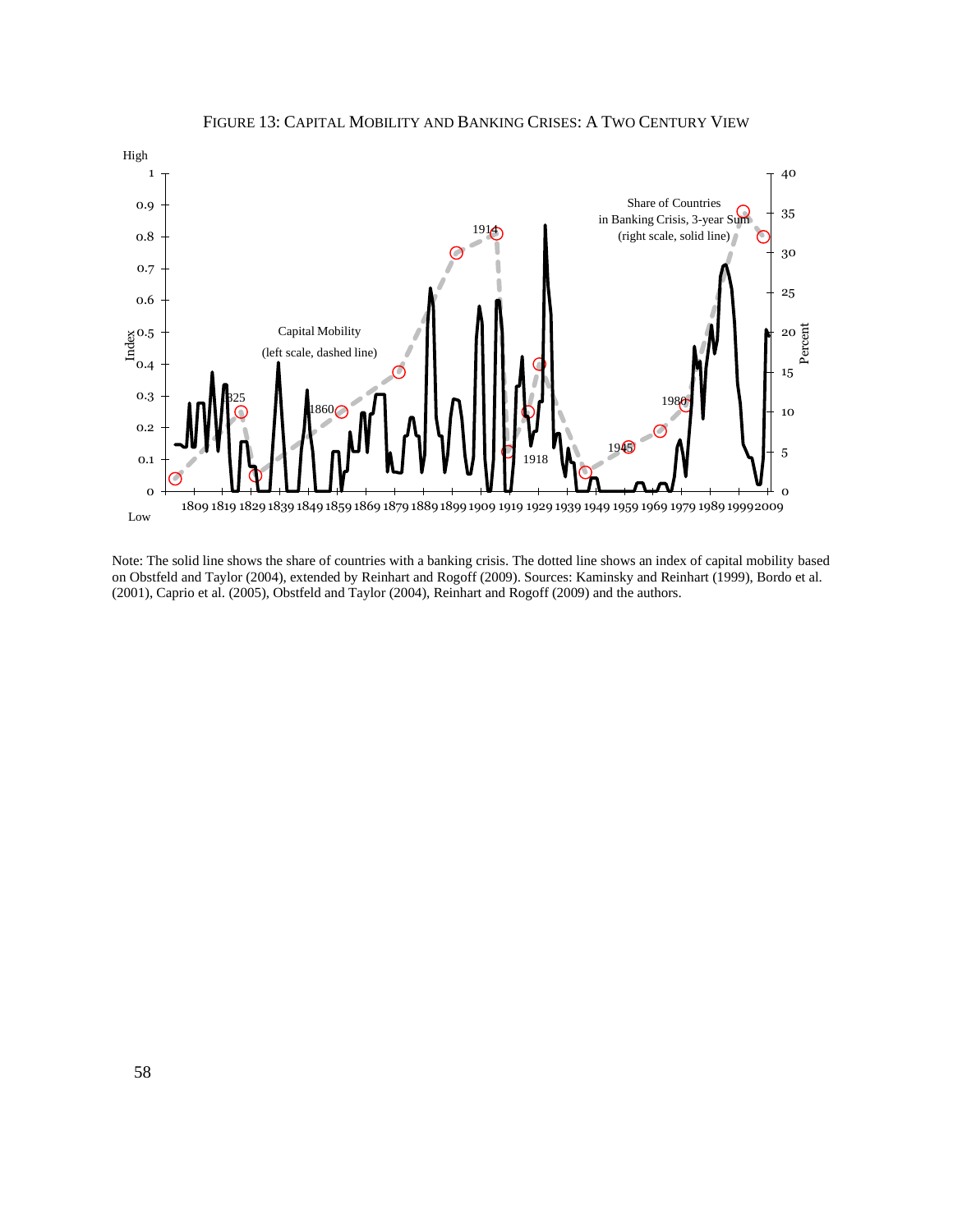FIGURE 13: CAPITAL MOBILITY AND BANKING CRISES: A TWO CENTURY VIEW

Note: The solid line shows the share of countries with a banking crisis. The dotted line shows an index of capital mobility based on Obstfeld and Taylor (2004), extended by Reinhart and Rogoff (2009). Sources: Kaminsky and Reinhart (1999), Bordo et al. (2001), Caprio et al. (2005), Obstfeld and Taylor (2004), Reinhart and Rogoff (2009) and the authors.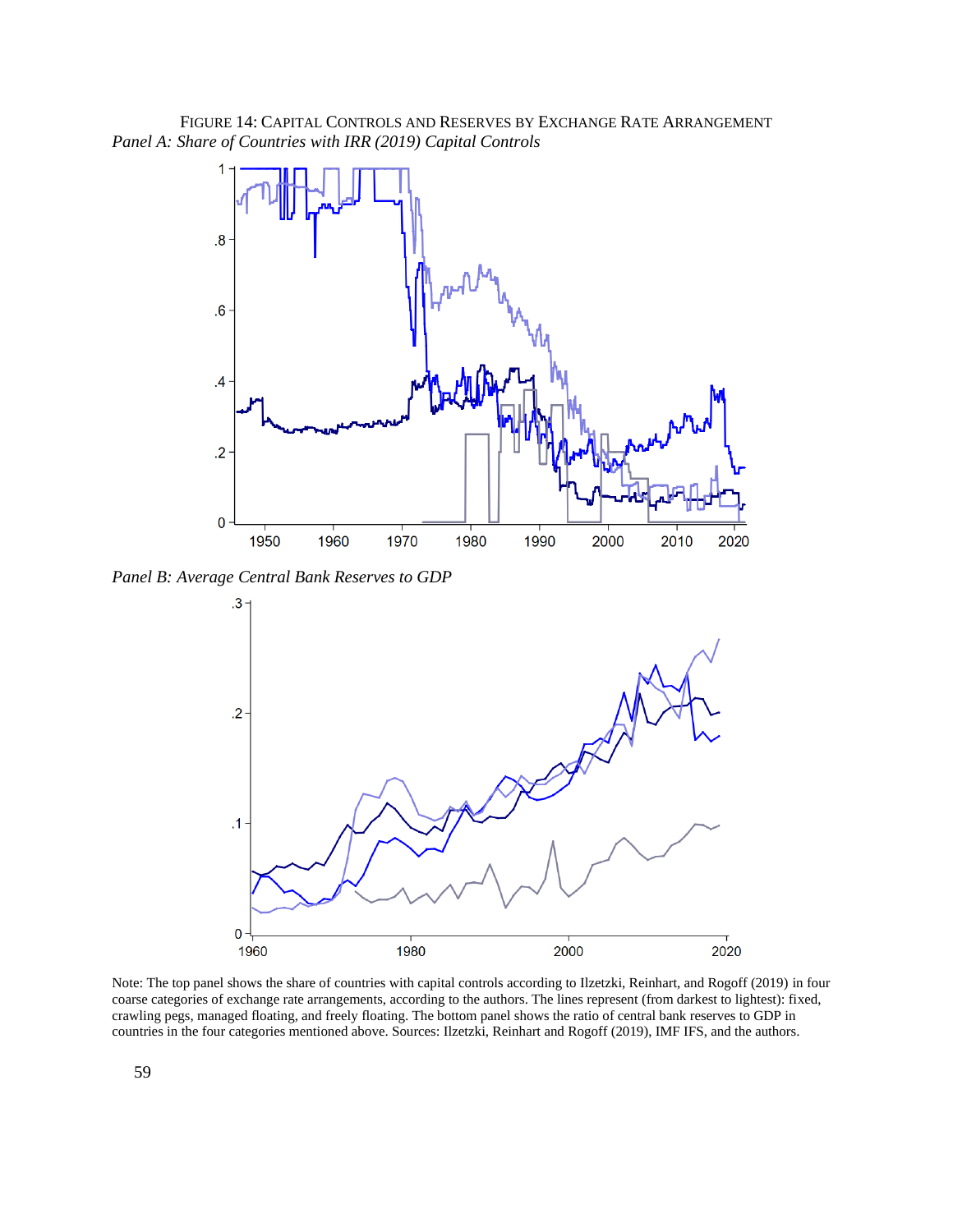Figure 14: Capital Controls and Reserves by Exchange Rate Arrangement

*Panel A: Share of Countries with IRR (2019) Capital Controls*

*Panel B: Average Central Bank Reserves to GDP*

Note: The top panel shows the share of countries with capital controls according to Ilzetzki, Reinhart, and Rogoff (2019) in four coarse categories of exchange rate arrangements, according to the authors. The lines represent (from darkest to lightest): fixed, crawling pegs, managed floating, and freely floating. The bottom panel shows the ratio of central bank reserves to GDP in countries in the four categories mentioned above. Sources: Ilzetzki, Reinhart and Rogoff (2019), IMF IFS, and the authors.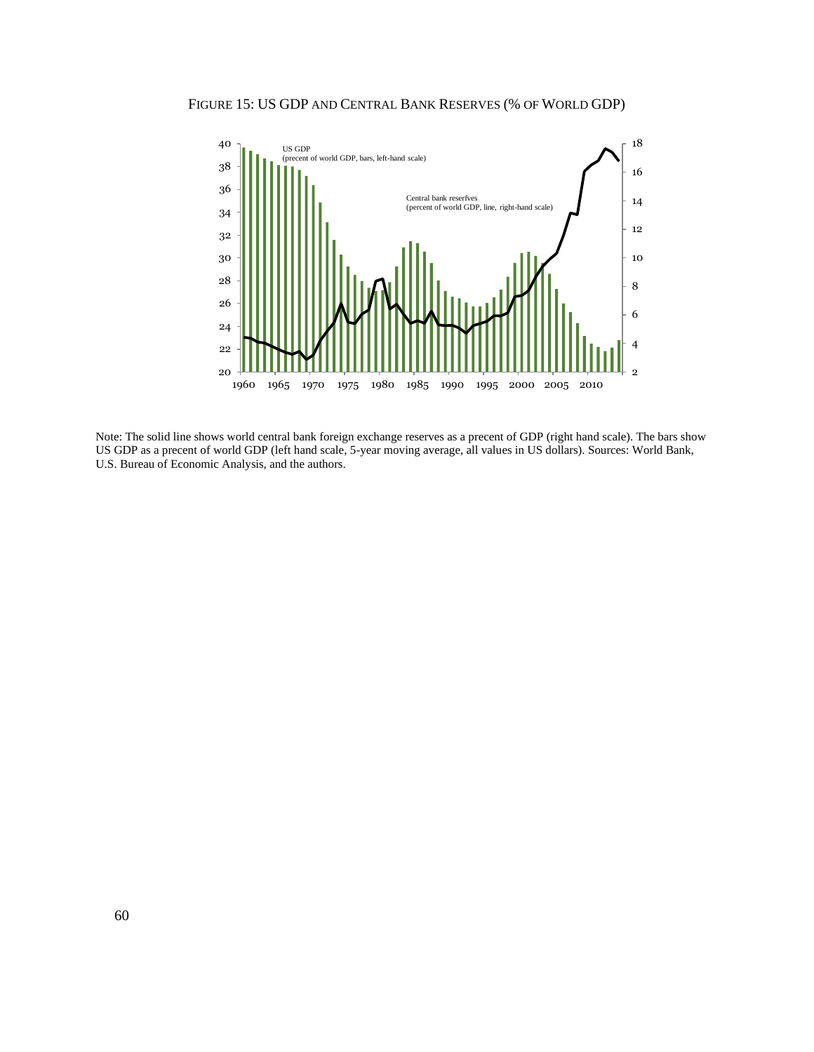FIGURE 15: US GDP AND CENTRAL BANK RESERVES (% OF WORLD GDP)

Note: The solid line shows world central bank foreign exchange reserves as a precent of GDP (right hand scale). The bars show US GDP as a precent of world GDP (left hand scale, 5-year moving average, all values in US dollars). Sources: World Bank, U.S. Bureau of Economic Analysis, and the authors.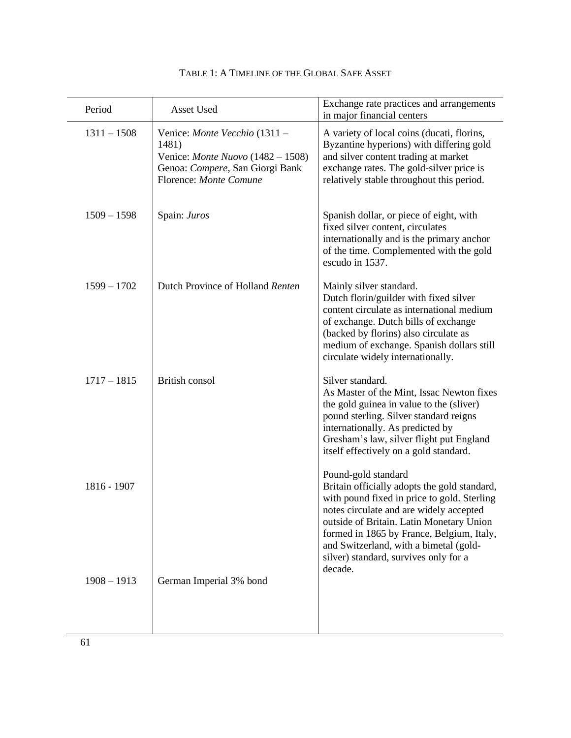TABLE 1: A TIMELINE OF THE GLOBAL SAFE ASSET

| Period | Asset Used | Exchange rate practices and arrangements in major financial centers |
|---|---|---|
| 1311 – 1508 | Venice: *Monte Vecchio* (1311 – 1481)<br>Venice: *Monte Nuovo* (1482 – 1508)<br>Genoa: *Compere*, San Giorgi Bank<br>Florence: *Monte Comune* | A variety of local coins (ducati, florins, Byzantine hyperions) with differing gold and silver content trading at market exchange rates. The gold-silver price is relatively stable throughout this period. |
| 1509 – 1598 | Spain: *Juros* | Spanish dollar, or piece of eight, with fixed silver content, circulates internationally and is the primary anchor of the time. Complemented with the gold escudo in 1537. |
| 1599 – 1702 | Dutch Province of Holland *Renten* | Mainly silver standard.<br>Dutch florin/guilder with fixed silver content circulate as international medium of exchange. Dutch bills of exchange (backed by florins) also circulate as medium of exchange. Spanish dollars still circulate widely internationally. |
| 1717 – 1815 | British consol | Silver standard.<br>As Master of the Mint, Issac Newton fixes the gold guinea in value to the (sliver) pound sterling. Silver standard reigns internationally. As predicted by Gresham's law, silver flight put England itself effectively on a gold standard. |
| 1816 - 1907 | | Pound-gold standard<br>Britain officially adopts the gold standard, with pound fixed in price to gold. Sterling notes circulate and are widely accepted outside of Britain. Latin Monetary Union formed in 1865 by France, Belgium, Italy, and Switzerland, with a bimetal (gold-silver) standard, survives only for a decade. |
| 1908 – 1913 | German Imperial 3% bond | |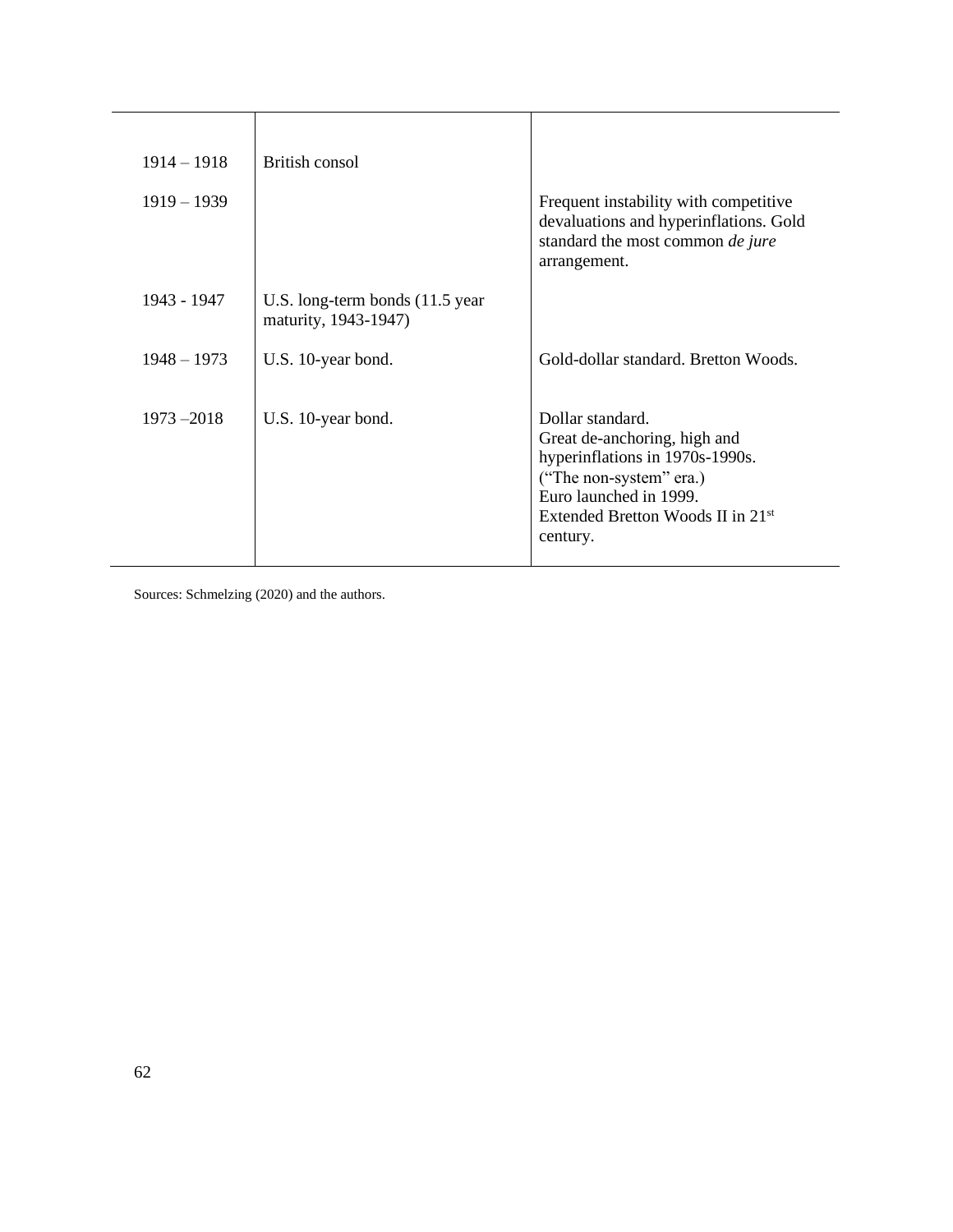| | | |
|---|---|---|
| 1914 – 1918 | British consol | |
| 1919 – 1939 | | Frequent instability with competitive devaluations and hyperinflations. Gold standard the most common *de jure* arrangement. |
| 1943 - 1947 | U.S. long-term bonds (11.5 year maturity, 1943-1947) | |
| 1948 – 1973 | U.S. 10-year bond. | Gold-dollar standard. Bretton Woods. |
| 1973 –2018 | U.S. 10-year bond. | Dollar standard.<br>Great de-anchoring, high and hyperinflations in 1970s-1990s.<br>("The non-system" era.)<br>Euro launched in 1999.<br>Extended Bretton Woods II in 21st century. |

Sources: Schmelzing (2020) and the authors.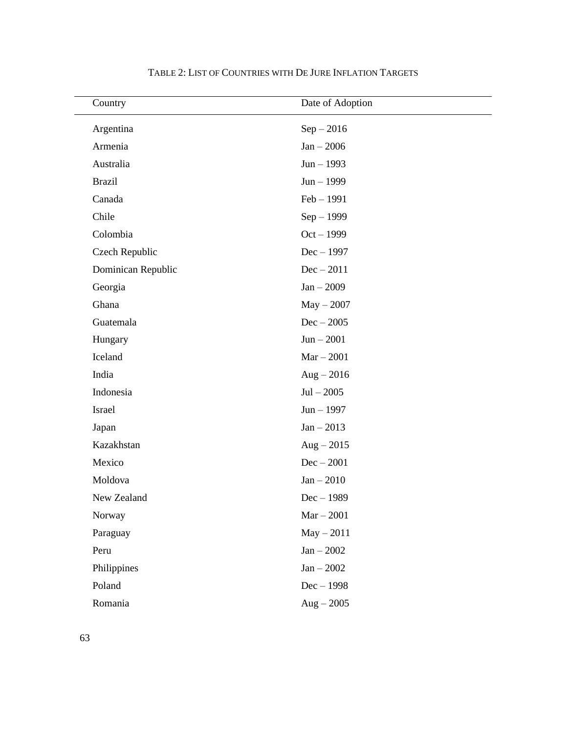TABLE 2: LIST OF COUNTRIES WITH DE JURE INFLATION TARGETS

| Country | Date of Adoption |
|---|---|
| Argentina | Sep – 2016 |
| Armenia | Jan – 2006 |
| Australia | Jun – 1993 |
| Brazil | Jun – 1999 |
| Canada | Feb – 1991 |
| Chile | Sep – 1999 |
| Colombia | Oct – 1999 |
| Czech Republic | Dec – 1997 |
| Dominican Republic | Dec – 2011 |
| Georgia | Jan – 2009 |
| Ghana | May – 2007 |
| Guatemala | Dec – 2005 |
| Hungary | Jun – 2001 |
| Iceland | Mar – 2001 |
| India | Aug – 2016 |
| Indonesia | Jul – 2005 |
| Israel | Jun – 1997 |
| Japan | Jan – 2013 |
| Kazakhstan | Aug – 2015 |
| Mexico | Dec – 2001 |
| Moldova | Jan – 2010 |
| New Zealand | Dec – 1989 |
| Norway | Mar – 2001 |
| Paraguay | May – 2011 |
| Peru | Jan – 2002 |
| Philippines | Jan – 2002 |
| Poland | Dec – 1998 |
| Romania | Aug – 2005 |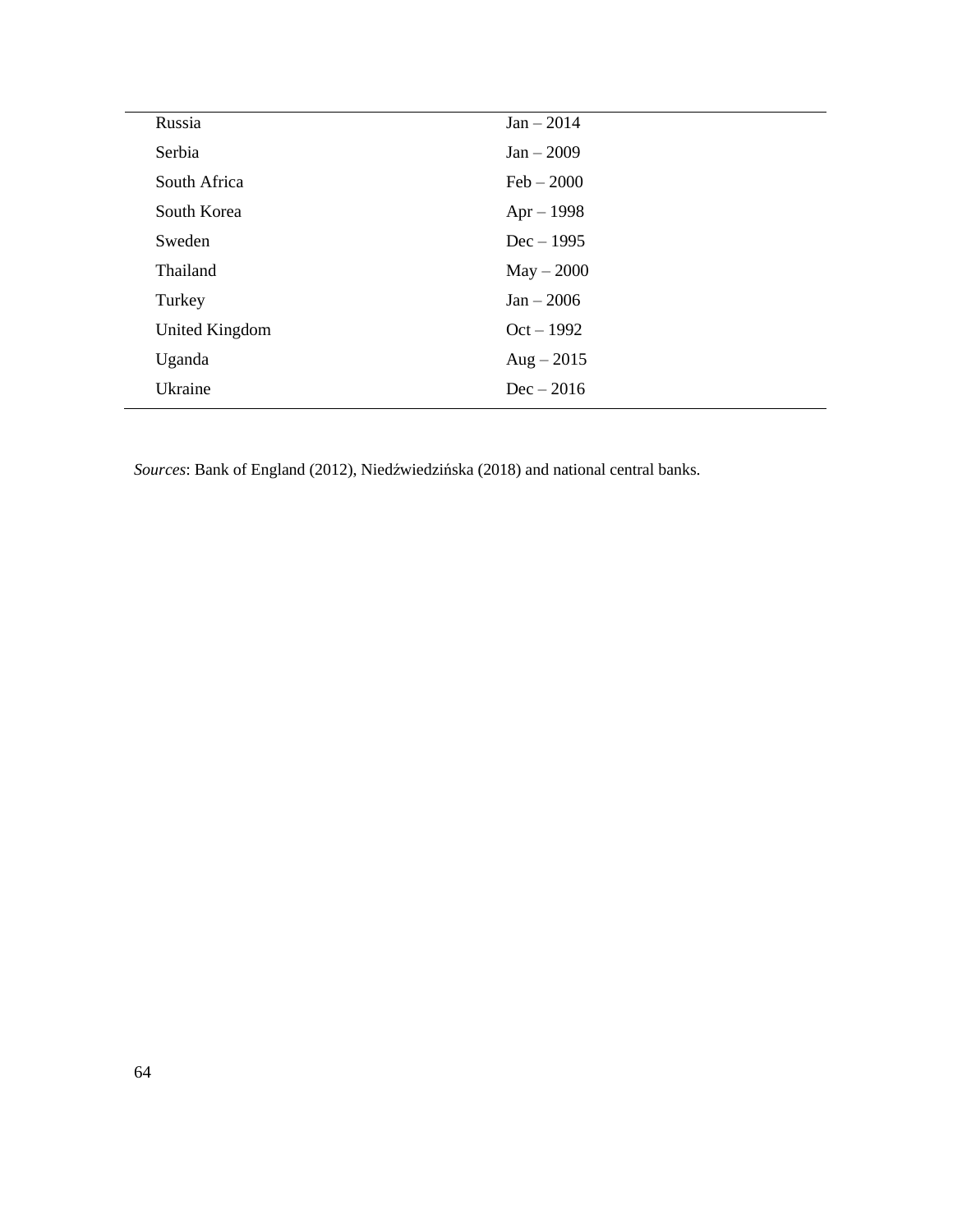| | |
|---|---|
| Russia | Jan – 2014 |
| Serbia | Jan – 2009 |
| South Africa | Feb – 2000 |
| South Korea | Apr – 1998 |
| Sweden | Dec – 1995 |
| Thailand | May – 2000 |
| Turkey | Jan – 2006 |
| United Kingdom | Oct – 1992 |
| Uganda | Aug – 2015 |
| Ukraine | Dec – 2016 |

*Sources*: Bank of England (2012), Niedźwiedzińska (2018) and national central banks.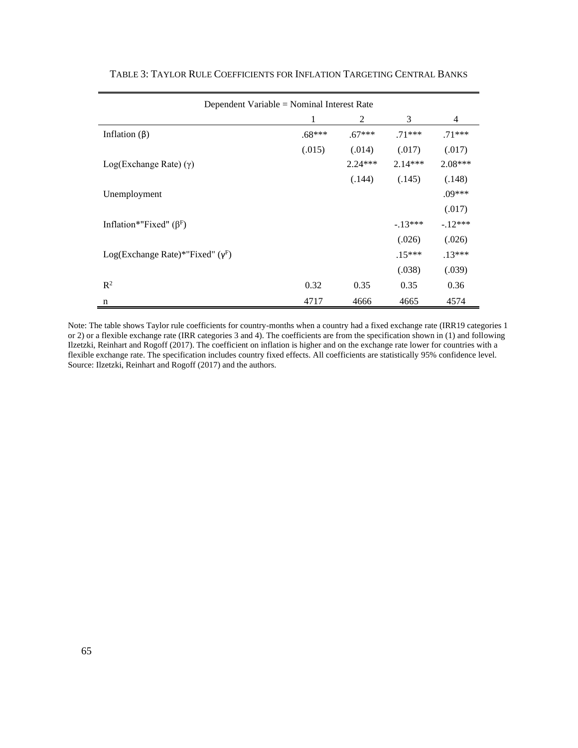TABLE 3: TAYLOR RULE COEFFICIENTS FOR INFLATION TARGETING CENTRAL BANKS

| Dependent Variable = Nominal Interest Rate | | | | |
|---|---|---|---|---|
| | 1 | 2 | 3 | 4 |
| Inflation (β) | .68*** | .67*** | .71*** | .71*** |
| | (.015) | (.014) | (.017) | (.017) |
| Log(Exchange Rate) (γ) | | 2.24*** | 2.14*** | 2.08*** |
| | | (.144) | (.145) | (.148) |
| Unemployment | | | | .09*** |
| | | | | (.017) |
| Inflation*"Fixed" ($\beta^F$) | | | -.13*** | -.12*** |
| | | | (.026) | (.026) |
| Log(Exchange Rate)*"Fixed" ($\gamma^F$) | | | .15*** | .13*** |
| | | | (.038) | (.039) |
| $R^2$ | 0.32 | 0.35 | 0.35 | 0.36 |
| n | 4717 | 4666 | 4665 | 4574 |

Note: The table shows Taylor rule coefficients for country-months when a country had a fixed exchange rate (IRR19 categories 1 or 2) or a flexible exchange rate (IRR categories 3 and 4). The coefficients are from the specification shown in (1) and following Ilzetzki, Reinhart and Rogoff (2017). The coefficient on inflation is higher and on the exchange rate lower for countries with a flexible exchange rate. The specification includes country fixed effects. All coefficients are statistically 95% confidence level. Source: Ilzetzki, Reinhart and Rogoff (2017) and the authors.